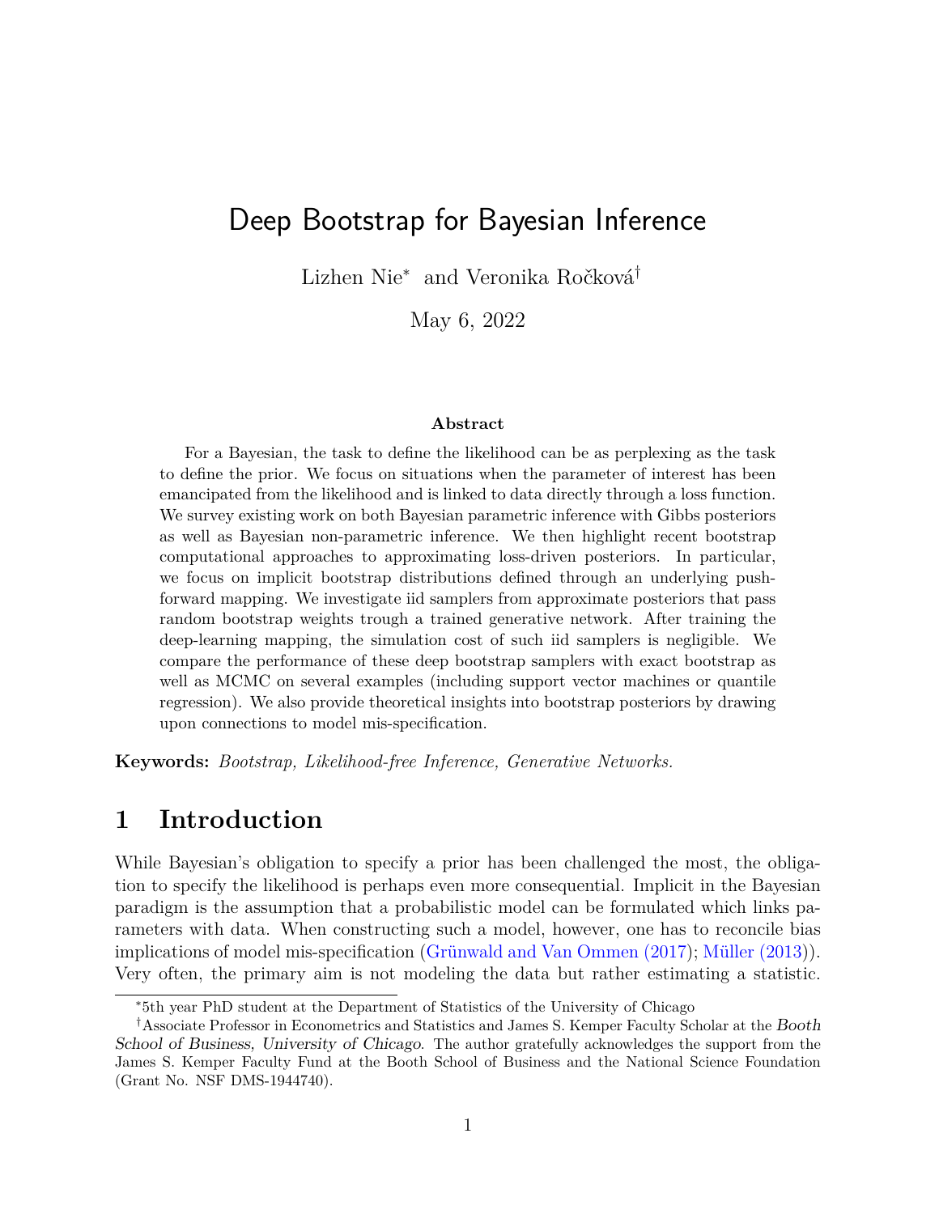# Deep Bootstrap for Bayesian Inference

Lizhen Nie* and Veronika Ročková†

May 6, 2022

**Abstract**

For a Bayesian, the task to define the likelihood can be as perplexing as the task to define the prior. We focus on situations when the parameter of interest has been emancipated from the likelihood and is linked to data directly through a loss function. We survey existing work on both Bayesian parametric inference with Gibbs posteriors as well as Bayesian non-parametric inference. We then highlight recent bootstrap computational approaches to approximating loss-driven posteriors. In particular, we focus on implicit bootstrap distributions defined through an underlying push-forward mapping. We investigate iid samplers from approximate posteriors that pass random bootstrap weights trough a trained generative network. After training the deep-learning mapping, the simulation cost of such iid samplers is negligible. We compare the performance of these deep bootstrap samplers with exact bootstrap as well as MCMC on several examples (including support vector machines or quantile regression). We also provide theoretical insights into bootstrap posteriors by drawing upon connections to model mis-specification.

**Keywords:** *Bootstrap, Likelihood-free Inference, Generative Networks.*

## 1 Introduction

While Bayesian's obligation to specify a prior has been challenged the most, the obligation to specify the likelihood is perhaps even more consequential. Implicit in the Bayesian paradigm is the assumption that a probabilistic model can be formulated which links parameters with data. When constructing such a model, however, one has to reconcile bias implications of model mis-specification (Grünwald and Van Ommen (2017); Müller (2013)). Very often, the primary aim is not modeling the data but rather estimating a statistic.

---

*5th year PhD student at the Department of Statistics of the University of Chicago

†Associate Professor in Econometrics and Statistics and James S. Kemper Faculty Scholar at the *Booth School of Business, University of Chicago*. The author gratefully acknowledges the support from the James S. Kemper Faculty Fund at the Booth School of Business and the National Science Foundation (Grant No. NSF DMS-1944740).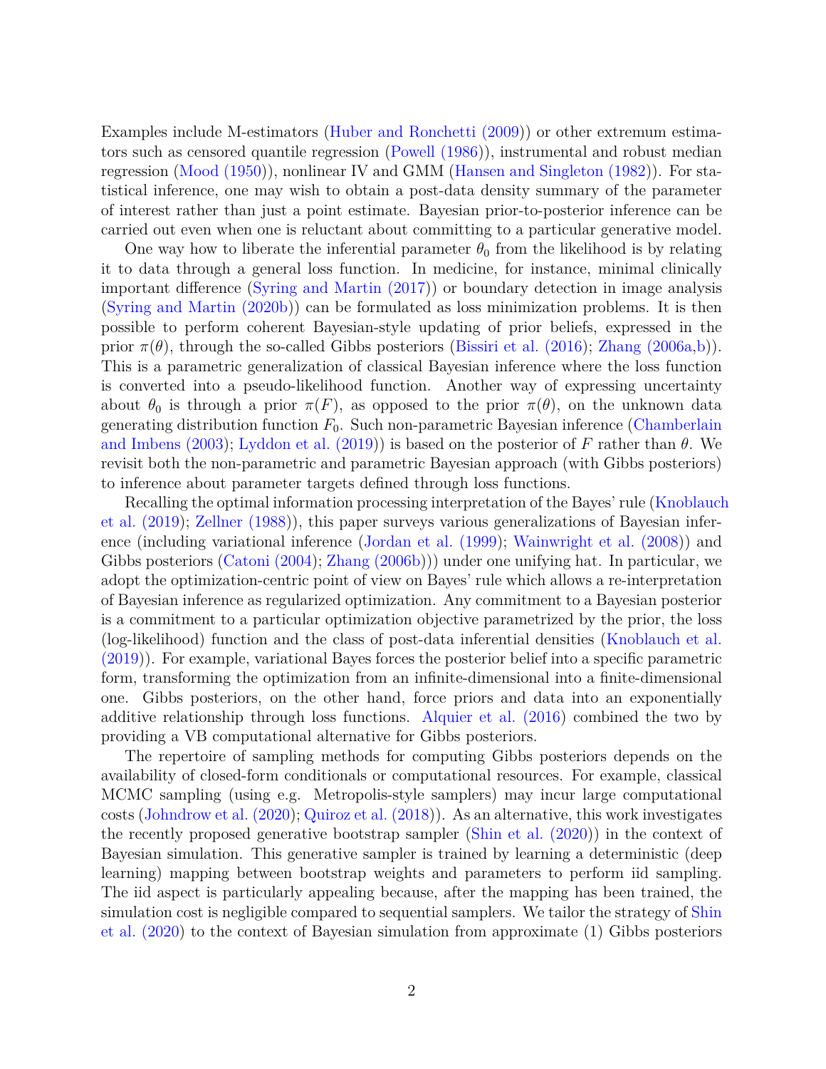Examples include M-estimators (Huber and Ronchetti (2009)) or other extremum estimators such as censored quantile regression (Powell (1986)), instrumental and robust median regression (Mood (1950)), nonlinear IV and GMM (Hansen and Singleton (1982)). For statistical inference, one may wish to obtain a post-data density summary of the parameter of interest rather than just a point estimate. Bayesian prior-to-posterior inference can be carried out even when one is reluctant about committing to a particular generative model.

One way how to liberate the inferential parameter $\theta_0$ from the likelihood is by relating it to data through a general loss function. In medicine, for instance, minimal clinically important difference (Syring and Martin (2017)) or boundary detection in image analysis (Syring and Martin (2020b)) can be formulated as loss minimization problems. It is then possible to perform coherent Bayesian-style updating of prior beliefs, expressed in the prior $\pi(\theta)$, through the so-called Gibbs posteriors (Bissiri et al. (2016); Zhang (2006a,b)). This is a parametric generalization of classical Bayesian inference where the loss function is converted into a pseudo-likelihood function. Another way of expressing uncertainty about $\theta_0$ is through a prior $\pi(F)$, as opposed to the prior $\pi(\theta)$, on the unknown data generating distribution function $F_0$. Such non-parametric Bayesian inference (Chamberlain and Imbens (2003); Lyddon et al. (2019)) is based on the posterior of $F$ rather than $\theta$. We revisit both the non-parametric and parametric Bayesian approach (with Gibbs posteriors) to inference about parameter targets defined through loss functions.

Recalling the optimal information processing interpretation of the Bayes' rule (Knoblauch et al. (2019); Zellner (1988)), this paper surveys various generalizations of Bayesian inference (including variational inference (Jordan et al. (1999); Wainwright et al. (2008)) and Gibbs posteriors (Catoni (2004); Zhang (2006b))) under one unifying hat. In particular, we adopt the optimization-centric point of view on Bayes' rule which allows a re-interpretation of Bayesian inference as regularized optimization. Any commitment to a Bayesian posterior is a commitment to a particular optimization objective parametrized by the prior, the loss (log-likelihood) function and the class of post-data inferential densities (Knoblauch et al. (2019)). For example, variational Bayes forces the posterior belief into a specific parametric form, transforming the optimization from an infinite-dimensional into a finite-dimensional one. Gibbs posteriors, on the other hand, force priors and data into an exponentially additive relationship through loss functions. Alquier et al. (2016) combined the two by providing a VB computational alternative for Gibbs posteriors.

The repertoire of sampling methods for computing Gibbs posteriors depends on the availability of closed-form conditionals or computational resources. For example, classical MCMC sampling (using e.g. Metropolis-style samplers) may incur large computational costs (Johndrow et al. (2020); Quiroz et al. (2018)). As an alternative, this work investigates the recently proposed generative bootstrap sampler (Shin et al. (2020)) in the context of Bayesian simulation. This generative sampler is trained by learning a deterministic (deep learning) mapping between bootstrap weights and parameters to perform iid sampling. The iid aspect is particularly appealing because, after the mapping has been trained, the simulation cost is negligible compared to sequential samplers. We tailor the strategy of Shin et al. (2020) to the context of Bayesian simulation from approximate (1) Gibbs posteriors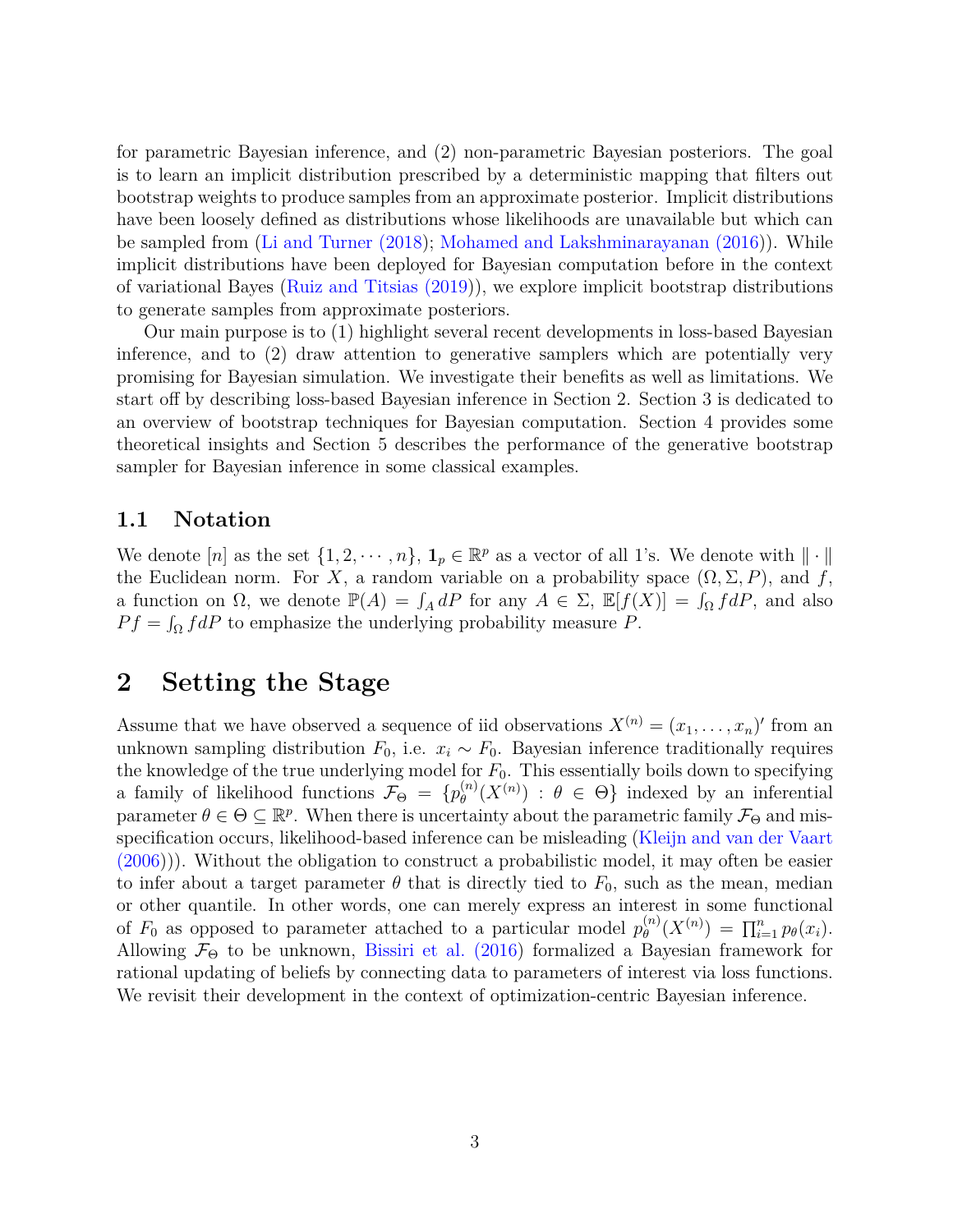for parametric Bayesian inference, and (2) non-parametric Bayesian posteriors. The goal is to learn an implicit distribution prescribed by a deterministic mapping that filters out bootstrap weights to produce samples from an approximate posterior. Implicit distributions have been loosely defined as distributions whose likelihoods are unavailable but which can be sampled from (Li and Turner (2018); Mohamed and Lakshminarayanan (2016)). While implicit distributions have been deployed for Bayesian computation before in the context of variational Bayes (Ruiz and Titsias (2019)), we explore implicit bootstrap distributions to generate samples from approximate posteriors.

Our main purpose is to (1) highlight several recent developments in loss-based Bayesian inference, and to (2) draw attention to generative samplers which are potentially very promising for Bayesian simulation. We investigate their benefits as well as limitations. We start off by describing loss-based Bayesian inference in Section 2. Section 3 is dedicated to an overview of bootstrap techniques for Bayesian computation. Section 4 provides some theoretical insights and Section 5 describes the performance of the generative bootstrap sampler for Bayesian inference in some classical examples.

## 1.1 Notation

We denote $[n]$ as the set $\{1, 2, \cdots, n\}$, $\mathbf{1}_p \in \mathbb{R}^p$ as a vector of all 1's. We denote with $\|\cdot\|$ the Euclidean norm. For $X$, a random variable on a probability space $(\Omega, \Sigma, P)$, and $f$, a function on $\Omega$, we denote $\mathbb{P}(A) = \int_A dP$ for any $A \in \Sigma$, $\mathbb{E}[f(X)] = \int_\Omega f dP$, and also $Pf = \int_\Omega f dP$ to emphasize the underlying probability measure $P$.

# 2 Setting the Stage

Assume that we have observed a sequence of iid observations $X^{(n)} = (x_1, \ldots, x_n)'$ from an unknown sampling distribution $F_0$, i.e. $x_i \sim F_0$. Bayesian inference traditionally requires the knowledge of the true underlying model for $F_0$. This essentially boils down to specifying a family of likelihood functions $\mathcal{F}_\Theta = \{p_\theta^{(n)}(X^{(n)}) : \theta \in \Theta\}$ indexed by an inferential parameter $\theta \in \Theta \subseteq \mathbb{R}^p$. When there is uncertainty about the parametric family $\mathcal{F}_\Theta$ and misspecification occurs, likelihood-based inference can be misleading (Kleijn and van der Vaart (2006))). Without the obligation to construct a probabilistic model, it may often be easier to infer about a target parameter $\theta$ that is directly tied to $F_0$, such as the mean, median or other quantile. In other words, one can merely express an interest in some functional of $F_0$ as opposed to parameter attached to a particular model $p_\theta^{(n)}(X^{(n)}) = \prod_{i=1}^n p_\theta(x_i)$. Allowing $\mathcal{F}_\Theta$ to be unknown, Bissiri et al. (2016) formalized a Bayesian framework for rational updating of beliefs by connecting data to parameters of interest via loss functions. We revisit their development in the context of optimization-centric Bayesian inference.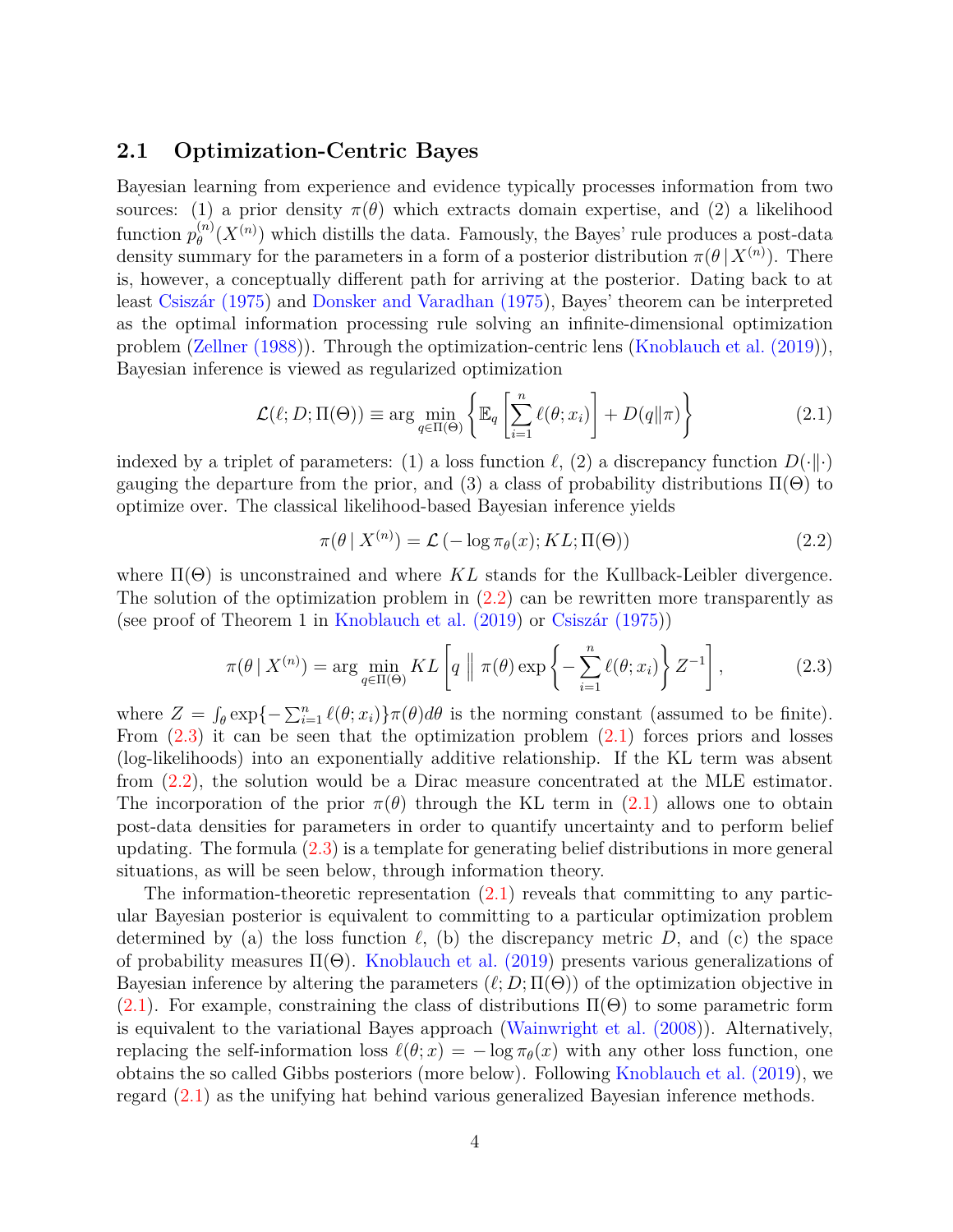### 2.1 Optimization-Centric Bayes

Bayesian learning from experience and evidence typically processes information from two sources: (1) a prior density $\pi(\theta)$ which extracts domain expertise, and (2) a likelihood function $p_\theta^{(n)}(X^{(n)})$ which distills the data. Famously, the Bayes' rule produces a post-data density summary for the parameters in a form of a posterior distribution $\pi(\theta \mid X^{(n)})$. There is, however, a conceptually different path for arriving at the posterior. Dating back to at least Csiszár (1975) and Donsker and Varadhan (1975), Bayes' theorem can be interpreted as the optimal information processing rule solving an infinite-dimensional optimization problem (Zellner (1988)). Through the optimization-centric lens (Knoblauch et al. (2019)), Bayesian inference is viewed as regularized optimization

$$\mathcal{L}(\ell; D; \Pi(\Theta)) \equiv \arg\min_{q \in \Pi(\Theta)} \left\{ \mathbb{E}_q \left[ \sum_{i=1}^n \ell(\theta; x_i) \right] + D(q \| \pi) \right\} \tag{2.1}$$

indexed by a triplet of parameters: (1) a loss function $\ell$, (2) a discrepancy function $D(\cdot \| \cdot)$ gauging the departure from the prior, and (3) a class of probability distributions $\Pi(\Theta)$ to optimize over. The classical likelihood-based Bayesian inference yields

$$\pi(\theta \mid X^{(n)}) = \mathcal{L}\left(-\log \pi_\theta(x); KL; \Pi(\Theta)\right) \tag{2.2}$$

where $\Pi(\Theta)$ is unconstrained and where $KL$ stands for the Kullback-Leibler divergence. The solution of the optimization problem in (2.2) can be rewritten more transparently as (see proof of Theorem 1 in Knoblauch et al. (2019) or Csiszár (1975))

$$\pi(\theta \mid X^{(n)}) = \arg\min_{q \in \Pi(\Theta)} KL\left[ q \,\middle\|\, \pi(\theta) \exp\left\{ -\sum_{i=1}^n \ell(\theta; x_i) \right\} Z^{-1} \right], \tag{2.3}$$

where $Z = \int_\theta \exp\{-\sum_{i=1}^n \ell(\theta; x_i)\}\pi(\theta)d\theta$ is the norming constant (assumed to be finite). From (2.3) it can be seen that the optimization problem (2.1) forces priors and losses (log-likelihoods) into an exponentially additive relationship. If the KL term was absent from (2.2), the solution would be a Dirac measure concentrated at the MLE estimator. The incorporation of the prior $\pi(\theta)$ through the KL term in (2.1) allows one to obtain post-data densities for parameters in order to quantify uncertainty and to perform belief updating. The formula (2.3) is a template for generating belief distributions in more general situations, as will be seen below, through information theory.

The information-theoretic representation (2.1) reveals that committing to any particular Bayesian posterior is equivalent to committing to a particular optimization problem determined by (a) the loss function $\ell$, (b) the discrepancy metric $D$, and (c) the space of probability measures $\Pi(\Theta)$. Knoblauch et al. (2019) presents various generalizations of Bayesian inference by altering the parameters $(\ell; D; \Pi(\Theta))$ of the optimization objective in (2.1). For example, constraining the class of distributions $\Pi(\Theta)$ to some parametric form is equivalent to the variational Bayes approach (Wainwright et al. (2008)). Alternatively, replacing the self-information loss $\ell(\theta; x) = -\log \pi_\theta(x)$ with any other loss function, one obtains the so called Gibbs posteriors (more below). Following Knoblauch et al. (2019), we regard (2.1) as the unifying hat behind various generalized Bayesian inference methods.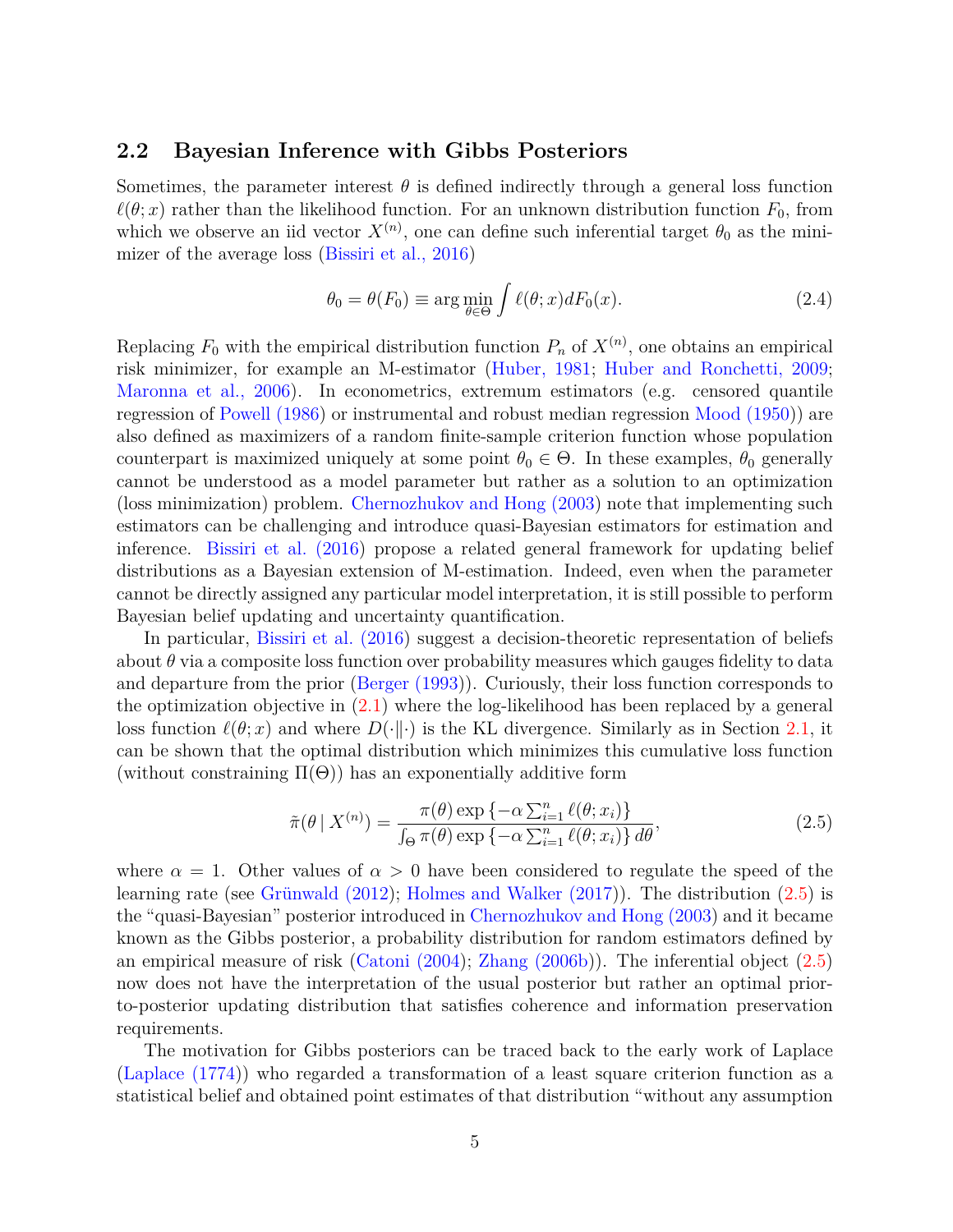## 2.2 Bayesian Inference with Gibbs Posteriors

Sometimes, the parameter interest $\theta$ is defined indirectly through a general loss function $\ell(\theta; x)$ rather than the likelihood function. For an unknown distribution function $F_0$, from which we observe an iid vector $X^{(n)}$, one can define such inferential target $\theta_0$ as the minimizer of the average loss (Bissiri et al., 2016)

$$\theta_0 = \theta(F_0) \equiv \arg\min_{\theta \in \Theta} \int \ell(\theta; x) dF_0(x). \tag{2.4}$$

Replacing $F_0$ with the empirical distribution function $P_n$ of $X^{(n)}$, one obtains an empirical risk minimizer, for example an M-estimator (Huber, 1981; Huber and Ronchetti, 2009; Maronna et al., 2006). In econometrics, extremum estimators (e.g. censored quantile regression of Powell (1986) or instrumental and robust median regression Mood (1950)) are also defined as maximizers of a random finite-sample criterion function whose population counterpart is maximized uniquely at some point $\theta_0 \in \Theta$. In these examples, $\theta_0$ generally cannot be understood as a model parameter but rather as a solution to an optimization (loss minimization) problem. Chernozhukov and Hong (2003) note that implementing such estimators can be challenging and introduce quasi-Bayesian estimators for estimation and inference. Bissiri et al. (2016) propose a related general framework for updating belief distributions as a Bayesian extension of M-estimation. Indeed, even when the parameter cannot be directly assigned any particular model interpretation, it is still possible to perform Bayesian belief updating and uncertainty quantification.

In particular, Bissiri et al. (2016) suggest a decision-theoretic representation of beliefs about $\theta$ via a composite loss function over probability measures which gauges fidelity to data and departure from the prior (Berger (1993)). Curiously, their loss function corresponds to the optimization objective in (2.1) where the log-likelihood has been replaced by a general loss function $\ell(\theta; x)$ and where $D(\cdot \| \cdot)$ is the KL divergence. Similarly as in Section 2.1, it can be shown that the optimal distribution which minimizes this cumulative loss function (without constraining $\Pi(\Theta)$) has an exponentially additive form

$$\tilde{\pi}(\theta \mid X^{(n)}) = \frac{\pi(\theta) \exp\left\{-\alpha \sum_{i=1}^{n} \ell(\theta; x_i)\right\}}{\int_\Theta \pi(\theta) \exp\left\{-\alpha \sum_{i=1}^{n} \ell(\theta; x_i)\right\} d\theta}, \tag{2.5}$$

where $\alpha = 1$. Other values of $\alpha > 0$ have been considered to regulate the speed of the learning rate (see Grünwald (2012); Holmes and Walker (2017)). The distribution (2.5) is the "quasi-Bayesian" posterior introduced in Chernozhukov and Hong (2003) and it became known as the Gibbs posterior, a probability distribution for random estimators defined by an empirical measure of risk (Catoni (2004); Zhang (2006b)). The inferential object (2.5) now does not have the interpretation of the usual posterior but rather an optimal prior-to-posterior updating distribution that satisfies coherence and information preservation requirements.

The motivation for Gibbs posteriors can be traced back to the early work of Laplace (Laplace (1774)) who regarded a transformation of a least square criterion function as a statistical belief and obtained point estimates of that distribution "without any assumption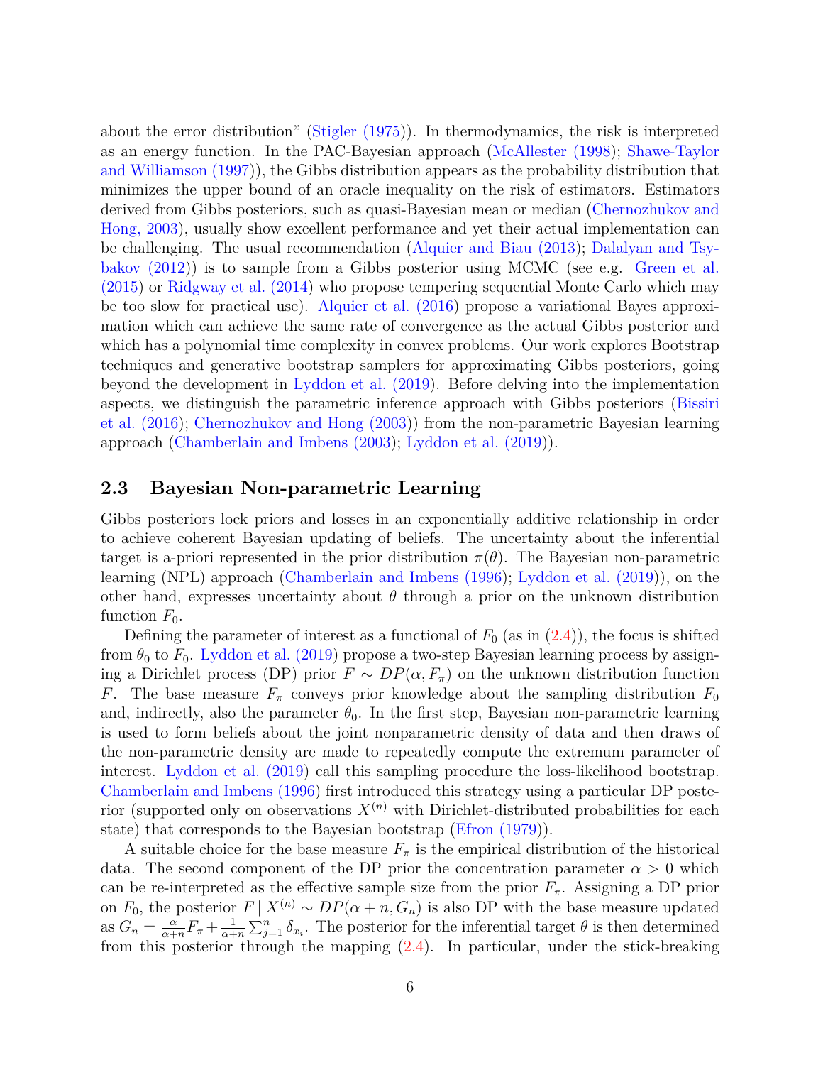about the error distribution" (Stigler (1975)). In thermodynamics, the risk is interpreted as an energy function. In the PAC-Bayesian approach (McAllester (1998); Shawe-Taylor and Williamson (1997)), the Gibbs distribution appears as the probability distribution that minimizes the upper bound of an oracle inequality on the risk of estimators. Estimators derived from Gibbs posteriors, such as quasi-Bayesian mean or median (Chernozhukov and Hong, 2003), usually show excellent performance and yet their actual implementation can be challenging. The usual recommendation (Alquier and Biau (2013); Dalalyan and Tsybakov (2012)) is to sample from a Gibbs posterior using MCMC (see e.g. Green et al. (2015) or Ridgway et al. (2014) who propose tempering sequential Monte Carlo which may be too slow for practical use). Alquier et al. (2016) propose a variational Bayes approximation which can achieve the same rate of convergence as the actual Gibbs posterior and which has a polynomial time complexity in convex problems. Our work explores Bootstrap techniques and generative bootstrap samplers for approximating Gibbs posteriors, going beyond the development in Lyddon et al. (2019). Before delving into the implementation aspects, we distinguish the parametric inference approach with Gibbs posteriors (Bissiri et al. (2016); Chernozhukov and Hong (2003)) from the non-parametric Bayesian learning approach (Chamberlain and Imbens (2003); Lyddon et al. (2019)).

## 2.3 Bayesian Non-parametric Learning

Gibbs posteriors lock priors and losses in an exponentially additive relationship in order to achieve coherent Bayesian updating of beliefs. The uncertainty about the inferential target is a-priori represented in the prior distribution $\pi(\theta)$. The Bayesian non-parametric learning (NPL) approach (Chamberlain and Imbens (1996); Lyddon et al. (2019)), on the other hand, expresses uncertainty about $\theta$ through a prior on the unknown distribution function $F_0$.

Defining the parameter of interest as a functional of $F_0$ (as in (2.4)), the focus is shifted from $\theta_0$ to $F_0$. Lyddon et al. (2019) propose a two-step Bayesian learning process by assigning a Dirichlet process (DP) prior $F \sim DP(\alpha, F_\pi)$ on the unknown distribution function $F$. The base measure $F_\pi$ conveys prior knowledge about the sampling distribution $F_0$ and, indirectly, also the parameter $\theta_0$. In the first step, Bayesian non-parametric learning is used to form beliefs about the joint nonparametric density of data and then draws of the non-parametric density are made to repeatedly compute the extremum parameter of interest. Lyddon et al. (2019) call this sampling procedure the loss-likelihood bootstrap. Chamberlain and Imbens (1996) first introduced this strategy using a particular DP posterior (supported only on observations $X^{(n)}$ with Dirichlet-distributed probabilities for each state) that corresponds to the Bayesian bootstrap (Efron (1979)).

A suitable choice for the base measure $F_\pi$ is the empirical distribution of the historical data. The second component of the DP prior the concentration parameter $\alpha > 0$ which can be re-interpreted as the effective sample size from the prior $F_\pi$. Assigning a DP prior on $F_0$, the posterior $F \mid X^{(n)} \sim DP(\alpha + n, G_n)$ is also DP with the base measure updated as $G_n = \frac{\alpha}{\alpha+n} F_\pi + \frac{1}{\alpha+n} \sum_{j=1}^{n} \delta_{x_i}$. The posterior for the inferential target $\theta$ is then determined from this posterior through the mapping (2.4). In particular, under the stick-breaking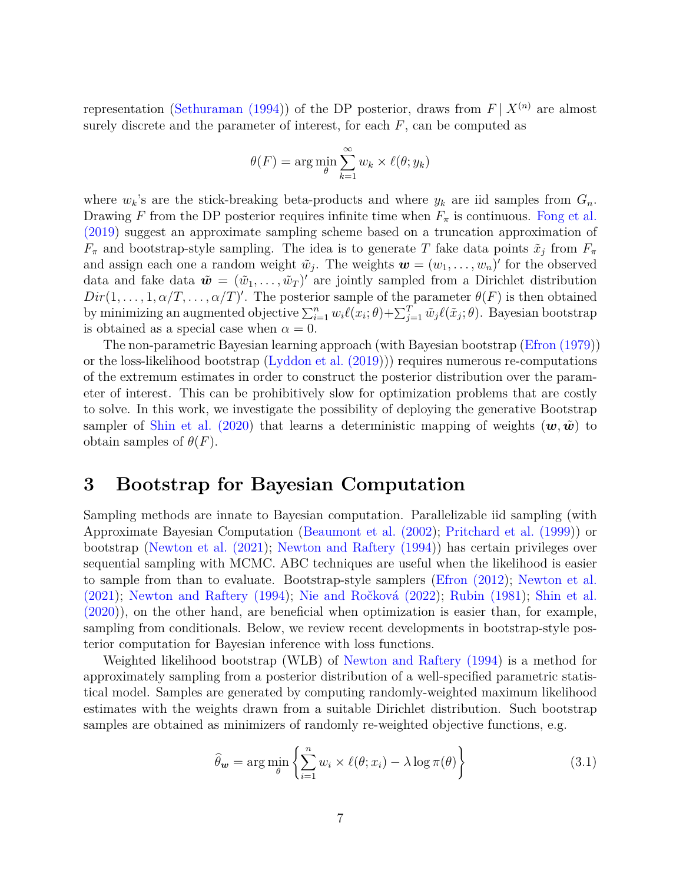representation (Sethuraman (1994)) of the DP posterior, draws from $F \mid X^{(n)}$ are almost surely discrete and the parameter of interest, for each $F$, can be computed as

$$\theta(F) = \arg\min_{\theta} \sum_{k=1}^{\infty} w_k \times \ell(\theta; y_k)$$

where $w_k$'s are the stick-breaking beta-products and where $y_k$ are iid samples from $G_n$. Drawing $F$ from the DP posterior requires infinite time when $F_\pi$ is continuous. Fong et al. (2019) suggest an approximate sampling scheme based on a truncation approximation of $F_\pi$ and bootstrap-style sampling. The idea is to generate $T$ fake data points $\tilde{x}_j$ from $F_\pi$ and assign each one a random weight $\tilde{w}_j$. The weights $\boldsymbol{w} = (w_1, \ldots, w_n)'$ for the observed data and fake data $\tilde{\boldsymbol{w}} = (\tilde{w}_1, \ldots, \tilde{w}_T)'$ are jointly sampled from a Dirichlet distribution $Dir(1, \ldots, 1, \alpha/T, \ldots, \alpha/T)'$. The posterior sample of the parameter $\theta(F)$ is then obtained by minimizing an augmented objective $\sum_{i=1}^{n} w_i \ell(x_i; \theta) + \sum_{j=1}^{T} \tilde{w}_j \ell(\tilde{x}_j; \theta)$. Bayesian bootstrap is obtained as a special case when $\alpha = 0$.

The non-parametric Bayesian learning approach (with Bayesian bootstrap (Efron (1979)) or the loss-likelihood bootstrap (Lyddon et al. (2019))) requires numerous re-computations of the extremum estimates in order to construct the posterior distribution over the parameter of interest. This can be prohibitively slow for optimization problems that are costly to solve. In this work, we investigate the possibility of deploying the generative Bootstrap sampler of Shin et al. (2020) that learns a deterministic mapping of weights $(\boldsymbol{w}, \tilde{\boldsymbol{w}})$ to obtain samples of $\theta(F)$.

# 3 Bootstrap for Bayesian Computation

Sampling methods are innate to Bayesian computation. Parallelizable iid sampling (with Approximate Bayesian Computation (Beaumont et al. (2002); Pritchard et al. (1999)) or bootstrap (Newton et al. (2021); Newton and Raftery (1994)) has certain privileges over sequential sampling with MCMC. ABC techniques are useful when the likelihood is easier to sample from than to evaluate. Bootstrap-style samplers (Efron (2012); Newton et al. (2021); Newton and Raftery (1994); Nie and Ročková (2022); Rubin (1981); Shin et al. (2020)), on the other hand, are beneficial when optimization is easier than, for example, sampling from conditionals. Below, we review recent developments in bootstrap-style posterior computation for Bayesian inference with loss functions.

Weighted likelihood bootstrap (WLB) of Newton and Raftery (1994) is a method for approximately sampling from a posterior distribution of a well-specified parametric statistical model. Samples are generated by computing randomly-weighted maximum likelihood estimates with the weights drawn from a suitable Dirichlet distribution. Such bootstrap samples are obtained as minimizers of randomly re-weighted objective functions, e.g.

$$\widehat{\theta}_{\boldsymbol{w}} = \arg\min_{\theta} \left\{ \sum_{i=1}^{n} w_i \times \ell(\theta; x_i) - \lambda \log \pi(\theta) \right\} \tag{3.1}$$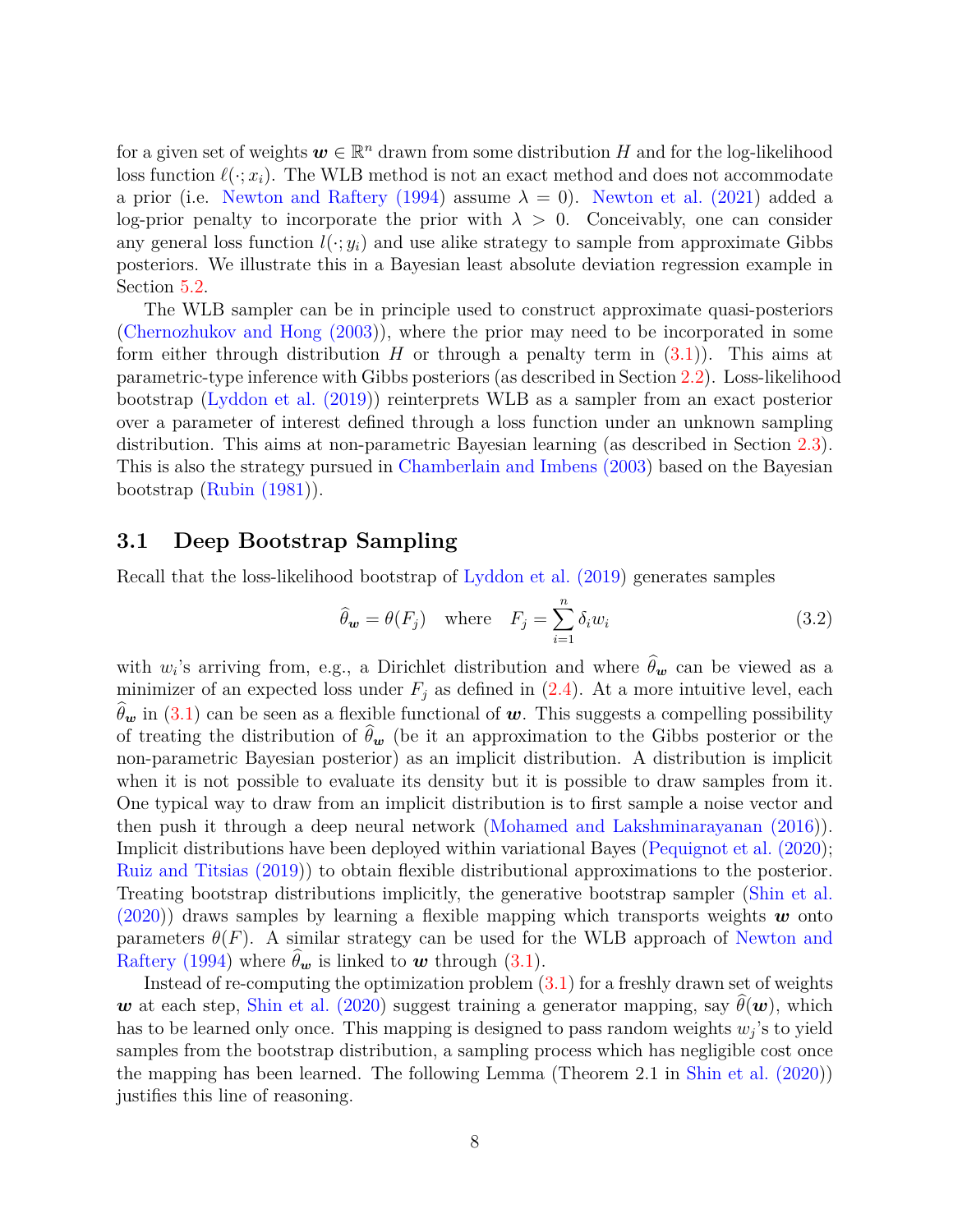for a given set of weights $\boldsymbol{w} \in \mathbb{R}^n$ drawn from some distribution $H$ and for the log-likelihood loss function $\ell(\cdot; x_i)$. The WLB method is not an exact method and does not accommodate a prior (i.e. Newton and Raftery (1994) assume $\lambda = 0$). Newton et al. (2021) added a log-prior penalty to incorporate the prior with $\lambda > 0$. Conceivably, one can consider any general loss function $l(\cdot; y_i)$ and use alike strategy to sample from approximate Gibbs posteriors. We illustrate this in a Bayesian least absolute deviation regression example in Section 5.2.

The WLB sampler can be in principle used to construct approximate quasi-posteriors (Chernozhukov and Hong (2003)), where the prior may need to be incorporated in some form either through distribution $H$ or through a penalty term in (3.1)). This aims at parametric-type inference with Gibbs posteriors (as described in Section 2.2). Loss-likelihood bootstrap (Lyddon et al. (2019)) reinterprets WLB as a sampler from an exact posterior over a parameter of interest defined through a loss function under an unknown sampling distribution. This aims at non-parametric Bayesian learning (as described in Section 2.3). This is also the strategy pursued in Chamberlain and Imbens (2003) based on the Bayesian bootstrap (Rubin (1981)).

## 3.1 Deep Bootstrap Sampling

Recall that the loss-likelihood bootstrap of Lyddon et al. (2019) generates samples

$$\widehat{\theta}_{\boldsymbol{w}} = \theta(F_j) \quad \text{where} \quad F_j = \sum_{i=1}^{n} \delta_i w_i \tag{3.2}$$

with $w_i$'s arriving from, e.g., a Dirichlet distribution and where $\widehat{\theta}_{\boldsymbol{w}}$ can be viewed as a minimizer of an expected loss under $F_j$ as defined in (2.4). At a more intuitive level, each $\widehat{\theta}_{\boldsymbol{w}}$ in (3.1) can be seen as a flexible functional of $\boldsymbol{w}$. This suggests a compelling possibility of treating the distribution of $\widehat{\theta}_{\boldsymbol{w}}$ (be it an approximation to the Gibbs posterior or the non-parametric Bayesian posterior) as an implicit distribution. A distribution is implicit when it is not possible to evaluate its density but it is possible to draw samples from it. One typical way to draw from an implicit distribution is to first sample a noise vector and then push it through a deep neural network (Mohamed and Lakshminarayanan (2016)). Implicit distributions have been deployed within variational Bayes (Pequignot et al. (2020); Ruiz and Titsias (2019)) to obtain flexible distributional approximations to the posterior. Treating bootstrap distributions implicitly, the generative bootstrap sampler (Shin et al. (2020)) draws samples by learning a flexible mapping which transports weights $\boldsymbol{w}$ onto parameters $\theta(F)$. A similar strategy can be used for the WLB approach of Newton and Raftery (1994) where $\widehat{\theta}_{\boldsymbol{w}}$ is linked to $\boldsymbol{w}$ through (3.1).

Instead of re-computing the optimization problem (3.1) for a freshly drawn set of weights $\boldsymbol{w}$ at each step, Shin et al. (2020) suggest training a generator mapping, say $\widehat{\theta}(\boldsymbol{w})$, which has to be learned only once. This mapping is designed to pass random weights $w_j$'s to yield samples from the bootstrap distribution, a sampling process which has negligible cost once the mapping has been learned. The following Lemma (Theorem 2.1 in Shin et al. (2020)) justifies this line of reasoning.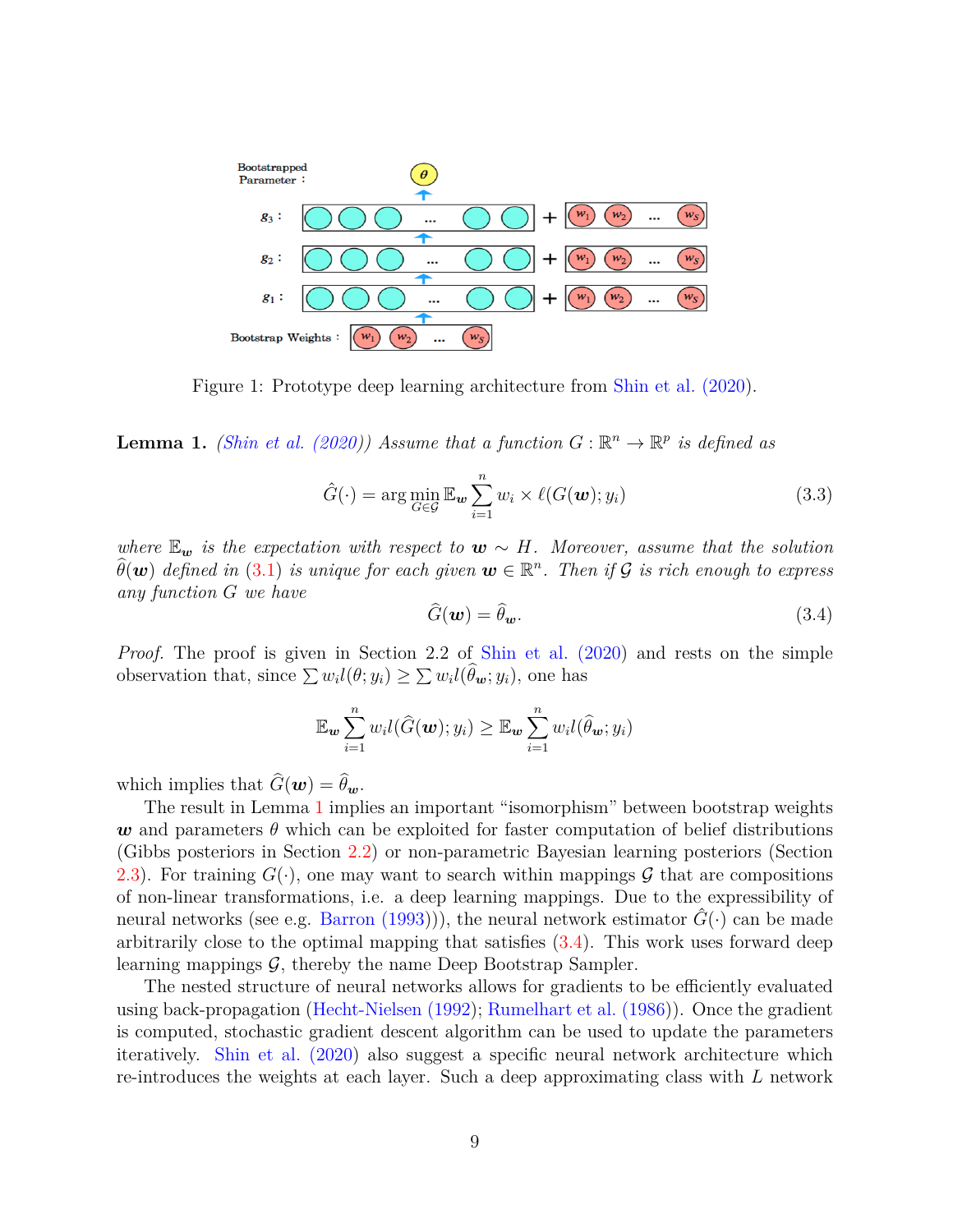Figure 1: Prototype deep learning architecture from Shin et al. (2020).

**Lemma 1.** *(Shin et al. (2020)) Assume that a function $G : \mathbb{R}^n \to \mathbb{R}^p$ is defined as*

$$\hat{G}(\cdot) = \arg\min_{G \in \mathcal{G}} \mathbb{E}_{\boldsymbol{w}} \sum_{i=1}^{n} w_i \times \ell(G(\boldsymbol{w}); y_i) \tag{3.3}$$

*where $\mathbb{E}_{\boldsymbol{w}}$ is the expectation with respect to $\boldsymbol{w} \sim H$. Moreover, assume that the solution $\widehat{\theta}(\boldsymbol{w})$ defined in (3.1) is unique for each given $\boldsymbol{w} \in \mathbb{R}^n$. Then if $\mathcal{G}$ is rich enough to express any function $G$ we have*

$$\widehat{G}(\boldsymbol{w}) = \widehat{\theta}_{\boldsymbol{w}}. \tag{3.4}$$

*Proof.* The proof is given in Section 2.2 of Shin et al. (2020) and rests on the simple observation that, since $\sum w_i l(\theta; y_i) \geq \sum w_i l(\widehat{\theta}_{\boldsymbol{w}}; y_i)$, one has

$$\mathbb{E}_{\boldsymbol{w}} \sum_{i=1}^{n} w_i l(\widehat{G}(\boldsymbol{w}); y_i) \geq \mathbb{E}_{\boldsymbol{w}} \sum_{i=1}^{n} w_i l(\widehat{\theta}_{\boldsymbol{w}}; y_i)$$

which implies that $\widehat{G}(\boldsymbol{w}) = \widehat{\theta}_{\boldsymbol{w}}$.

The result in Lemma 1 implies an important "isomorphism" between bootstrap weights $\boldsymbol{w}$ and parameters $\theta$ which can be exploited for faster computation of belief distributions (Gibbs posteriors in Section 2.2) or non-parametric Bayesian learning posteriors (Section 2.3). For training $G(\cdot)$, one may want to search within mappings $\mathcal{G}$ that are compositions of non-linear transformations, i.e. a deep learning mappings. Due to the expressibility of neural networks (see e.g. Barron (1993))), the neural network estimator $\hat{G}(\cdot)$ can be made arbitrarily close to the optimal mapping that satisfies (3.4). This work uses forward deep learning mappings $\mathcal{G}$, thereby the name Deep Bootstrap Sampler.

The nested structure of neural networks allows for gradients to be efficiently evaluated using back-propagation (Hecht-Nielsen (1992); Rumelhart et al. (1986)). Once the gradient is computed, stochastic gradient descent algorithm can be used to update the parameters iteratively. Shin et al. (2020) also suggest a specific neural network architecture which re-introduces the weights at each layer. Such a deep approximating class with $L$ network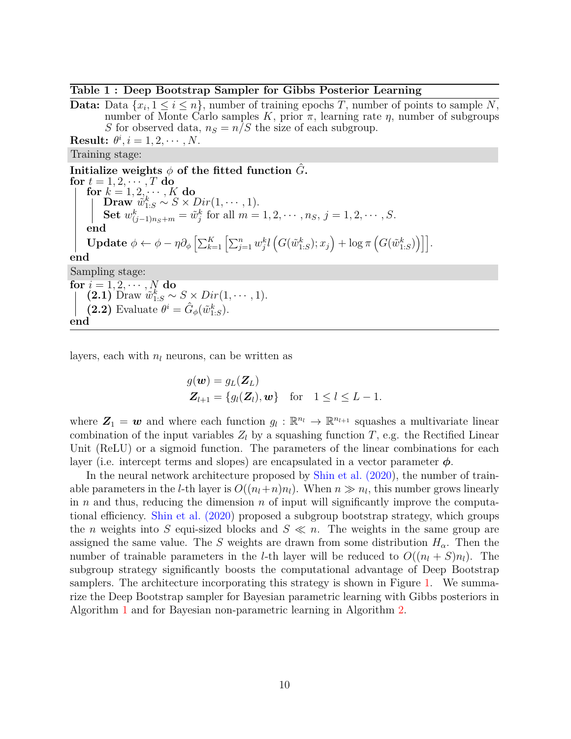**Table 1 : Deep Bootstrap Sampler for Gibbs Posterior Learning**

**Data:** Data $\{x_i, 1 \le i \le n\}$, number of training epochs $T$, number of points to sample $N$, number of Monte Carlo samples $K$, prior $\pi$, learning rate $\eta$, number of subgroups $S$ for observed data, $n_S = n/S$ the size of each subgroup.

**Result:** $\theta^i, i = 1, 2, \cdots, N$.

Training stage:

**Initialize weights** $\phi$ **of the fitted function** $\hat{G}$**.**

**for** $t = 1, 2, \cdots, T$ **do**

  **for** $k = 1, 2, \cdots, K$ **do**

    **Draw** $\tilde{w}^k_{1:S} \sim S \times Dir(1, \cdots, 1)$.

    **Set** $w^k_{(j-1)n_S+m} = \tilde{w}^k_j$ for all $m = 1, 2, \cdots, n_S$, $j = 1, 2, \cdots, S$.

  **end**

  **Update** $\phi \leftarrow \phi - \eta \partial_\phi \left[\sum_{k=1}^K \left[\sum_{j=1}^n w^k_j l\left(G(\tilde{w}^k_{1:S}); x_j\right) + \log \pi\left(G(\tilde{w}^k_{1:S})\right)\right]\right]$.

**end**

Sampling stage:

**for** $i = 1, 2, \cdots, N$ **do**

  **(2.1)** Draw $\tilde{w}^k_{1:S} \sim S \times Dir(1, \cdots, 1)$.

  **(2.2)** Evaluate $\theta^i = \hat{G}_\phi(\tilde{w}^k_{1:S})$.

**end**

layers, each with $n_l$ neurons, can be written as

$$
\begin{aligned}
g(\boldsymbol{w}) &= g_L(\boldsymbol{Z}_L) \\
\boldsymbol{Z}_{l+1} &= \{g_l(\boldsymbol{Z}_l), \boldsymbol{w}\} \quad \text{for} \quad 1 \le l \le L-1.
\end{aligned}
$$

where $\boldsymbol{Z}_1 = \boldsymbol{w}$ and where each function $g_l : \mathbb{R}^{n_l} \to \mathbb{R}^{n_{l+1}}$ squashes a multivariate linear combination of the input variables $Z_l$ by a squashing function $T$, e.g. the Rectified Linear Unit (ReLU) or a sigmoid function. The parameters of the linear combinations for each layer (i.e. intercept terms and slopes) are encapsulated in a vector parameter $\boldsymbol{\phi}$.

In the neural network architecture proposed by Shin et al. (2020), the number of trainable parameters in the $l$-th layer is $O((n_l+n)n_l)$. When $n \gg n_l$, this number grows linearly in $n$ and thus, reducing the dimension $n$ of input will significantly improve the computational efficiency. Shin et al. (2020) proposed a subgroup bootstrap strategy, which groups the $n$ weights into $S$ equi-sized blocks and $S \ll n$. The weights in the same group are assigned the same value. The $S$ weights are drawn from some distribution $H_\alpha$. Then the number of trainable parameters in the $l$-th layer will be reduced to $O((n_l + S)n_l)$. The subgroup strategy significantly boosts the computational advantage of Deep Bootstrap samplers. The architecture incorporating this strategy is shown in Figure 1. We summarize the Deep Bootstrap sampler for Bayesian parametric learning with Gibbs posteriors in Algorithm 1 and for Bayesian non-parametric learning in Algorithm 2.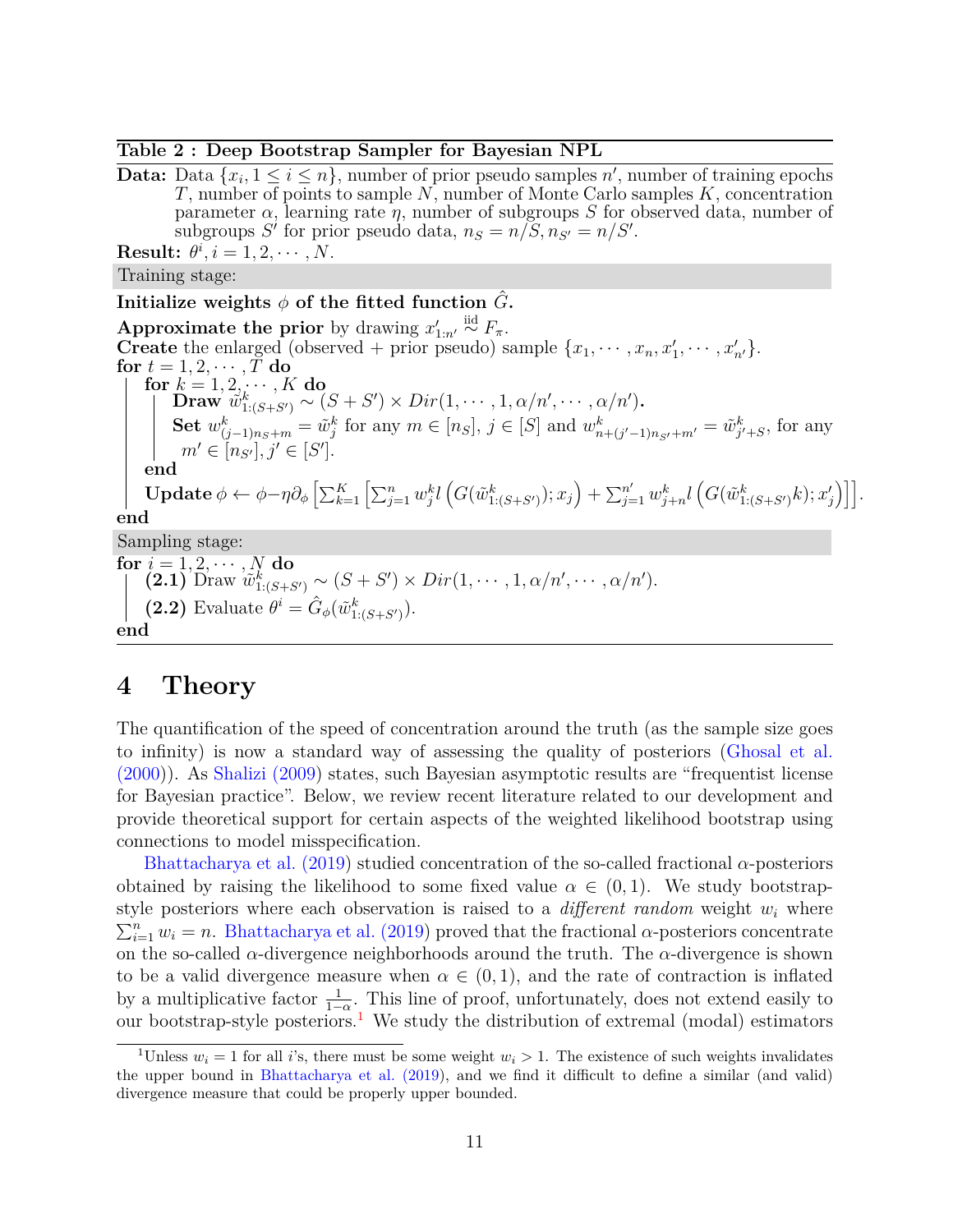**Table 2 : Deep Bootstrap Sampler for Bayesian NPL**

**Data:** Data $\{x_i, 1 \leq i \leq n\}$, number of prior pseudo samples $n'$, number of training epochs $T$, number of points to sample $N$, number of Monte Carlo samples $K$, concentration parameter $\alpha$, learning rate $\eta$, number of subgroups $S$ for observed data, number of subgroups $S'$ for prior pseudo data, $n_S = n/S, n_{S'} = n/S'$.

**Result:** $\theta^i, i = 1, 2, \cdots, N$.

Training stage:

**Initialize weights $\phi$ of the fitted function $\hat{G}$.**

**Approximate the prior** by drawing $x'_{1:n'} \overset{\text{iid}}{\sim} F_\pi$.

**Create** the enlarged (observed + prior pseudo) sample $\{x_1, \cdots, x_n, x'_1, \cdots, x'_{n'}\}$.

**for** $t = 1, 2, \cdots, T$ **do**

  **for** $k = 1, 2, \cdots, K$ **do**

    **Draw** $\tilde{w}^k_{1:(S+S')} \sim (S + S') \times Dir(1, \cdots, 1, \alpha/n', \cdots, \alpha/n')$.

    **Set** $w^k_{(j-1)n_S+m} = \tilde{w}^k_j$ for any $m \in [n_S]$, $j \in [S]$ and $w^k_{n+(j'-1)n_{S'}+m'} = \tilde{w}^k_{j'+S}$, for any $m' \in [n_{S'}], j' \in [S']$.

  **end**

  **Update** $\phi \leftarrow \phi - \eta \partial_\phi \left[ \sum_{k=1}^K \left[ \sum_{j=1}^n w^k_j l\left( G(\tilde{w}^k_{1:(S+S')}); x_j \right) + \sum_{j=1}^{n'} w^k_{j+n} l\left( G(\tilde{w}^k_{1:(S+S')}k); x'_j \right) \right] \right]$.

**end**

Sampling stage:

**for** $i = 1, 2, \cdots, N$ **do**

  **(2.1)** Draw $\tilde{w}^k_{1:(S+S')} \sim (S + S') \times Dir(1, \cdots, 1, \alpha/n', \cdots, \alpha/n')$.

  **(2.2)** Evaluate $\theta^i = \hat{G}_\phi(\tilde{w}^k_{1:(S+S')})$.

**end**

# 4 Theory

The quantification of the speed of concentration around the truth (as the sample size goes to infinity) is now a standard way of assessing the quality of posteriors (Ghosal et al. (2000)). As Shalizi (2009) states, such Bayesian asymptotic results are "frequentist license for Bayesian practice". Below, we review recent literature related to our development and provide theoretical support for certain aspects of the weighted likelihood bootstrap using connections to model misspecification.

Bhattacharya et al. (2019) studied concentration of the so-called fractional $\alpha$-posteriors obtained by raising the likelihood to some fixed value $\alpha \in (0, 1)$. We study bootstrap-style posteriors where each observation is raised to a *different random* weight $w_i$ where $\sum_{i=1}^n w_i = n$. Bhattacharya et al. (2019) proved that the fractional $\alpha$-posteriors concentrate on the so-called $\alpha$-divergence neighborhoods around the truth. The $\alpha$-divergence is shown to be a valid divergence measure when $\alpha \in (0, 1)$, and the rate of contraction is inflated by a multiplicative factor $\frac{1}{1-\alpha}$. This line of proof, unfortunately, does not extend easily to our bootstrap-style posteriors.[1] We study the distribution of extremal (modal) estimators

[1] Unless $w_i = 1$ for all $i$'s, there must be some weight $w_i > 1$. The existence of such weights invalidates the upper bound in Bhattacharya et al. (2019), and we find it difficult to define a similar (and valid) divergence measure that could be properly upper bounded.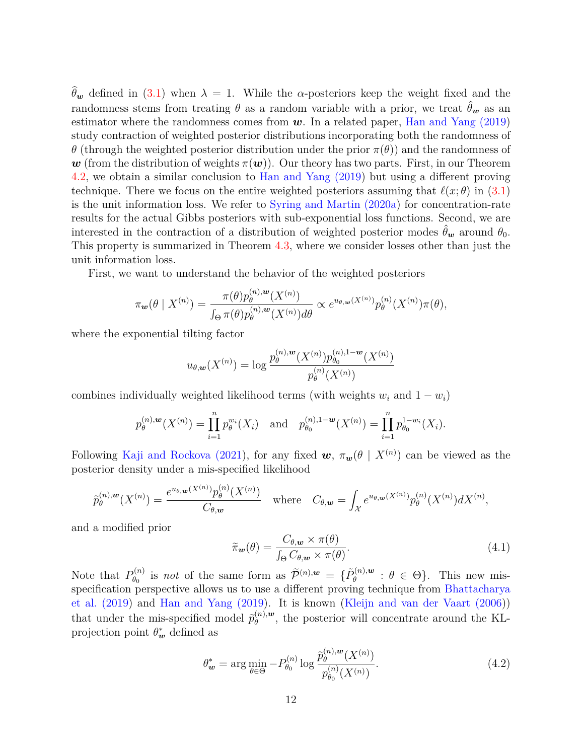$\widehat{\theta}_{\boldsymbol{w}}$ defined in (3.1) when $\lambda = 1$. While the $\alpha$-posteriors keep the weight fixed and the randomness stems from treating $\theta$ as a random variable with a prior, we treat $\hat{\theta}_{\boldsymbol{w}}$ as an estimator where the randomness comes from $\boldsymbol{w}$. In a related paper, Han and Yang (2019) study contraction of weighted posterior distributions incorporating both the randomness of $\theta$ (through the weighted posterior distribution under the prior $\pi(\theta)$) and the randomness of $\boldsymbol{w}$ (from the distribution of weights $\pi(\boldsymbol{w})$). Our theory has two parts. First, in our Theorem 4.2, we obtain a similar conclusion to Han and Yang (2019) but using a different proving technique. There we focus on the entire weighted posteriors assuming that $\ell(x;\theta)$ in (3.1) is the unit information loss. We refer to Syring and Martin (2020a) for concentration-rate results for the actual Gibbs posteriors with sub-exponential loss functions. Second, we are interested in the contraction of a distribution of weighted posterior modes $\hat{\theta}_{\boldsymbol{w}}$ around $\theta_0$. This property is summarized in Theorem 4.3, where we consider losses other than just the unit information loss.

First, we want to understand the behavior of the weighted posteriors

$$\pi_{\boldsymbol{w}}(\theta \mid X^{(n)}) = \frac{\pi(\theta) p_\theta^{(n),\boldsymbol{w}}(X^{(n)})}{\int_\Theta \pi(\theta) p_\theta^{(n),\boldsymbol{w}}(X^{(n)}) d\theta} \propto e^{u_{\theta,\boldsymbol{w}}(X^{(n)})} p_\theta^{(n)}(X^{(n)}) \pi(\theta),$$

where the exponential tilting factor

$$u_{\theta,\boldsymbol{w}}(X^{(n)}) = \log \frac{p_\theta^{(n),\boldsymbol{w}}(X^{(n)}) p_{\theta_0}^{(n),1-\boldsymbol{w}}(X^{(n)})}{p_\theta^{(n)}(X^{(n)})}$$

combines individually weighted likelihood terms (with weights $w_i$ and $1 - w_i$)

$$p_\theta^{(n),\boldsymbol{w}}(X^{(n)}) = \prod_{i=1}^n p_\theta^{w_i}(X_i) \quad \text{and} \quad p_{\theta_0}^{(n),1-\boldsymbol{w}}(X^{(n)}) = \prod_{i=1}^n p_{\theta_0}^{1-w_i}(X_i).$$

Following Kaji and Rockova (2021), for any fixed $\boldsymbol{w}$, $\pi_{\boldsymbol{w}}(\theta \mid X^{(n)})$ can be viewed as the posterior density under a mis-specified likelihood

$$\widetilde{p}_\theta^{(n),\boldsymbol{w}}(X^{(n)}) = \frac{e^{u_{\theta,\boldsymbol{w}}(X^{(n)})} p_\theta^{(n)}(X^{(n)})}{C_{\theta,\boldsymbol{w}}} \quad \text{where} \quad C_{\theta,\boldsymbol{w}} = \int_{\mathcal{X}} e^{u_{\theta,\boldsymbol{w}}(X^{(n)})} p_\theta^{(n)}(X^{(n)}) dX^{(n)},$$

and a modified prior

$$\widetilde{\pi}_{\boldsymbol{w}}(\theta) = \frac{C_{\theta,\boldsymbol{w}} \times \pi(\theta)}{\int_\Theta C_{\theta,\boldsymbol{w}} \times \pi(\theta)}. \tag{4.1}$$

Note that $P_{\theta_0}^{(n)}$ is *not* of the same form as $\widetilde{\mathcal{P}}^{(n),\boldsymbol{w}} = \{\tilde{P}_\theta^{(n),\boldsymbol{w}} : \theta \in \Theta\}$. This new mis-specification perspective allows us to use a different proving technique from Bhattacharya et al. (2019) and Han and Yang (2019). It is known (Kleijn and van der Vaart (2006)) that under the mis-specified model $\widetilde{p}_\theta^{(n),\boldsymbol{w}}$, the posterior will concentrate around the KL-projection point $\theta^*_{\boldsymbol{w}}$ defined as

$$\theta^*_{\boldsymbol{w}} = \arg\min_{\theta \in \Theta} -P_{\theta_0}^{(n)} \log \frac{\widetilde{p}_\theta^{(n),\boldsymbol{w}}(X^{(n)})}{p_{\theta_0}^{(n)}(X^{(n)})}. \tag{4.2}$$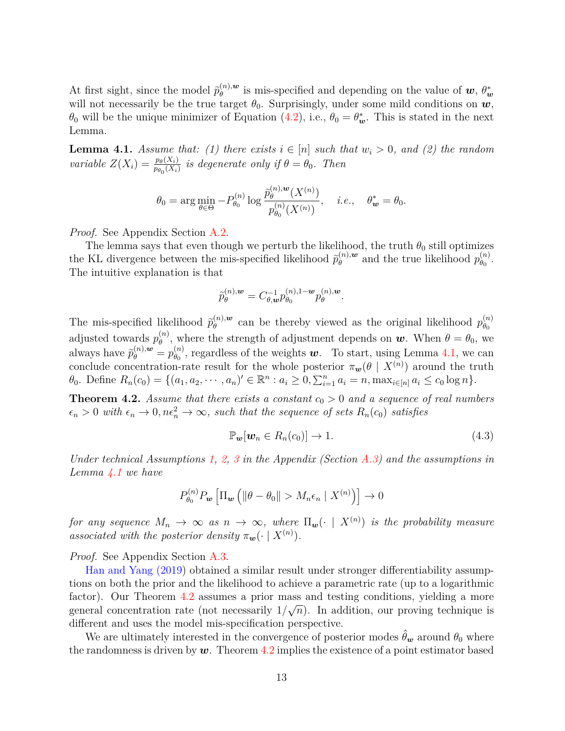At first sight, since the model $\widetilde{p}_{\theta}^{(n),\boldsymbol{w}}$ is mis-specified and depending on the value of $\boldsymbol{w}$, $\theta^*_{\boldsymbol{w}}$ will not necessarily be the true target $\theta_0$. Surprisingly, under some mild conditions on $\boldsymbol{w}$, $\theta_0$ will be the unique minimizer of Equation (4.2), i.e., $\theta_0 = \theta^*_{\boldsymbol{w}}$. This is stated in the next Lemma.

**Lemma 4.1.** *Assume that: (1) there exists $i \in [n]$ such that $w_i > 0$, and (2) the random variable $Z(X_i) = \frac{p_\theta(X_i)}{p_{\theta_0}(X_i)}$ is degenerate only if $\theta = \theta_0$. Then*

$$\theta_0 = \arg\min_{\theta \in \Theta} -P_{\theta_0}^{(n)} \log \frac{\widetilde{p}_{\theta}^{(n),\boldsymbol{w}}(X^{(n)})}{p_{\theta_0}^{(n)}(X^{(n)})}, \quad i.e., \quad \theta^*_{\boldsymbol{w}} = \theta_0.$$

*Proof.* See Appendix Section A.2.

The lemma says that even though we perturb the likelihood, the truth $\theta_0$ still optimizes the KL divergence between the mis-specified likelihood $\widetilde{p}_{\theta}^{(n),\boldsymbol{w}}$ and the true likelihood $p_{\theta_0}^{(n)}$. The intuitive explanation is that

$$\widetilde{p}_{\theta}^{(n),\boldsymbol{w}} = C_{\theta,\boldsymbol{w}}^{-1} p_{\theta_0}^{(n),1-\boldsymbol{w}} p_{\theta}^{(n),\boldsymbol{w}}.$$

The mis-specified likelihood $\widetilde{p}_{\theta}^{(n),\boldsymbol{w}}$ can be thereby viewed as the original likelihood $p_{\theta_0}^{(n)}$ adjusted towards $p_{\theta}^{(n)}$, where the strength of adjustment depends on $\boldsymbol{w}$. When $\theta = \theta_0$, we always have $\widetilde{p}_{\theta}^{(n),\boldsymbol{w}} = p_{\theta_0}^{(n)}$, regardless of the weights $\boldsymbol{w}$. To start, using Lemma 4.1, we can conclude concentration-rate result for the whole posterior $\pi_{\boldsymbol{w}}(\theta \mid X^{(n)})$ around the truth $\theta_0$. Define $R_n(c_0) = \{(a_1, a_2, \cdots, a_n)' \in \mathbb{R}^n : a_i \geq 0, \sum_{i=1}^n a_i = n, \max_{i \in [n]} a_i \leq c_0 \log n\}$.

**Theorem 4.2.** *Assume that there exists a constant $c_0 > 0$ and a sequence of real numbers $\epsilon_n > 0$ with $\epsilon_n \to 0, n\epsilon_n^2 \to \infty$, such that the sequence of sets $R_n(c_0)$ satisfies*

$$\mathbb{P}_{\boldsymbol{w}}[\boldsymbol{w}_n \in R_n(c_0)] \to 1. \tag{4.3}$$

*Under technical Assumptions 1, 2, 3 in the Appendix (Section A.3) and the assumptions in Lemma 4.1 we have*

$$P_{\theta_0}^{(n)} P_{\boldsymbol{w}} \left[ \Pi_{\boldsymbol{w}} \left( \|\theta - \theta_0\| > M_n \epsilon_n \mid X^{(n)} \right) \right] \to 0$$

*for any sequence $M_n \to \infty$ as $n \to \infty$, where $\Pi_{\boldsymbol{w}}(\cdot \mid X^{(n)})$ is the probability measure associated with the posterior density $\pi_{\boldsymbol{w}}(\cdot \mid X^{(n)})$.*

*Proof.* See Appendix Section A.3.

Han and Yang (2019) obtained a similar result under stronger differentiability assumptions on both the prior and the likelihood to achieve a parametric rate (up to a logarithmic factor). Our Theorem 4.2 assumes a prior mass and testing conditions, yielding a more general concentration rate (not necessarily $1/\sqrt{n}$). In addition, our proving technique is different and uses the model mis-specification perspective.

We are ultimately interested in the convergence of posterior modes $\hat{\theta}_{\boldsymbol{w}}$ around $\theta_0$ where the randomness is driven by $\boldsymbol{w}$. Theorem 4.2 implies the existence of a point estimator based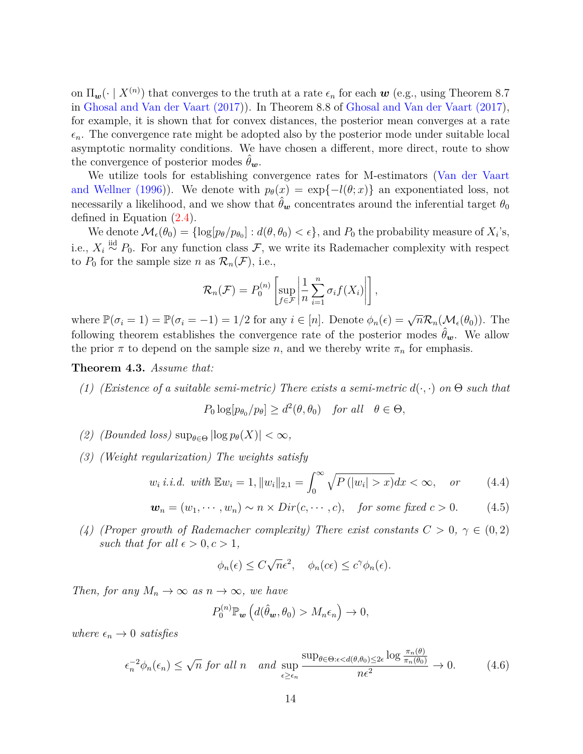on $\Pi_{\boldsymbol{w}}(\cdot \mid X^{(n)})$ that converges to the truth at a rate $\epsilon_n$ for each $\boldsymbol{w}$ (e.g., using Theorem 8.7 in Ghosal and Van der Vaart (2017)). In Theorem 8.8 of Ghosal and Van der Vaart (2017), for example, it is shown that for convex distances, the posterior mean converges at a rate $\epsilon_n$. The convergence rate might be adopted also by the posterior mode under suitable local asymptotic normality conditions. We have chosen a different, more direct, route to show the convergence of posterior modes $\hat{\theta}_{\boldsymbol{w}}$.

We utilize tools for establishing convergence rates for M-estimators (Van der Vaart and Wellner (1996)). We denote with $p_\theta(x) = \exp\{-l(\theta; x)\}$ an exponentiated loss, not necessarily a likelihood, and we show that $\hat{\theta}_{\boldsymbol{w}}$ concentrates around the inferential target $\theta_0$ defined in Equation (2.4).

We denote $\mathcal{M}_\epsilon(\theta_0) = \{\log[p_\theta/p_{\theta_0}] : d(\theta, \theta_0) < \epsilon\}$, and $P_0$ the probability measure of $X_i$'s, i.e., $X_i \overset{\text{iid}}{\sim} P_0$. For any function class $\mathcal{F}$, we write its Rademacher complexity with respect to $P_0$ for the sample size $n$ as $\mathcal{R}_n(\mathcal{F})$, i.e.,

$$\mathcal{R}_n(\mathcal{F}) = P_0^{(n)} \left[ \sup_{f \in \mathcal{F}} \left| \frac{1}{n} \sum_{i=1}^n \sigma_i f(X_i) \right| \right],$$

where $\mathbb{P}(\sigma_i = 1) = \mathbb{P}(\sigma_i = -1) = 1/2$ for any $i \in [n]$. Denote $\phi_n(\epsilon) = \sqrt{n}\mathcal{R}_n(\mathcal{M}_\epsilon(\theta_0))$. The following theorem establishes the convergence rate of the posterior modes $\hat{\theta}_{\boldsymbol{w}}$. We allow the prior $\pi$ to depend on the sample size $n$, and we thereby write $\pi_n$ for emphasis.

**Theorem 4.3.** *Assume that:*

*(1) (Existence of a suitable semi-metric) There exists a semi-metric $d(\cdot, \cdot)$ on $\Theta$ such that*

$$P_0 \log[p_{\theta_0}/p_\theta] \geq d^2(\theta, \theta_0) \quad \text{for all} \quad \theta \in \Theta,$$

*(2) (Bounded loss) $\sup_{\theta \in \Theta} |\log p_\theta(X)| < \infty$,*

*(3) (Weight regularization) The weights satisfy*

$$w_i \text{ i.i.d. with } \mathbb{E}w_i = 1, \|w_i\|_{2,1} = \int_0^\infty \sqrt{P(|w_i| > x)}dx < \infty, \quad \text{or} \tag{4.4}$$

$$\boldsymbol{w}_n = (w_1, \cdots, w_n) \sim n \times Dir(c, \cdots, c), \quad \text{for some fixed } c > 0. \tag{4.5}$$

*(4) (Proper growth of Rademacher complexity) There exist constants $C > 0$, $\gamma \in (0, 2)$ such that for all $\epsilon > 0, c > 1$,*

$$\phi_n(\epsilon) \leq C\sqrt{n}\epsilon^2, \quad \phi_n(c\epsilon) \leq c^\gamma \phi_n(\epsilon).$$

*Then, for any $M_n \to \infty$ as $n \to \infty$, we have*

$$P_0^{(n)} \mathbb{P}_{\boldsymbol{w}} \left( d(\hat{\theta}_{\boldsymbol{w}}, \theta_0) > M_n \epsilon_n \right) \to 0,$$

*where $\epsilon_n \to 0$ satisfies*

$$\epsilon_n^{-2} \phi_n(\epsilon_n) \leq \sqrt{n} \text{ for all } n \quad \text{and} \sup_{\epsilon \geq \epsilon_n} \frac{\sup_{\theta \in \Theta : \epsilon < d(\theta, \theta_0) \leq 2\epsilon} \log \frac{\pi_n(\theta)}{\pi_n(\theta_0)}}{n\epsilon^2} \to 0. \tag{4.6}$$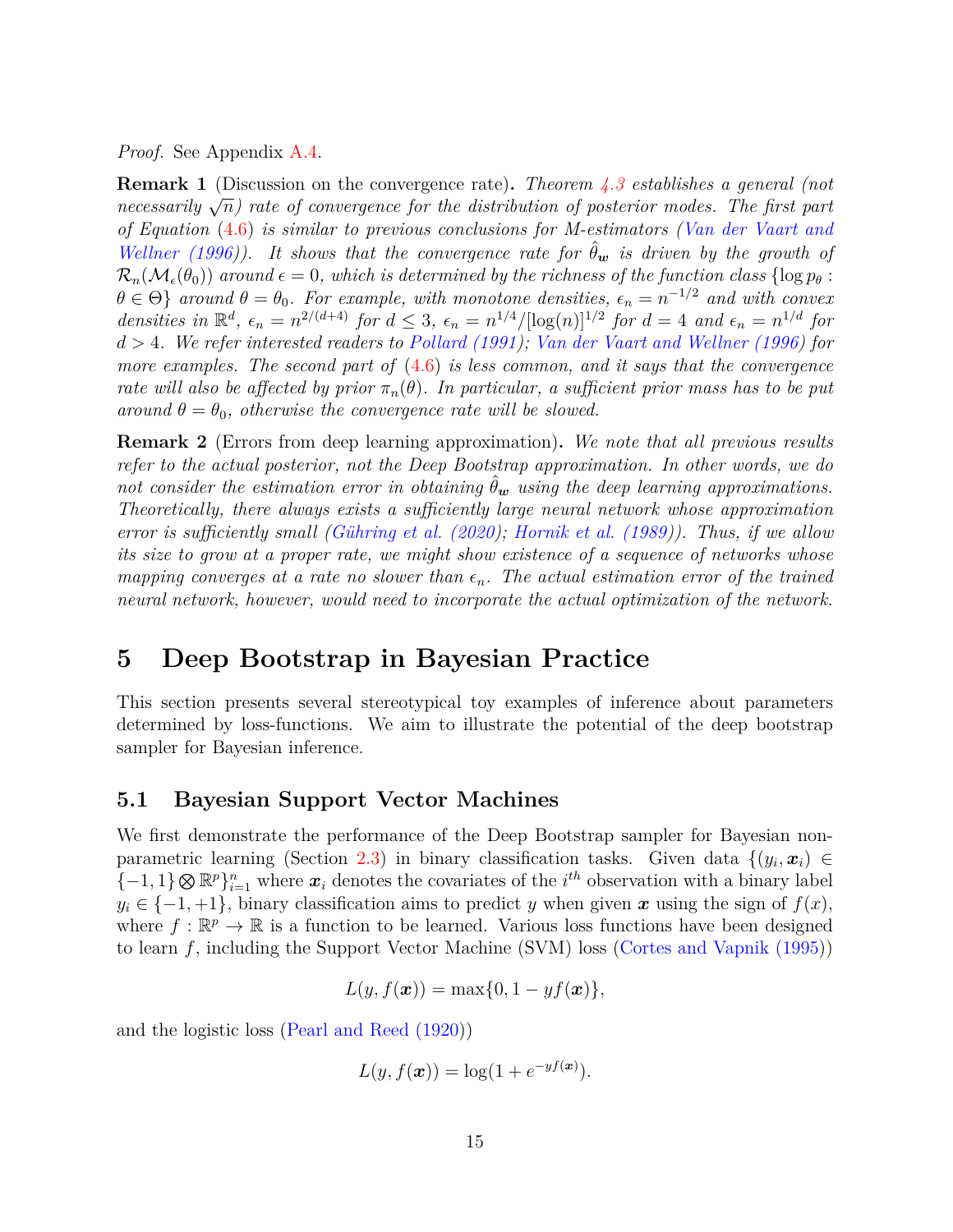*Proof.* See Appendix A.4.

**Remark 1** (Discussion on the convergence rate)**.** *Theorem 4.3 establishes a general (not necessarily $\sqrt{n}$) rate of convergence for the distribution of posterior modes. The first part of Equation (4.6) is similar to previous conclusions for M-estimators (Van der Vaart and Wellner (1996)). It shows that the convergence rate for $\hat{\theta}_{\boldsymbol{w}}$ is driven by the growth of $\mathcal{R}_n(\mathcal{M}_\epsilon(\theta_0))$ around $\epsilon = 0$, which is determined by the richness of the function class $\{\log p_\theta : \theta \in \Theta\}$ around $\theta = \theta_0$. For example, with monotone densities, $\epsilon_n = n^{-1/2}$ and with convex densities in $\mathbb{R}^d$, $\epsilon_n = n^{2/(d+4)}$ for $d \leq 3$, $\epsilon_n = n^{1/4}/[\log(n)]^{1/2}$ for $d = 4$ and $\epsilon_n = n^{1/d}$ for $d > 4$. We refer interested readers to Pollard (1991); Van der Vaart and Wellner (1996) for more examples. The second part of (4.6) is less common, and it says that the convergence rate will also be affected by prior $\pi_n(\theta)$. In particular, a sufficient prior mass has to be put around $\theta = \theta_0$, otherwise the convergence rate will be slowed.*

**Remark 2** (Errors from deep learning approximation)**.** *We note that all previous results refer to the actual posterior, not the Deep Bootstrap approximation. In other words, we do not consider the estimation error in obtaining $\hat{\theta}_{\boldsymbol{w}}$ using the deep learning approximations. Theoretically, there always exists a sufficiently large neural network whose approximation error is sufficiently small (Gühring et al. (2020); Hornik et al. (1989)). Thus, if we allow its size to grow at a proper rate, we might show existence of a sequence of networks whose mapping converges at a rate no slower than $\epsilon_n$. The actual estimation error of the trained neural network, however, would need to incorporate the actual optimization of the network.*

# 5 Deep Bootstrap in Bayesian Practice

This section presents several stereotypical toy examples of inference about parameters determined by loss-functions. We aim to illustrate the potential of the deep bootstrap sampler for Bayesian inference.

## 5.1 Bayesian Support Vector Machines

We first demonstrate the performance of the Deep Bootstrap sampler for Bayesian non-parametric learning (Section 2.3) in binary classification tasks. Given data $\{(y_i, \boldsymbol{x}_i) \in \{-1, 1\} \bigotimes \mathbb{R}^p\}_{i=1}^n$ where $\boldsymbol{x}_i$ denotes the covariates of the $i^{th}$ observation with a binary label $y_i \in \{-1, +1\}$, binary classification aims to predict $y$ when given $\boldsymbol{x}$ using the sign of $f(x)$, where $f : \mathbb{R}^p \to \mathbb{R}$ is a function to be learned. Various loss functions have been designed to learn $f$, including the Support Vector Machine (SVM) loss (Cortes and Vapnik (1995))

$$L(y, f(\boldsymbol{x})) = \max\{0, 1 - yf(\boldsymbol{x})\},$$

and the logistic loss (Pearl and Reed (1920))

$$L(y, f(\boldsymbol{x})) = \log(1 + e^{-yf(\boldsymbol{x})}).$$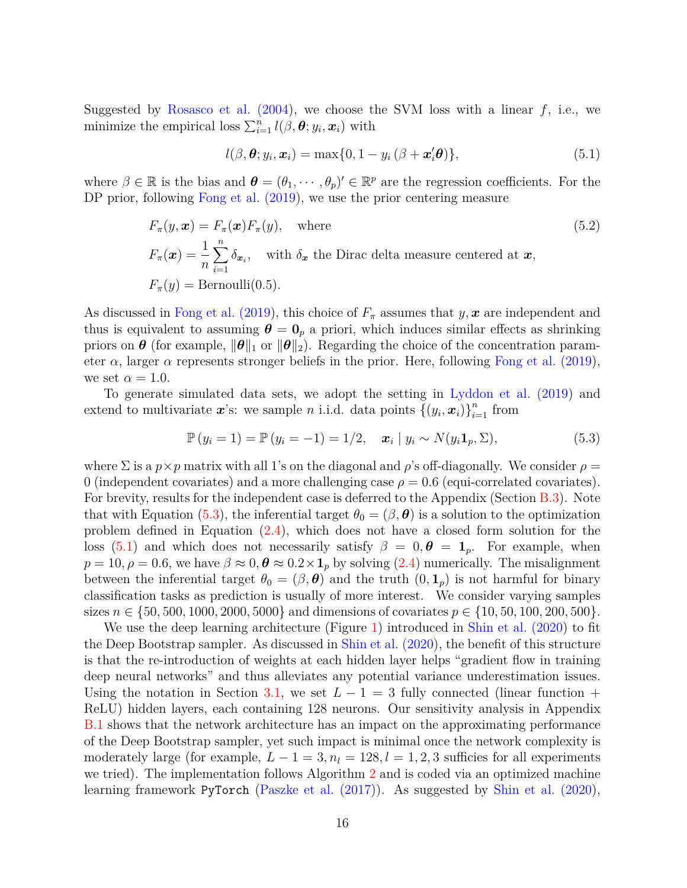Suggested by Rosasco et al. (2004), we choose the SVM loss with a linear $f$, i.e., we minimize the empirical loss $\sum_{i=1}^{n} l(\beta, \boldsymbol{\theta}; y_i, \boldsymbol{x}_i)$ with

$$
l(\beta, \boldsymbol{\theta}; y_i, \boldsymbol{x}_i) = \max\{0, 1 - y_i\left(\beta + \boldsymbol{x}_i'\boldsymbol{\theta}\right)\}, \tag{5.1}
$$

where $\beta \in \mathbb{R}$ is the bias and $\boldsymbol{\theta} = (\theta_1, \cdots, \theta_p)' \in \mathbb{R}^p$ are the regression coefficients. For the DP prior, following Fong et al. (2019), we use the prior centering measure

$$
\begin{aligned}
&F_\pi(y, \boldsymbol{x}) = F_\pi(\boldsymbol{x})F_\pi(y), \quad \text{where} \\
&F_\pi(\boldsymbol{x}) = \frac{1}{n}\sum_{i=1}^{n} \delta_{\boldsymbol{x}_i}, \quad \text{with } \delta_{\boldsymbol{x}} \text{ the Dirac delta measure centered at } \boldsymbol{x}, \\
&F_\pi(y) = \text{Bernoulli}(0.5).
\end{aligned} \tag{5.2}
$$

As discussed in Fong et al. (2019), this choice of $F_\pi$ assumes that $y, \boldsymbol{x}$ are independent and thus is equivalent to assuming $\boldsymbol{\theta} = \mathbf{0}_p$ a priori, which induces similar effects as shrinking priors on $\boldsymbol{\theta}$ (for example, $\|\boldsymbol{\theta}\|_1$ or $\|\boldsymbol{\theta}\|_2$). Regarding the choice of the concentration parameter $\alpha$, larger $\alpha$ represents stronger beliefs in the prior. Here, following Fong et al. (2019), we set $\alpha = 1.0$.

To generate simulated data sets, we adopt the setting in Lyddon et al. (2019) and extend to multivariate $\boldsymbol{x}$'s: we sample $n$ i.i.d. data points $\{(y_i, \boldsymbol{x}_i)\}_{i=1}^n$ from

$$
\mathbb{P}\left(y_i = 1\right) = \mathbb{P}\left(y_i = -1\right) = 1/2, \quad \boldsymbol{x}_i \mid y_i \sim N(y_i \mathbf{1}_p, \Sigma), \tag{5.3}
$$

where $\Sigma$ is a $p \times p$ matrix with all 1's on the diagonal and $\rho$'s off-diagonally. We consider $\rho = 0$ (independent covariates) and a more challenging case $\rho = 0.6$ (equi-correlated covariates). For brevity, results for the independent case is deferred to the Appendix (Section B.3). Note that with Equation (5.3), the inferential target $\theta_0 = (\beta, \boldsymbol{\theta})$ is a solution to the optimization problem defined in Equation (2.4), which does not have a closed form solution for the loss (5.1) and which does not necessarily satisfy $\beta = 0, \boldsymbol{\theta} = \mathbf{1}_p$. For example, when $p = 10, \rho = 0.6$, we have $\beta \approx 0, \boldsymbol{\theta} \approx 0.2 \times \mathbf{1}_p$ by solving (2.4) numerically. The misalignment between the inferential target $\theta_0 = (\beta, \boldsymbol{\theta})$ and the truth $(0, \mathbf{1}_p)$ is not harmful for binary classification tasks as prediction is usually of more interest. We consider varying samples sizes $n \in \{50, 500, 1000, 2000, 5000\}$ and dimensions of covariates $p \in \{10, 50, 100, 200, 500\}$.

We use the deep learning architecture (Figure 1) introduced in Shin et al. (2020) to fit the Deep Bootstrap sampler. As discussed in Shin et al. (2020), the benefit of this structure is that the re-introduction of weights at each hidden layer helps "gradient flow in training deep neural networks" and thus alleviates any potential variance underestimation issues. Using the notation in Section 3.1, we set $L - 1 = 3$ fully connected (linear function + ReLU) hidden layers, each containing 128 neurons. Our sensitivity analysis in Appendix B.1 shows that the network architecture has an impact on the approximating performance of the Deep Bootstrap sampler, yet such impact is minimal once the network complexity is moderately large (for example, $L - 1 = 3, n_l = 128, l = 1, 2, 3$ suffices for all experiments we tried). The implementation follows Algorithm 2 and is coded via an optimized machine learning framework `PyTorch` (Paszke et al. (2017)). As suggested by Shin et al. (2020),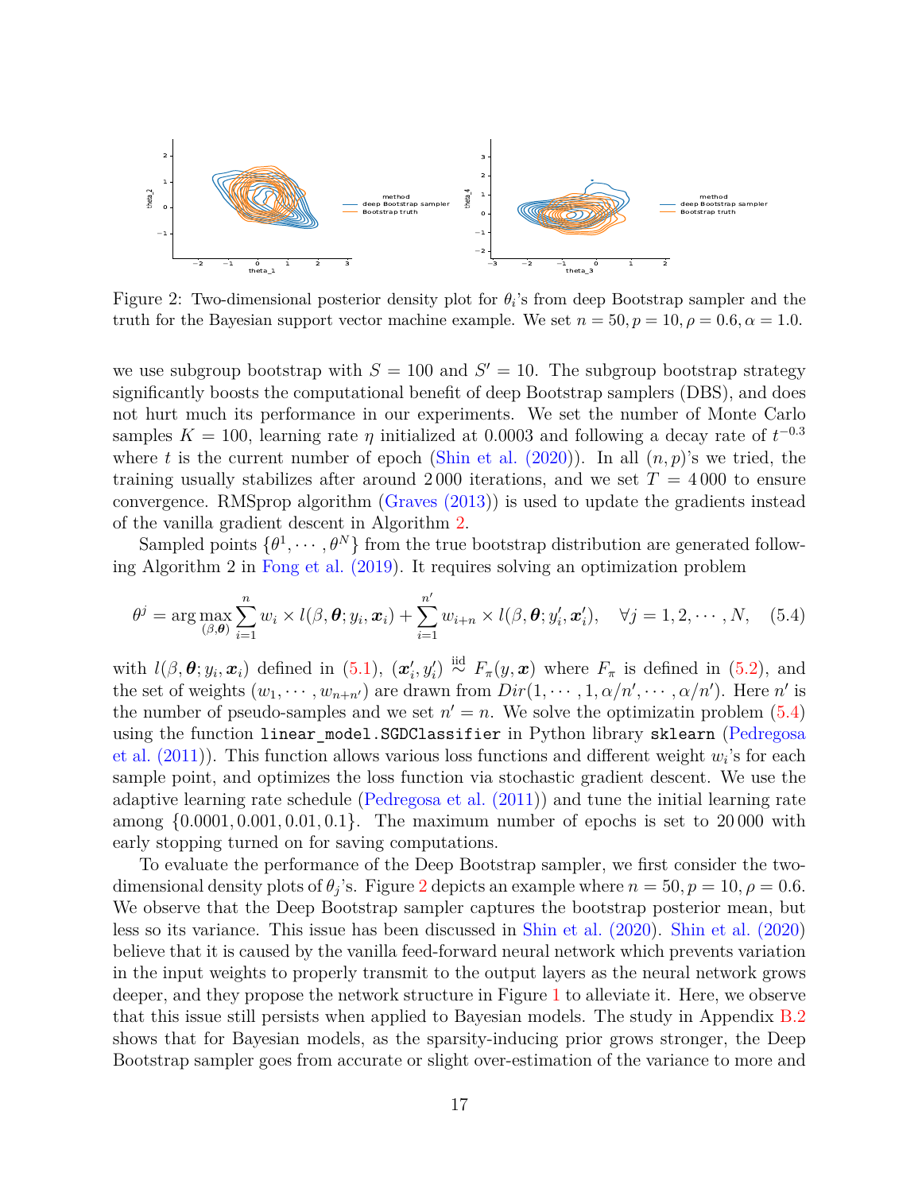Figure 2: Two-dimensional posterior density plot for $\theta_i$'s from deep Bootstrap sampler and the truth for the Bayesian support vector machine example. We set $n = 50, p = 10, \rho = 0.6, \alpha = 1.0$.

we use subgroup bootstrap with $S = 100$ and $S' = 10$. The subgroup bootstrap strategy significantly boosts the computational benefit of deep Bootstrap samplers (DBS), and does not hurt much its performance in our experiments. We set the number of Monte Carlo samples $K = 100$, learning rate $\eta$ initialized at 0.0003 and following a decay rate of $t^{-0.3}$ where $t$ is the current number of epoch (Shin et al. (2020)). In all $(n, p)$'s we tried, the training usually stabilizes after around 2 000 iterations, and we set $T = 4\,000$ to ensure convergence. RMSprop algorithm (Graves (2013)) is used to update the gradients instead of the vanilla gradient descent in Algorithm 2.

Sampled points $\{\theta^1, \cdots, \theta^N\}$ from the true bootstrap distribution are generated following Algorithm 2 in Fong et al. (2019). It requires solving an optimization problem

$$\theta^j = \arg\max_{(\beta,\boldsymbol{\theta})} \sum_{i=1}^{n} w_i \times l(\beta, \boldsymbol{\theta}; y_i, \boldsymbol{x}_i) + \sum_{i=1}^{n'} w_{i+n} \times l(\beta, \boldsymbol{\theta}; y_i', \boldsymbol{x}_i'), \quad \forall j = 1, 2, \cdots, N, \quad (5.4)$$

with $l(\beta, \boldsymbol{\theta}; y_i, \boldsymbol{x}_i)$ defined in (5.1), $(\boldsymbol{x}_i', y_i') \overset{\text{iid}}{\sim} F_\pi(y, \boldsymbol{x})$ where $F_\pi$ is defined in (5.2), and the set of weights $(w_1, \cdots, w_{n+n'})$ are drawn from $Dir(1, \cdots, 1, \alpha/n', \cdots, \alpha/n')$. Here $n'$ is the number of pseudo-samples and we set $n' = n$. We solve the optimizatin problem (5.4) using the function `linear_model.SGDClassifier` in Python library `sklearn` (Pedregosa et al. (2011)). This function allows various loss functions and different weight $w_i$'s for each sample point, and optimizes the loss function via stochastic gradient descent. We use the adaptive learning rate schedule (Pedregosa et al. (2011)) and tune the initial learning rate among $\{0.0001, 0.001, 0.01, 0.1\}$. The maximum number of epochs is set to 20 000 with early stopping turned on for saving computations.

To evaluate the performance of the Deep Bootstrap sampler, we first consider the two-dimensional density plots of $\theta_j$'s. Figure 2 depicts an example where $n = 50, p = 10, \rho = 0.6$. We observe that the Deep Bootstrap sampler captures the bootstrap posterior mean, but less so its variance. This issue has been discussed in Shin et al. (2020). Shin et al. (2020) believe that it is caused by the vanilla feed-forward neural network which prevents variation in the input weights to properly transmit to the output layers as the neural network grows deeper, and they propose the network structure in Figure 1 to alleviate it. Here, we observe that this issue still persists when applied to Bayesian models. The study in Appendix B.2 shows that for Bayesian models, as the sparsity-inducing prior grows stronger, the Deep Bootstrap sampler goes from accurate or slight over-estimation of the variance to more and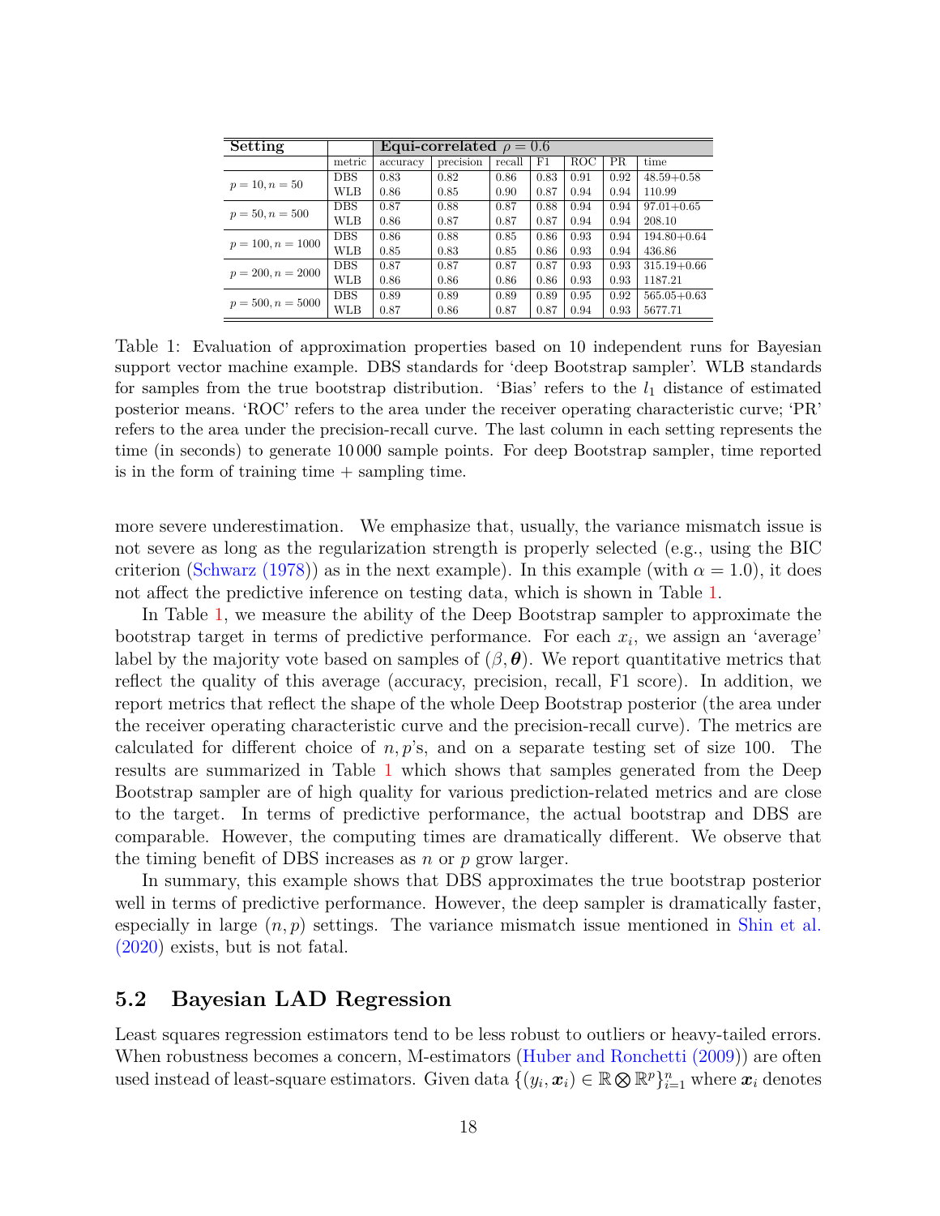| Setting | | Equi-correlated $\rho = 0.6$ | | | | | | |
|---|---|---|---|---|---|---|---|---|
| | metric | accuracy | precision | recall | F1 | ROC | PR | time |
| $p = 10, n = 50$ | DBS | 0.83 | 0.82 | 0.86 | 0.83 | 0.91 | 0.92 | 48.59+0.58 |
| | WLB | 0.86 | 0.85 | 0.90 | 0.87 | 0.94 | 0.94 | 110.99 |
| $p = 50, n = 500$ | DBS | 0.87 | 0.88 | 0.87 | 0.88 | 0.94 | 0.94 | 97.01+0.65 |
| | WLB | 0.86 | 0.87 | 0.87 | 0.87 | 0.94 | 0.94 | 208.10 |
| $p = 100, n = 1000$ | DBS | 0.86 | 0.88 | 0.85 | 0.86 | 0.93 | 0.94 | 194.80+0.64 |
| | WLB | 0.85 | 0.83 | 0.85 | 0.86 | 0.93 | 0.94 | 436.86 |
| $p = 200, n = 2000$ | DBS | 0.87 | 0.87 | 0.87 | 0.87 | 0.93 | 0.93 | 315.19+0.66 |
| | WLB | 0.86 | 0.86 | 0.86 | 0.86 | 0.93 | 0.93 | 1187.21 |
| $p = 500, n = 5000$ | DBS | 0.89 | 0.89 | 0.89 | 0.89 | 0.95 | 0.92 | 565.05+0.63 |
| | WLB | 0.87 | 0.86 | 0.87 | 0.87 | 0.94 | 0.93 | 5677.71 |

Table 1: Evaluation of approximation properties based on 10 independent runs for Bayesian support vector machine example. DBS standards for 'deep Bootstrap sampler'. WLB standards for samples from the true bootstrap distribution. 'Bias' refers to the $l_1$ distance of estimated posterior means. 'ROC' refers to the area under the receiver operating characteristic curve; 'PR' refers to the area under the precision-recall curve. The last column in each setting represents the time (in seconds) to generate 10 000 sample points. For deep Bootstrap sampler, time reported is in the form of training time + sampling time.

more severe underestimation. We emphasize that, usually, the variance mismatch issue is not severe as long as the regularization strength is properly selected (e.g., using the BIC criterion (Schwarz (1978)) as in the next example). In this example (with $\alpha = 1.0$), it does not affect the predictive inference on testing data, which is shown in Table 1.

In Table 1, we measure the ability of the Deep Bootstrap sampler to approximate the bootstrap target in terms of predictive performance. For each $x_i$, we assign an 'average' label by the majority vote based on samples of $(\beta, \boldsymbol{\theta})$. We report quantitative metrics that reflect the quality of this average (accuracy, precision, recall, F1 score). In addition, we report metrics that reflect the shape of the whole Deep Bootstrap posterior (the area under the receiver operating characteristic curve and the precision-recall curve). The metrics are calculated for different choice of $n, p$'s, and on a separate testing set of size 100. The results are summarized in Table 1 which shows that samples generated from the Deep Bootstrap sampler are of high quality for various prediction-related metrics and are close to the target. In terms of predictive performance, the actual bootstrap and DBS are comparable. However, the computing times are dramatically different. We observe that the timing benefit of DBS increases as $n$ or $p$ grow larger.

In summary, this example shows that DBS approximates the true bootstrap posterior well in terms of predictive performance. However, the deep sampler is dramatically faster, especially in large $(n, p)$ settings. The variance mismatch issue mentioned in Shin et al. (2020) exists, but is not fatal.

## 5.2 Bayesian LAD Regression

Least squares regression estimators tend to be less robust to outliers or heavy-tailed errors. When robustness becomes a concern, M-estimators (Huber and Ronchetti (2009)) are often used instead of least-square estimators. Given data $\{(y_i, \boldsymbol{x}_i) \in \mathbb{R} \bigotimes \mathbb{R}^p\}_{i=1}^n$ where $\boldsymbol{x}_i$ denotes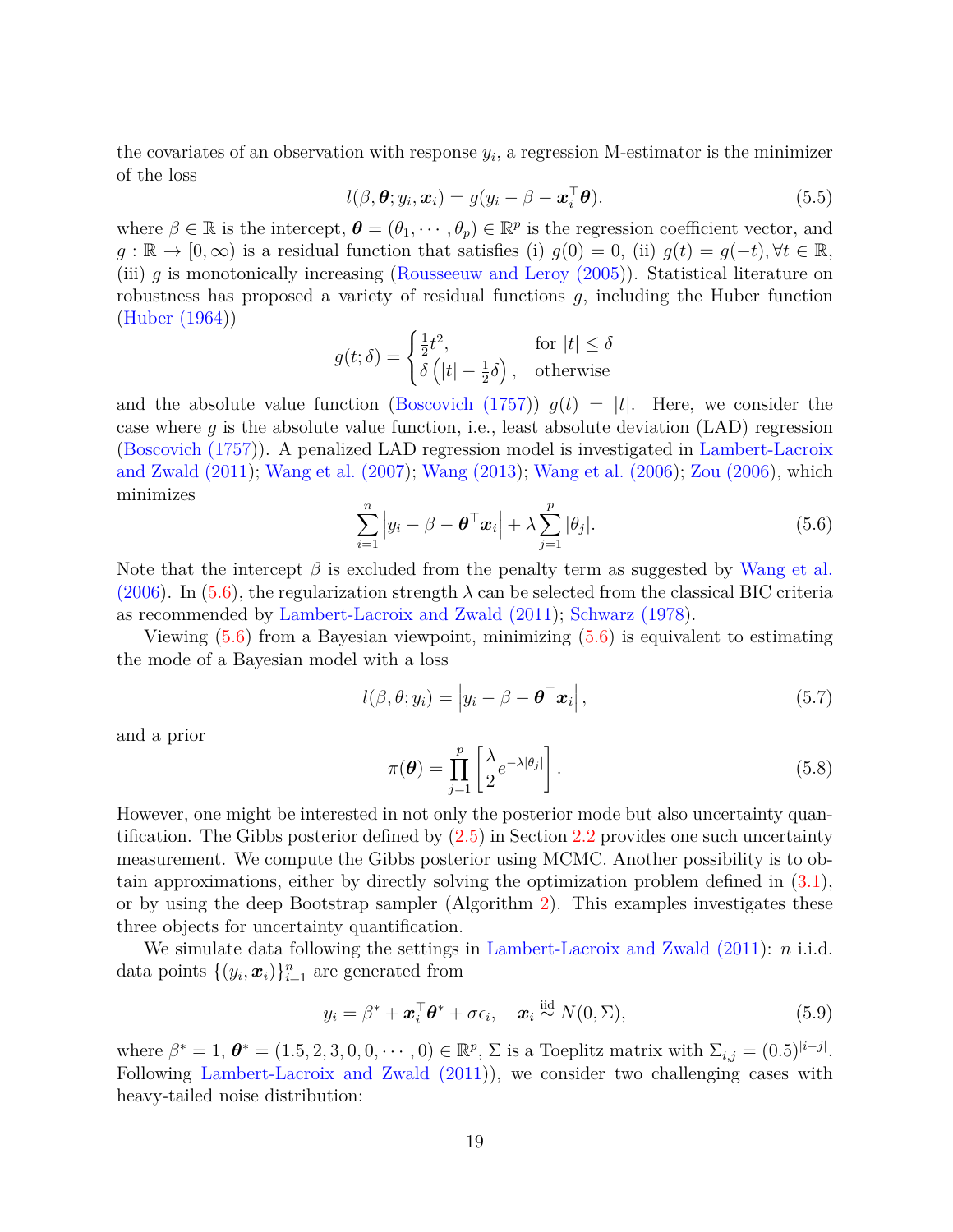the covariates of an observation with response $y_i$, a regression M-estimator is the minimizer of the loss

$$l(\beta, \boldsymbol{\theta}; y_i, \boldsymbol{x}_i) = g(y_i - \beta - \boldsymbol{x}_i^\top \boldsymbol{\theta}). \tag{5.5}$$

where $\beta \in \mathbb{R}$ is the intercept, $\boldsymbol{\theta} = (\theta_1, \cdots, \theta_p) \in \mathbb{R}^p$ is the regression coefficient vector, and $g : \mathbb{R} \to [0, \infty)$ is a residual function that satisfies (i) $g(0) = 0$, (ii) $g(t) = g(-t), \forall t \in \mathbb{R}$, (iii) $g$ is monotonically increasing (Rousseeuw and Leroy (2005)). Statistical literature on robustness has proposed a variety of residual functions $g$, including the Huber function (Huber (1964))

$$g(t; \delta) = \begin{cases} \frac{1}{2}t^2, & \text{for } |t| \leq \delta \\ \delta\left(|t| - \frac{1}{2}\delta\right), & \text{otherwise} \end{cases}$$

and the absolute value function (Boscovich (1757)) $g(t) = |t|$. Here, we consider the case where $g$ is the absolute value function, i.e., least absolute deviation (LAD) regression (Boscovich (1757)). A penalized LAD regression model is investigated in Lambert-Lacroix and Zwald (2011); Wang et al. (2007); Wang (2013); Wang et al. (2006); Zou (2006), which minimizes

$$\sum_{i=1}^{n} \left| y_i - \beta - \boldsymbol{\theta}^\top \boldsymbol{x}_i \right| + \lambda \sum_{j=1}^{p} |\theta_j|. \tag{5.6}$$

Note that the intercept $\beta$ is excluded from the penalty term as suggested by Wang et al. (2006). In (5.6), the regularization strength $\lambda$ can be selected from the classical BIC criteria as recommended by Lambert-Lacroix and Zwald (2011); Schwarz (1978).

Viewing (5.6) from a Bayesian viewpoint, minimizing (5.6) is equivalent to estimating the mode of a Bayesian model with a loss

$$l(\beta, \theta; y_i) = \left| y_i - \beta - \boldsymbol{\theta}^\top \boldsymbol{x}_i \right|, \tag{5.7}$$

and a prior

$$\pi(\boldsymbol{\theta}) = \prod_{j=1}^{p} \left[ \frac{\lambda}{2} e^{-\lambda|\theta_j|} \right]. \tag{5.8}$$

However, one might be interested in not only the posterior mode but also uncertainty quantification. The Gibbs posterior defined by (2.5) in Section 2.2 provides one such uncertainty measurement. We compute the Gibbs posterior using MCMC. Another possibility is to obtain approximations, either by directly solving the optimization problem defined in (3.1), or by using the deep Bootstrap sampler (Algorithm 2). This examples investigates these three objects for uncertainty quantification.

We simulate data following the settings in Lambert-Lacroix and Zwald (2011): $n$ i.i.d. data points $\{(y_i, \boldsymbol{x}_i)\}_{i=1}^n$ are generated from

$$y_i = \beta^* + \boldsymbol{x}_i^\top \boldsymbol{\theta}^* + \sigma\epsilon_i, \quad \boldsymbol{x}_i \overset{\text{iid}}{\sim} N(0, \Sigma), \tag{5.9}$$

where $\beta^* = 1$, $\boldsymbol{\theta}^* = (1.5, 2, 3, 0, 0, \cdots, 0) \in \mathbb{R}^p$, $\Sigma$ is a Toeplitz matrix with $\Sigma_{i,j} = (0.5)^{|i-j|}$. Following Lambert-Lacroix and Zwald (2011)), we consider two challenging cases with heavy-tailed noise distribution: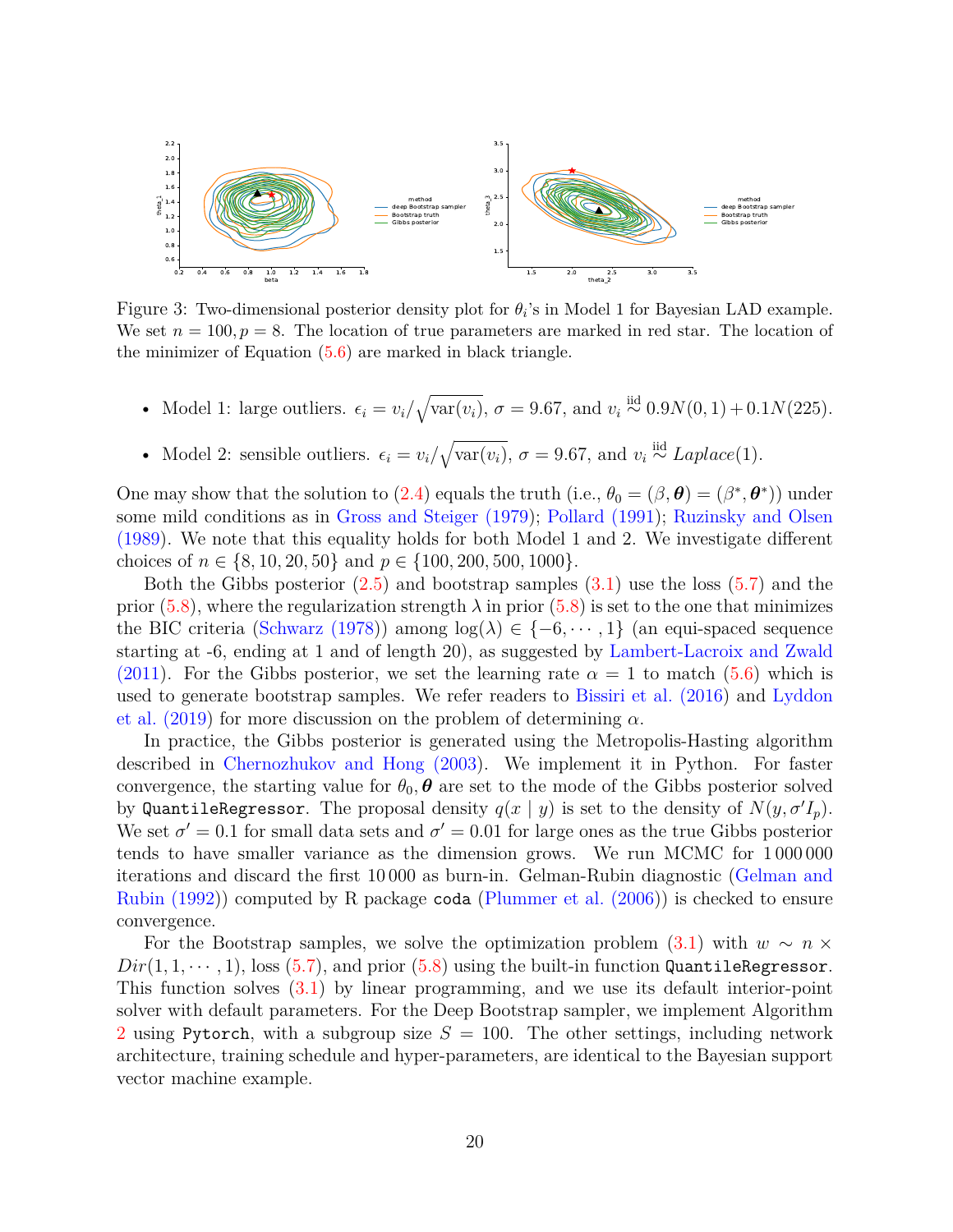Figure 3: Two-dimensional posterior density plot for $\theta_i$'s in Model 1 for Bayesian LAD example. We set $n = 100, p = 8$. The location of true parameters are marked in red star. The location of the minimizer of Equation (5.6) are marked in black triangle.

- Model 1: large outliers. $\epsilon_i = v_i/\sqrt{\text{var}(v_i)}$, $\sigma = 9.67$, and $v_i \overset{\text{iid}}{\sim} 0.9N(0,1) + 0.1N(225)$.
- Model 2: sensible outliers. $\epsilon_i = v_i/\sqrt{\text{var}(v_i)}$, $\sigma = 9.67$, and $v_i \overset{\text{iid}}{\sim} Laplace(1)$.

One may show that the solution to (2.4) equals the truth (i.e., $\theta_0 = (\beta, \boldsymbol{\theta}) = (\beta^*, \boldsymbol{\theta}^*)$) under some mild conditions as in Gross and Steiger (1979); Pollard (1991); Ruzinsky and Olsen (1989). We note that this equality holds for both Model 1 and 2. We investigate different choices of $n \in \{8, 10, 20, 50\}$ and $p \in \{100, 200, 500, 1000\}$.

Both the Gibbs posterior (2.5) and bootstrap samples (3.1) use the loss (5.7) and the prior (5.8), where the regularization strength $\lambda$ in prior (5.8) is set to the one that minimizes the BIC criteria (Schwarz (1978)) among $\log(\lambda) \in \{-6, \cdots, 1\}$ (an equi-spaced sequence starting at -6, ending at 1 and of length 20), as suggested by Lambert-Lacroix and Zwald (2011). For the Gibbs posterior, we set the learning rate $\alpha = 1$ to match (5.6) which is used to generate bootstrap samples. We refer readers to Bissiri et al. (2016) and Lyddon et al. (2019) for more discussion on the problem of determining $\alpha$.

In practice, the Gibbs posterior is generated using the Metropolis-Hasting algorithm described in Chernozhukov and Hong (2003). We implement it in Python. For faster convergence, the starting value for $\theta_0, \boldsymbol{\theta}$ are set to the mode of the Gibbs posterior solved by `QuantileRegressor`. The proposal density $q(x \mid y)$ is set to the density of $N(y, \sigma' I_p)$. We set $\sigma' = 0.1$ for small data sets and $\sigma' = 0.01$ for large ones as the true Gibbs posterior tends to have smaller variance as the dimension grows. We run MCMC for 1 000 000 iterations and discard the first 10 000 as burn-in. Gelman-Rubin diagnostic (Gelman and Rubin (1992)) computed by R package `coda` (Plummer et al. (2006)) is checked to ensure convergence.

For the Bootstrap samples, we solve the optimization problem (3.1) with $w \sim n \times Dir(1, 1, \cdots, 1)$, loss (5.7), and prior (5.8) using the built-in function `QuantileRegressor`. This function solves (3.1) by linear programming, and we use its default interior-point solver with default parameters. For the Deep Bootstrap sampler, we implement Algorithm 2 using `Pytorch`, with a subgroup size $S = 100$. The other settings, including network architecture, training schedule and hyper-parameters, are identical to the Bayesian support vector machine example.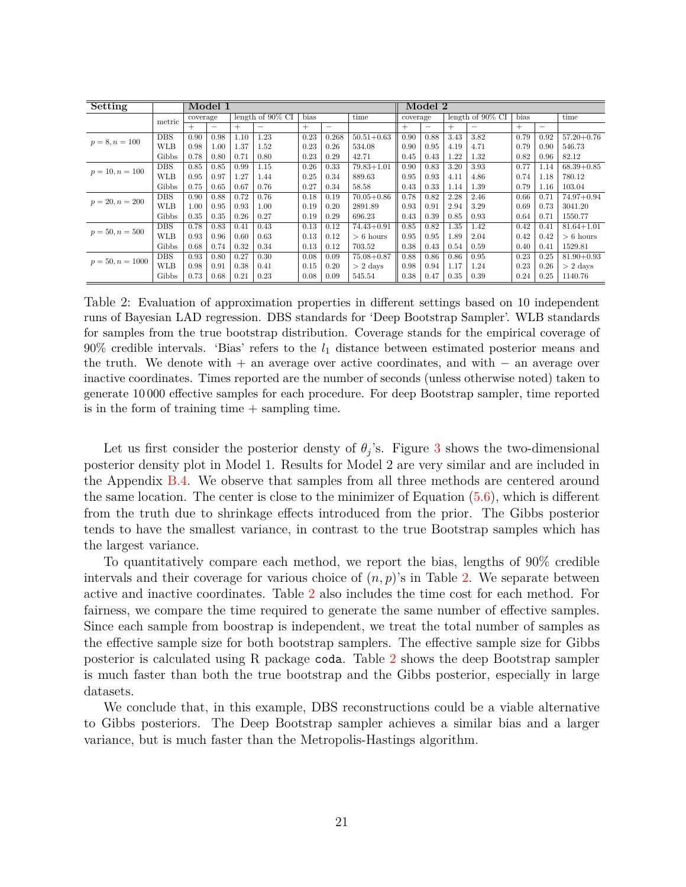| Setting | metric | Model 1 | | | | | | | Model 2 | | | | | | |
|---|---|---|---|---|---|---|---|---|---|---|---|---|---|---|---|
| | | coverage | | length of 90% CI | | bias | | time | coverage | | length of 90% CI | | bias | | time |
| | | + | − | + | − | + | − | | + | − | + | − | + | − | |
| $p = 8, n = 100$ | DBS | 0.90 | 0.98 | 1.10 | 1.23 | 0.23 | 0.268 | 50.51+0.63 | 0.90 | 0.88 | 3.43 | 3.82 | 0.79 | 0.92 | 57.20+0.76 |
| | WLB | 0.98 | 1.00 | 1.37 | 1.52 | 0.23 | 0.26 | 534.08 | 0.90 | 0.95 | 4.19 | 4.71 | 0.79 | 0.90 | 546.73 |
| | Gibbs | 0.78 | 0.80 | 0.71 | 0.80 | 0.23 | 0.29 | 42.71 | 0.45 | 0.43 | 1.22 | 1.32 | 0.82 | 0.96 | 82.12 |
| $p = 10, n = 100$ | DBS | 0.85 | 0.85 | 0.99 | 1.15 | 0.26 | 0.33 | 79.83+1.01 | 0.90 | 0.83 | 3.20 | 3.93 | 0.77 | 1.14 | 68.39+0.85 |
| | WLB | 0.95 | 0.97 | 1.27 | 1.44 | 0.25 | 0.34 | 889.63 | 0.95 | 0.93 | 4.11 | 4.86 | 0.74 | 1.18 | 780.12 |
| | Gibbs | 0.75 | 0.65 | 0.67 | 0.76 | 0.27 | 0.34 | 58.58 | 0.43 | 0.33 | 1.14 | 1.39 | 0.79 | 1.16 | 103.04 |
| $p = 20, n = 200$ | DBS | 0.90 | 0.88 | 0.72 | 0.76 | 0.18 | 0.19 | 70.05+0.86 | 0.78 | 0.82 | 2.28 | 2.46 | 0.66 | 0.71 | 74.97+0.94 |
| | WLB | 1.00 | 0.95 | 0.93 | 1.00 | 0.19 | 0.20 | 2891.89 | 0.93 | 0.91 | 2.94 | 3.29 | 0.69 | 0.73 | 3041.20 |
| | Gibbs | 0.35 | 0.35 | 0.26 | 0.27 | 0.19 | 0.29 | 696.23 | 0.43 | 0.39 | 0.85 | 0.93 | 0.64 | 0.71 | 1550.77 |
| $p = 50, n = 500$ | DBS | 0.78 | 0.83 | 0.41 | 0.43 | 0.13 | 0.12 | 74.43+0.91 | 0.85 | 0.82 | 1.35 | 1.42 | 0.42 | 0.41 | 81.64+1.01 |
| | WLB | 0.93 | 0.96 | 0.60 | 0.63 | 0.13 | 0.12 | > 6 hours | 0.95 | 0.95 | 1.89 | 2.04 | 0.42 | 0.42 | > 6 hours |
| | Gibbs | 0.68 | 0.74 | 0.32 | 0.34 | 0.13 | 0.12 | 703.52 | 0.38 | 0.43 | 0.54 | 0.59 | 0.40 | 0.41 | 1529.81 |
| $p = 50, n = 1000$ | DBS | 0.93 | 0.80 | 0.27 | 0.30 | 0.08 | 0.09 | 75.08+0.87 | 0.88 | 0.86 | 0.86 | 0.95 | 0.23 | 0.25 | 81.90+0.93 |
| | WLB | 0.98 | 0.91 | 0.38 | 0.41 | 0.15 | 0.20 | > 2 days | 0.98 | 0.94 | 1.17 | 1.24 | 0.23 | 0.26 | > 2 days |
| | Gibbs | 0.73 | 0.68 | 0.21 | 0.23 | 0.08 | 0.09 | 545.54 | 0.38 | 0.47 | 0.35 | 0.39 | 0.24 | 0.25 | 1140.76 |

Table 2: Evaluation of approximation properties in different settings based on 10 independent runs of Bayesian LAD regression. DBS standards for 'Deep Bootstrap Sampler'. WLB standards for samples from the true bootstrap distribution. Coverage stands for the empirical coverage of 90% credible intervals. 'Bias' refers to the $l_1$ distance between estimated posterior means and the truth. We denote with + an average over active coordinates, and with − an average over inactive coordinates. Times reported are the number of seconds (unless otherwise noted) taken to generate 10 000 effective samples for each procedure. For deep Bootstrap sampler, time reported is in the form of training time + sampling time.

Let us first consider the posterior densty of $\theta_j$'s. Figure 3 shows the two-dimensional posterior density plot in Model 1. Results for Model 2 are very similar and are included in the Appendix B.4. We observe that samples from all three methods are centered around the same location. The center is close to the minimizer of Equation (5.6), which is different from the truth due to shrinkage effects introduced from the prior. The Gibbs posterior tends to have the smallest variance, in contrast to the true Bootstrap samples which has the largest variance.

To quantitatively compare each method, we report the bias, lengths of 90% credible intervals and their coverage for various choice of $(n, p)$'s in Table 2. We separate between active and inactive coordinates. Table 2 also includes the time cost for each method. For fairness, we compare the time required to generate the same number of effective samples. Since each sample from boostrap is independent, we treat the total number of samples as the effective sample size for both bootstrap samplers. The effective sample size for Gibbs posterior is calculated using R package `coda`. Table 2 shows the deep Bootstrap sampler is much faster than both the true bootstrap and the Gibbs posterior, especially in large datasets.

We conclude that, in this example, DBS reconstructions could be a viable alternative to Gibbs posteriors. The Deep Bootstrap sampler achieves a similar bias and a larger variance, but is much faster than the Metropolis-Hastings algorithm.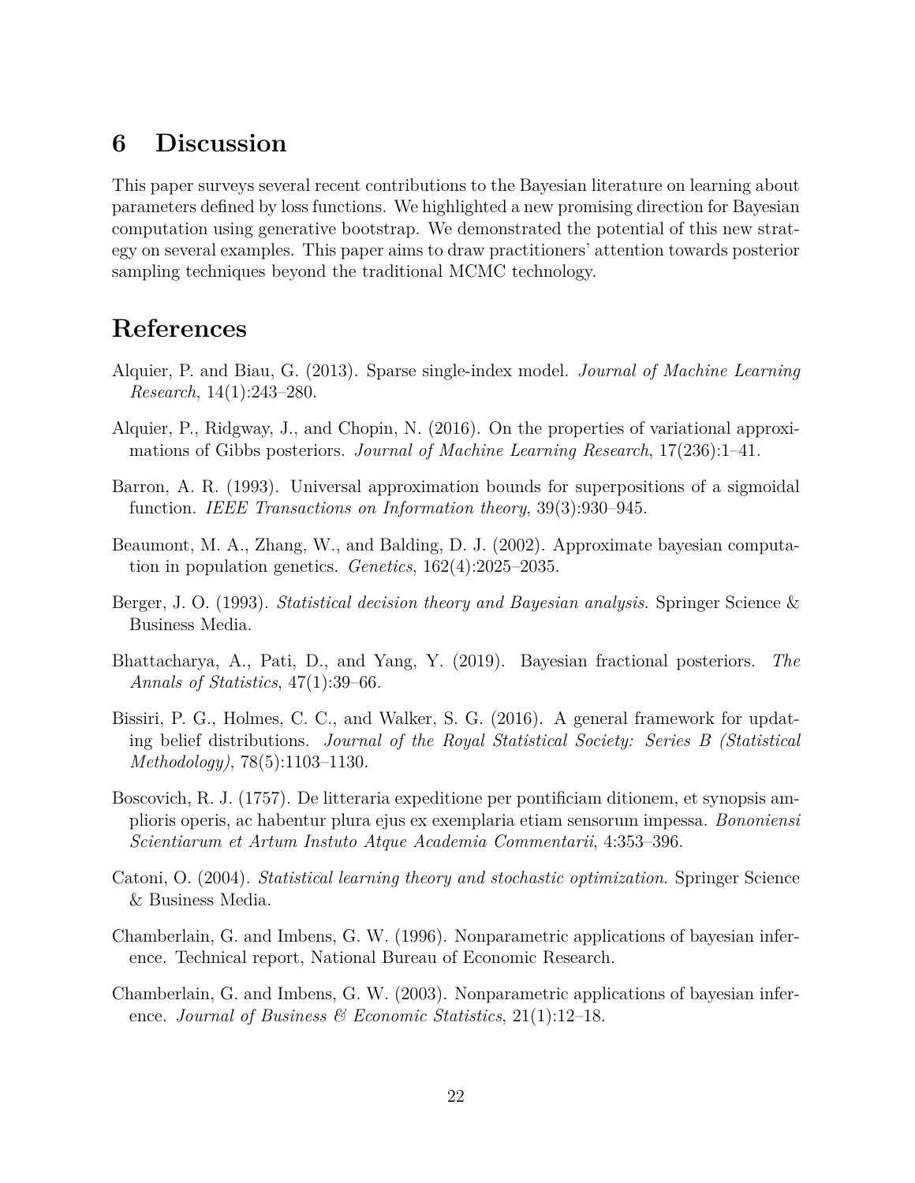## 6 Discussion

This paper surveys several recent contributions to the Bayesian literature on learning about parameters defined by loss functions. We highlighted a new promising direction for Bayesian computation using generative bootstrap. We demonstrated the potential of this new strategy on several examples. This paper aims to draw practitioners' attention towards posterior sampling techniques beyond the traditional MCMC technology.

## References

Alquier, P. and Biau, G. (2013). Sparse single-index model. *Journal of Machine Learning Research*, 14(1):243–280.

Alquier, P., Ridgway, J., and Chopin, N. (2016). On the properties of variational approximations of Gibbs posteriors. *Journal of Machine Learning Research*, 17(236):1–41.

Barron, A. R. (1993). Universal approximation bounds for superpositions of a sigmoidal function. *IEEE Transactions on Information theory*, 39(3):930–945.

Beaumont, M. A., Zhang, W., and Balding, D. J. (2002). Approximate bayesian computation in population genetics. *Genetics*, 162(4):2025–2035.

Berger, J. O. (1993). *Statistical decision theory and Bayesian analysis*. Springer Science & Business Media.

Bhattacharya, A., Pati, D., and Yang, Y. (2019). Bayesian fractional posteriors. *The Annals of Statistics*, 47(1):39–66.

Bissiri, P. G., Holmes, C. C., and Walker, S. G. (2016). A general framework for updating belief distributions. *Journal of the Royal Statistical Society: Series B (Statistical Methodology)*, 78(5):1103–1130.

Boscovich, R. J. (1757). De litteraria expeditione per pontificiam ditionem, et synopsis amplioris operis, ac habentur plura ejus ex exemplaria etiam sensorum impessa. *Bononiensi Scientiarum et Artum Instuto Atque Academia Commentarii*, 4:353–396.

Catoni, O. (2004). *Statistical learning theory and stochastic optimization*. Springer Science & Business Media.

Chamberlain, G. and Imbens, G. W. (1996). Nonparametric applications of bayesian inference. Technical report, National Bureau of Economic Research.

Chamberlain, G. and Imbens, G. W. (2003). Nonparametric applications of bayesian inference. *Journal of Business & Economic Statistics*, 21(1):12–18.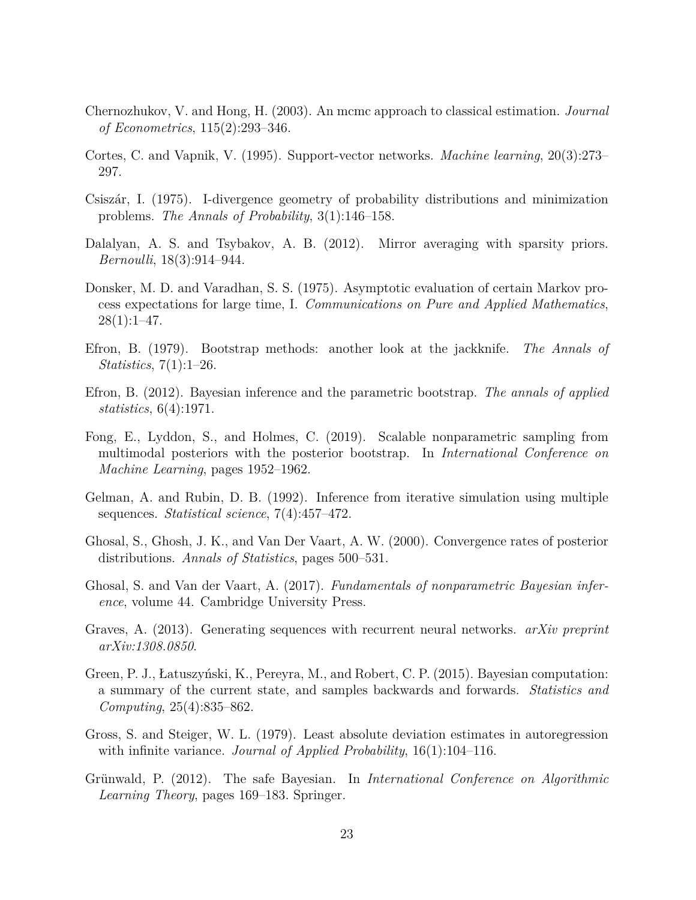Chernozhukov, V. and Hong, H. (2003). An mcmc approach to classical estimation. *Journal of Econometrics*, 115(2):293–346.

Cortes, C. and Vapnik, V. (1995). Support-vector networks. *Machine learning*, 20(3):273–297.

Csiszár, I. (1975). I-divergence geometry of probability distributions and minimization problems. *The Annals of Probability*, 3(1):146–158.

Dalalyan, A. S. and Tsybakov, A. B. (2012). Mirror averaging with sparsity priors. *Bernoulli*, 18(3):914–944.

Donsker, M. D. and Varadhan, S. S. (1975). Asymptotic evaluation of certain Markov process expectations for large time, I. *Communications on Pure and Applied Mathematics*, 28(1):1–47.

Efron, B. (1979). Bootstrap methods: another look at the jackknife. *The Annals of Statistics*, 7(1):1–26.

Efron, B. (2012). Bayesian inference and the parametric bootstrap. *The annals of applied statistics*, 6(4):1971.

Fong, E., Lyddon, S., and Holmes, C. (2019). Scalable nonparametric sampling from multimodal posteriors with the posterior bootstrap. In *International Conference on Machine Learning*, pages 1952–1962.

Gelman, A. and Rubin, D. B. (1992). Inference from iterative simulation using multiple sequences. *Statistical science*, 7(4):457–472.

Ghosal, S., Ghosh, J. K., and Van Der Vaart, A. W. (2000). Convergence rates of posterior distributions. *Annals of Statistics*, pages 500–531.

Ghosal, S. and Van der Vaart, A. (2017). *Fundamentals of nonparametric Bayesian inference*, volume 44. Cambridge University Press.

Graves, A. (2013). Generating sequences with recurrent neural networks. *arXiv preprint arXiv:1308.0850*.

Green, P. J., Łatuszyński, K., Pereyra, M., and Robert, C. P. (2015). Bayesian computation: a summary of the current state, and samples backwards and forwards. *Statistics and Computing*, 25(4):835–862.

Gross, S. and Steiger, W. L. (1979). Least absolute deviation estimates in autoregression with infinite variance. *Journal of Applied Probability*, 16(1):104–116.

Grünwald, P. (2012). The safe Bayesian. In *International Conference on Algorithmic Learning Theory*, pages 169–183. Springer.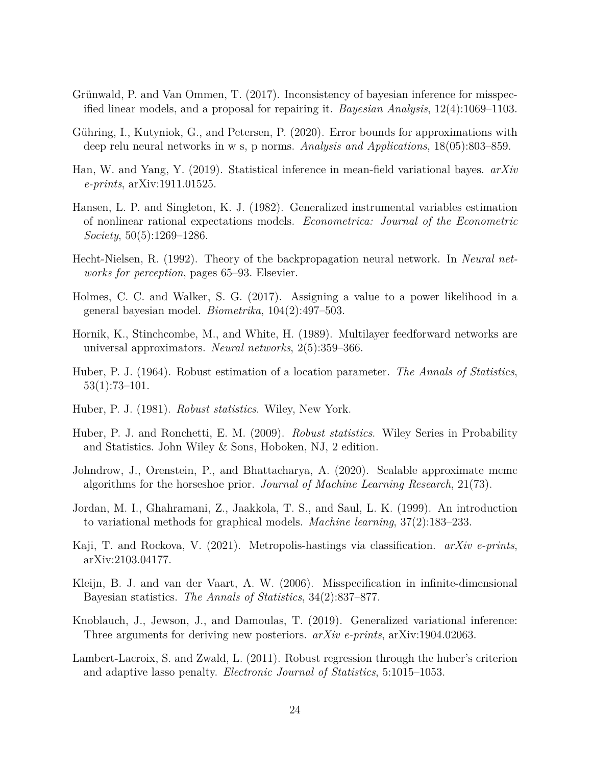Grünwald, P. and Van Ommen, T. (2017). Inconsistency of bayesian inference for misspecified linear models, and a proposal for repairing it. *Bayesian Analysis*, 12(4):1069–1103.

Gühring, I., Kutyniok, G., and Petersen, P. (2020). Error bounds for approximations with deep relu neural networks in w s, p norms. *Analysis and Applications*, 18(05):803–859.

Han, W. and Yang, Y. (2019). Statistical inference in mean-field variational bayes. *arXiv e-prints*, arXiv:1911.01525.

Hansen, L. P. and Singleton, K. J. (1982). Generalized instrumental variables estimation of nonlinear rational expectations models. *Econometrica: Journal of the Econometric Society*, 50(5):1269–1286.

Hecht-Nielsen, R. (1992). Theory of the backpropagation neural network. In *Neural networks for perception*, pages 65–93. Elsevier.

Holmes, C. C. and Walker, S. G. (2017). Assigning a value to a power likelihood in a general bayesian model. *Biometrika*, 104(2):497–503.

Hornik, K., Stinchcombe, M., and White, H. (1989). Multilayer feedforward networks are universal approximators. *Neural networks*, 2(5):359–366.

Huber, P. J. (1964). Robust estimation of a location parameter. *The Annals of Statistics*, 53(1):73–101.

Huber, P. J. (1981). *Robust statistics*. Wiley, New York.

Huber, P. J. and Ronchetti, E. M. (2009). *Robust statistics*. Wiley Series in Probability and Statistics. John Wiley & Sons, Hoboken, NJ, 2 edition.

Johndrow, J., Orenstein, P., and Bhattacharya, A. (2020). Scalable approximate mcmc algorithms for the horseshoe prior. *Journal of Machine Learning Research*, 21(73).

Jordan, M. I., Ghahramani, Z., Jaakkola, T. S., and Saul, L. K. (1999). An introduction to variational methods for graphical models. *Machine learning*, 37(2):183–233.

Kaji, T. and Rockova, V. (2021). Metropolis-hastings via classification. *arXiv e-prints*, arXiv:2103.04177.

Kleijn, B. J. and van der Vaart, A. W. (2006). Misspecification in infinite-dimensional Bayesian statistics. *The Annals of Statistics*, 34(2):837–877.

Knoblauch, J., Jewson, J., and Damoulas, T. (2019). Generalized variational inference: Three arguments for deriving new posteriors. *arXiv e-prints*, arXiv:1904.02063.

Lambert-Lacroix, S. and Zwald, L. (2011). Robust regression through the huber's criterion and adaptive lasso penalty. *Electronic Journal of Statistics*, 5:1015–1053.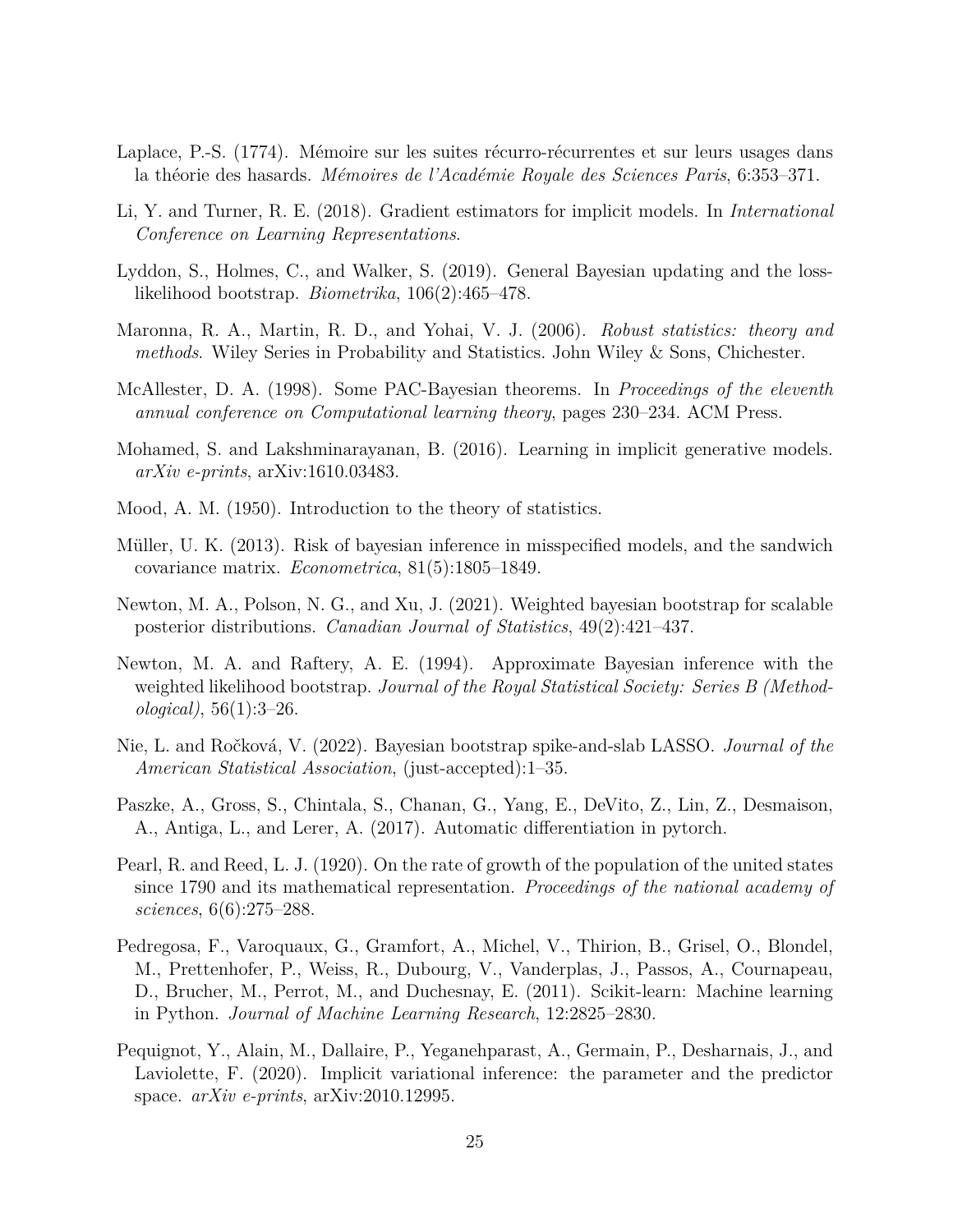Laplace, P.-S. (1774). Mémoire sur les suites récurro-récurrentes et sur leurs usages dans la théorie des hasards. *Mémoires de l'Académie Royale des Sciences Paris*, 6:353–371.

Li, Y. and Turner, R. E. (2018). Gradient estimators for implicit models. In *International Conference on Learning Representations*.

Lyddon, S., Holmes, C., and Walker, S. (2019). General Bayesian updating and the loss-likelihood bootstrap. *Biometrika*, 106(2):465–478.

Maronna, R. A., Martin, R. D., and Yohai, V. J. (2006). *Robust statistics: theory and methods*. Wiley Series in Probability and Statistics. John Wiley & Sons, Chichester.

McAllester, D. A. (1998). Some PAC-Bayesian theorems. In *Proceedings of the eleventh annual conference on Computational learning theory*, pages 230–234. ACM Press.

Mohamed, S. and Lakshminarayanan, B. (2016). Learning in implicit generative models. *arXiv e-prints*, arXiv:1610.03483.

Mood, A. M. (1950). Introduction to the theory of statistics.

Müller, U. K. (2013). Risk of bayesian inference in misspecified models, and the sandwich covariance matrix. *Econometrica*, 81(5):1805–1849.

Newton, M. A., Polson, N. G., and Xu, J. (2021). Weighted bayesian bootstrap for scalable posterior distributions. *Canadian Journal of Statistics*, 49(2):421–437.

Newton, M. A. and Raftery, A. E. (1994). Approximate Bayesian inference with the weighted likelihood bootstrap. *Journal of the Royal Statistical Society: Series B (Methodological)*, 56(1):3–26.

Nie, L. and Ročková, V. (2022). Bayesian bootstrap spike-and-slab LASSO. *Journal of the American Statistical Association*, (just-accepted):1–35.

Paszke, A., Gross, S., Chintala, S., Chanan, G., Yang, E., DeVito, Z., Lin, Z., Desmaison, A., Antiga, L., and Lerer, A. (2017). Automatic differentiation in pytorch.

Pearl, R. and Reed, L. J. (1920). On the rate of growth of the population of the united states since 1790 and its mathematical representation. *Proceedings of the national academy of sciences*, 6(6):275–288.

Pedregosa, F., Varoquaux, G., Gramfort, A., Michel, V., Thirion, B., Grisel, O., Blondel, M., Prettenhofer, P., Weiss, R., Dubourg, V., Vanderplas, J., Passos, A., Cournapeau, D., Brucher, M., Perrot, M., and Duchesnay, E. (2011). Scikit-learn: Machine learning in Python. *Journal of Machine Learning Research*, 12:2825–2830.

Pequignot, Y., Alain, M., Dallaire, P., Yeganehparast, A., Germain, P., Desharnais, J., and Laviolette, F. (2020). Implicit variational inference: the parameter and the predictor space. *arXiv e-prints*, arXiv:2010.12995.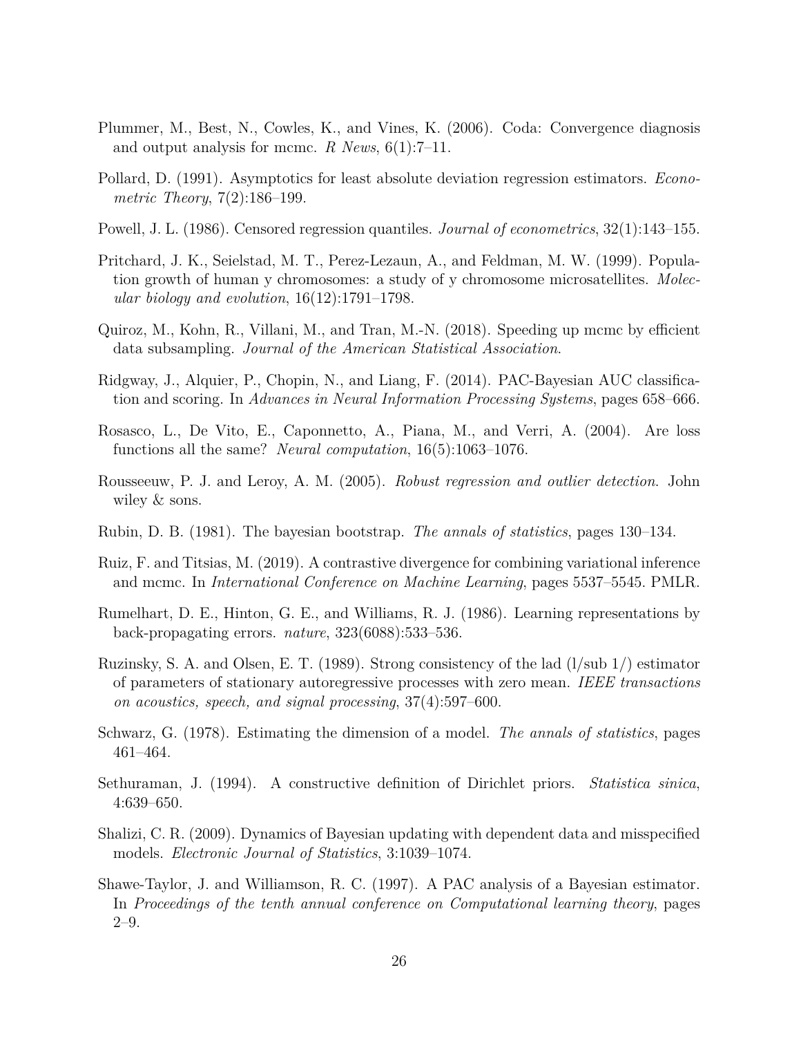Plummer, M., Best, N., Cowles, K., and Vines, K. (2006). Coda: Convergence diagnosis and output analysis for mcmc. *R News*, 6(1):7–11.

Pollard, D. (1991). Asymptotics for least absolute deviation regression estimators. *Econometric Theory*, 7(2):186–199.

Powell, J. L. (1986). Censored regression quantiles. *Journal of econometrics*, 32(1):143–155.

Pritchard, J. K., Seielstad, M. T., Perez-Lezaun, A., and Feldman, M. W. (1999). Population growth of human y chromosomes: a study of y chromosome microsatellites. *Molecular biology and evolution*, 16(12):1791–1798.

Quiroz, M., Kohn, R., Villani, M., and Tran, M.-N. (2018). Speeding up mcmc by efficient data subsampling. *Journal of the American Statistical Association*.

Ridgway, J., Alquier, P., Chopin, N., and Liang, F. (2014). PAC-Bayesian AUC classification and scoring. In *Advances in Neural Information Processing Systems*, pages 658–666.

Rosasco, L., De Vito, E., Caponnetto, A., Piana, M., and Verri, A. (2004). Are loss functions all the same? *Neural computation*, 16(5):1063–1076.

Rousseeuw, P. J. and Leroy, A. M. (2005). *Robust regression and outlier detection*. John wiley & sons.

Rubin, D. B. (1981). The bayesian bootstrap. *The annals of statistics*, pages 130–134.

Ruiz, F. and Titsias, M. (2019). A contrastive divergence for combining variational inference and mcmc. In *International Conference on Machine Learning*, pages 5537–5545. PMLR.

Rumelhart, D. E., Hinton, G. E., and Williams, R. J. (1986). Learning representations by back-propagating errors. *nature*, 323(6088):533–536.

Ruzinsky, S. A. and Olsen, E. T. (1989). Strong consistency of the lad (l/sub 1/) estimator of parameters of stationary autoregressive processes with zero mean. *IEEE transactions on acoustics, speech, and signal processing*, 37(4):597–600.

Schwarz, G. (1978). Estimating the dimension of a model. *The annals of statistics*, pages 461–464.

Sethuraman, J. (1994). A constructive definition of Dirichlet priors. *Statistica sinica*, 4:639–650.

Shalizi, C. R. (2009). Dynamics of Bayesian updating with dependent data and misspecified models. *Electronic Journal of Statistics*, 3:1039–1074.

Shawe-Taylor, J. and Williamson, R. C. (1997). A PAC analysis of a Bayesian estimator. In *Proceedings of the tenth annual conference on Computational learning theory*, pages 2–9.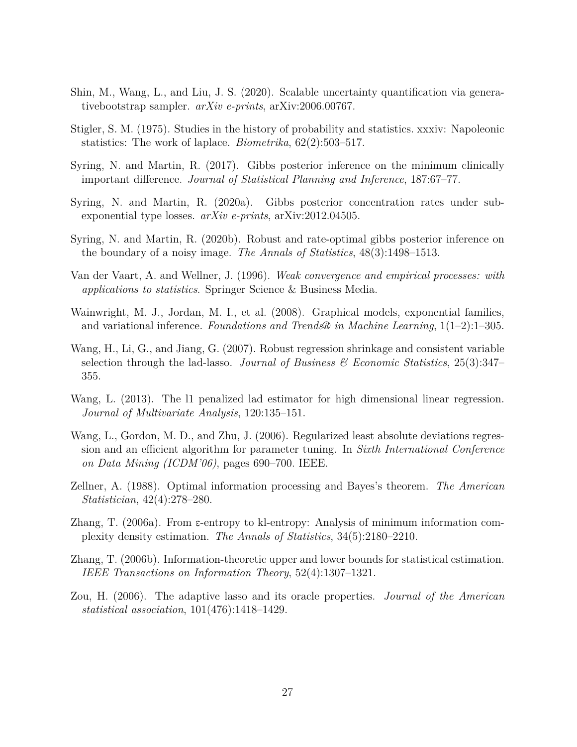Shin, M., Wang, L., and Liu, J. S. (2020). Scalable uncertainty quantification via generativebootstrap sampler. *arXiv e-prints*, arXiv:2006.00767.

Stigler, S. M. (1975). Studies in the history of probability and statistics. xxxiv: Napoleonic statistics: The work of laplace. *Biometrika*, 62(2):503–517.

Syring, N. and Martin, R. (2017). Gibbs posterior inference on the minimum clinically important difference. *Journal of Statistical Planning and Inference*, 187:67–77.

Syring, N. and Martin, R. (2020a). Gibbs posterior concentration rates under sub-exponential type losses. *arXiv e-prints*, arXiv:2012.04505.

Syring, N. and Martin, R. (2020b). Robust and rate-optimal gibbs posterior inference on the boundary of a noisy image. *The Annals of Statistics*, 48(3):1498–1513.

Van der Vaart, A. and Wellner, J. (1996). *Weak convergence and empirical processes: with applications to statistics*. Springer Science & Business Media.

Wainwright, M. J., Jordan, M. I., et al. (2008). Graphical models, exponential families, and variational inference. *Foundations and Trends® in Machine Learning*, 1(1–2):1–305.

Wang, H., Li, G., and Jiang, G. (2007). Robust regression shrinkage and consistent variable selection through the lad-lasso. *Journal of Business & Economic Statistics*, 25(3):347–355.

Wang, L. (2013). The l1 penalized lad estimator for high dimensional linear regression. *Journal of Multivariate Analysis*, 120:135–151.

Wang, L., Gordon, M. D., and Zhu, J. (2006). Regularized least absolute deviations regression and an efficient algorithm for parameter tuning. In *Sixth International Conference on Data Mining (ICDM'06)*, pages 690–700. IEEE.

Zellner, A. (1988). Optimal information processing and Bayes's theorem. *The American Statistician*, 42(4):278–280.

Zhang, T. (2006a). From ε-entropy to kl-entropy: Analysis of minimum information complexity density estimation. *The Annals of Statistics*, 34(5):2180–2210.

Zhang, T. (2006b). Information-theoretic upper and lower bounds for statistical estimation. *IEEE Transactions on Information Theory*, 52(4):1307–1321.

Zou, H. (2006). The adaptive lasso and its oracle properties. *Journal of the American statistical association*, 101(476):1418–1429.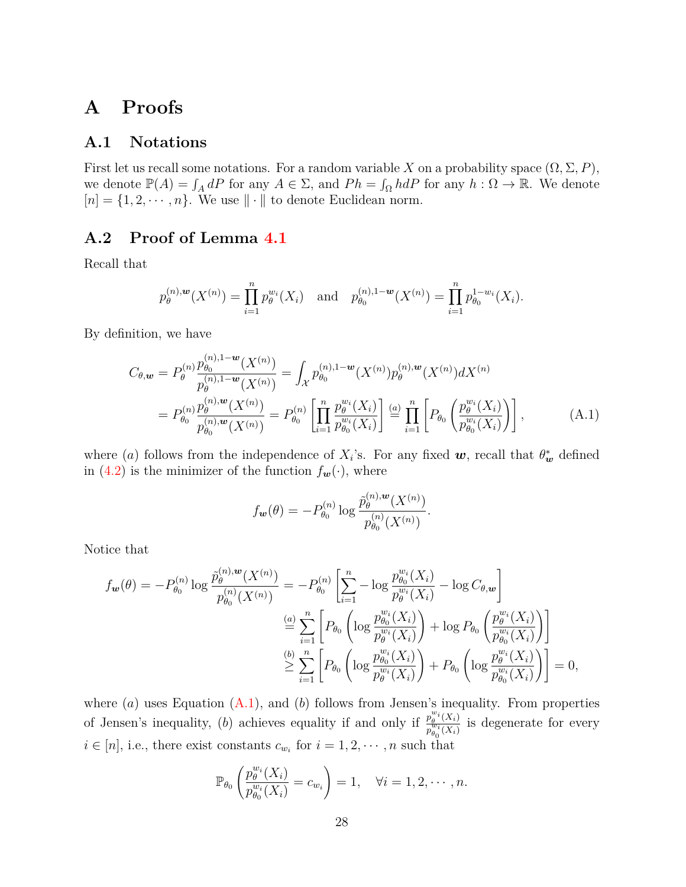# A Proofs

## A.1 Notations

First let us recall some notations. For a random variable $X$ on a probability space $(\Omega, \Sigma, P)$, we denote $\mathbb{P}(A) = \int_A dP$ for any $A \in \Sigma$, and $Ph = \int_\Omega h dP$ for any $h : \Omega \to \mathbb{R}$. We denote $[n] = \{1, 2, \cdots, n\}$. We use $\|\cdot\|$ to denote Euclidean norm.

## A.2 Proof of Lemma 4.1

Recall that

$$
p_\theta^{(n),\boldsymbol{w}}(X^{(n)}) = \prod_{i=1}^n p_\theta^{w_i}(X_i) \quad \text{and} \quad p_{\theta_0}^{(n),1-\boldsymbol{w}}(X^{(n)}) = \prod_{i=1}^n p_{\theta_0}^{1-w_i}(X_i).
$$

By definition, we have

$$
\begin{aligned}
C_{\theta,\boldsymbol{w}} &= P_\theta^{(n)} \frac{p_{\theta_0}^{(n),1-\boldsymbol{w}}(X^{(n)})}{p_\theta^{(n),1-\boldsymbol{w}}(X^{(n)})} = \int_{\mathcal{X}} p_{\theta_0}^{(n),1-\boldsymbol{w}}(X^{(n)}) p_\theta^{(n),\boldsymbol{w}}(X^{(n)}) dX^{(n)} \\
&= P_{\theta_0}^{(n)} \frac{p_\theta^{(n),\boldsymbol{w}}(X^{(n)})}{p_{\theta_0}^{(n),\boldsymbol{w}}(X^{(n)})} = P_{\theta_0}^{(n)} \left[ \prod_{i=1}^n \frac{p_\theta^{w_i}(X_i)}{p_{\theta_0}^{w_i}(X_i)} \right] \overset{(a)}{=} \prod_{i=1}^n \left[ P_{\theta_0} \left( \frac{p_\theta^{w_i}(X_i)}{p_{\theta_0}^{w_i}(X_i)} \right) \right],
\end{aligned} \tag{A.1}
$$

where $(a)$ follows from the independence of $X_i$'s. For any fixed $\boldsymbol{w}$, recall that $\theta_{\boldsymbol{w}}^*$ defined in (4.2) is the minimizer of the function $f_{\boldsymbol{w}}(\cdot)$, where

$$
f_{\boldsymbol{w}}(\theta) = -P_{\theta_0}^{(n)} \log \frac{\tilde{p}_\theta^{(n),\boldsymbol{w}}(X^{(n)})}{p_{\theta_0}^{(n)}(X^{(n)})}.
$$

Notice that

$$
\begin{aligned}
f_{\boldsymbol{w}}(\theta) = -P_{\theta_0}^{(n)} \log \frac{\tilde{p}_\theta^{(n),\boldsymbol{w}}(X^{(n)})}{p_{\theta_0}^{(n)}(X^{(n)})} &= -P_{\theta_0}^{(n)} \left[ \sum_{i=1}^n - \log \frac{p_{\theta_0}^{w_i}(X_i)}{p_\theta^{w_i}(X_i)} - \log C_{\theta,\boldsymbol{w}} \right] \\
&\overset{(a)}{=} \sum_{i=1}^n \left[ P_{\theta_0} \left( \log \frac{p_{\theta_0}^{w_i}(X_i)}{p_\theta^{w_i}(X_i)} \right) + \log P_{\theta_0} \left( \frac{p_\theta^{w_i}(X_i)}{p_{\theta_0}^{w_i}(X_i)} \right) \right] \\
&\overset{(b)}{\geq} \sum_{i=1}^n \left[ P_{\theta_0} \left( \log \frac{p_{\theta_0}^{w_i}(X_i)}{p_\theta^{w_i}(X_i)} \right) + P_{\theta_0} \left( \log \frac{p_\theta^{w_i}(X_i)}{p_{\theta_0}^{w_i}(X_i)} \right) \right] = 0,
\end{aligned}
$$

where $(a)$ uses Equation (A.1), and $(b)$ follows from Jensen's inequality. From properties of Jensen's inequality, $(b)$ achieves equality if and only if $\frac{p_\theta^{w_i}(X_i)}{p_{\theta_0}^{w_i}(X_i)}$ is degenerate for every $i \in [n]$, i.e., there exist constants $c_{w_i}$ for $i = 1, 2, \cdots, n$ such that

$$
\mathbb{P}_{\theta_0} \left( \frac{p_\theta^{w_i}(X_i)}{p_{\theta_0}^{w_i}(X_i)} = c_{w_i} \right) = 1, \quad \forall i = 1, 2, \cdots, n.
$$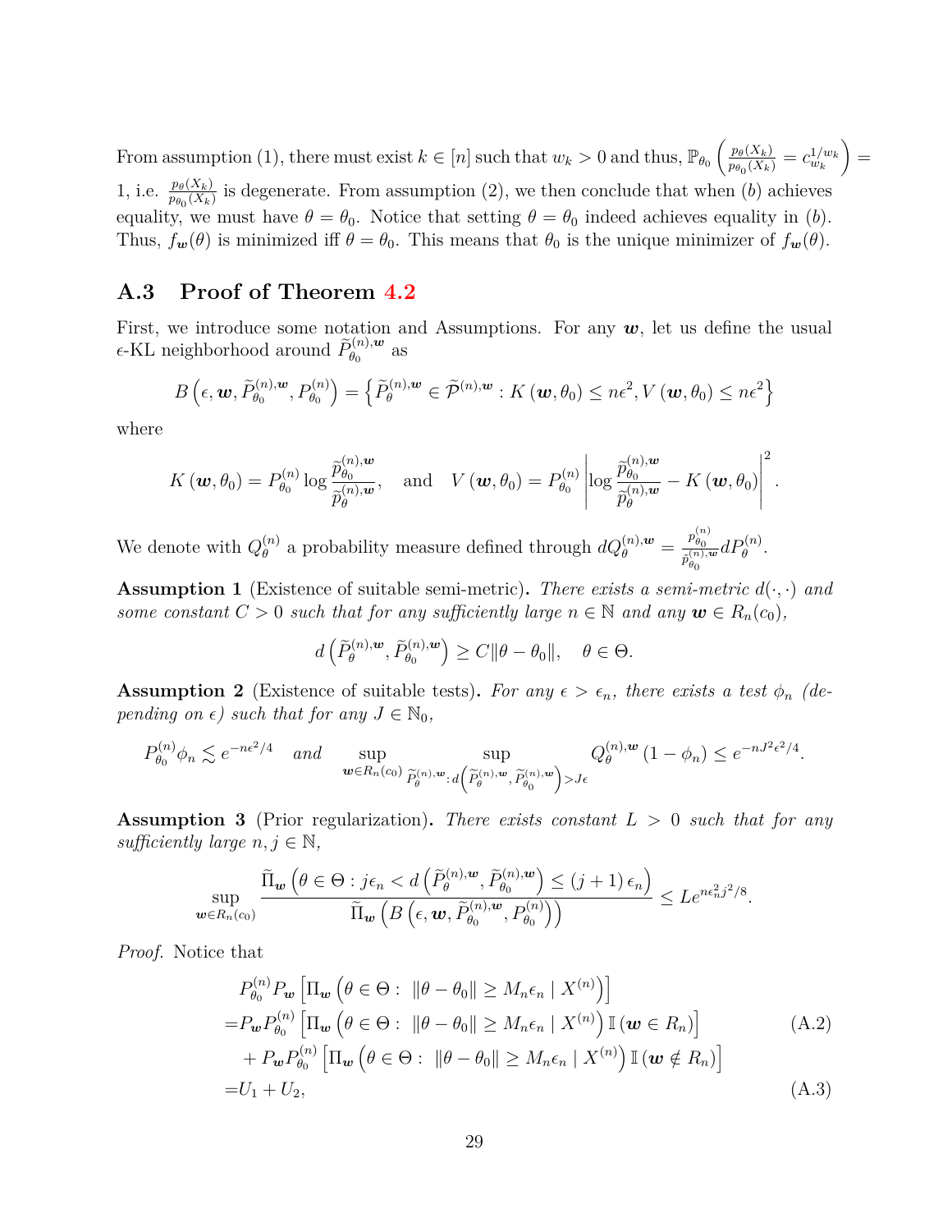From assumption (1), there must exist $k \in [n]$ such that $w_k > 0$ and thus, $\mathbb{P}_{\theta_0}\left(\frac{p_\theta(X_k)}{p_{\theta_0}(X_k)} = c_{w_k}^{1/w_k}\right) = 1$, i.e. $\frac{p_\theta(X_k)}{p_{\theta_0}(X_k)}$ is degenerate. From assumption (2), we then conclude that when $(b)$ achieves equality, we must have $\theta = \theta_0$. Notice that setting $\theta = \theta_0$ indeed achieves equality in $(b)$. Thus, $f_{\boldsymbol{w}}(\theta)$ is minimized iff $\theta = \theta_0$. This means that $\theta_0$ is the unique minimizer of $f_{\boldsymbol{w}}(\theta)$.

## A.3 Proof of Theorem 4.2

First, we introduce some notation and Assumptions. For any $\boldsymbol{w}$, let us define the usual $\epsilon$-KL neighborhood around $\widetilde{P}_{\theta_0}^{(n),\boldsymbol{w}}$ as

$$B\left(\epsilon, \boldsymbol{w}, \widetilde{P}_{\theta_0}^{(n),\boldsymbol{w}}, P_{\theta_0}^{(n)}\right) = \left\{\widetilde{P}_{\theta}^{(n),\boldsymbol{w}} \in \widetilde{\mathcal{P}}^{(n),\boldsymbol{w}} : K(\boldsymbol{w}, \theta_0) \le n\epsilon^2, V(\boldsymbol{w}, \theta_0) \le n\epsilon^2\right\}$$

where

$$K(\boldsymbol{w}, \theta_0) = P_{\theta_0}^{(n)} \log \frac{\widetilde{p}_{\theta_0}^{(n),\boldsymbol{w}}}{\widetilde{p}_{\theta}^{(n),\boldsymbol{w}}}, \quad \text{and} \quad V(\boldsymbol{w}, \theta_0) = P_{\theta_0}^{(n)} \left|\log \frac{\widetilde{p}_{\theta_0}^{(n),\boldsymbol{w}}}{\widetilde{p}_{\theta}^{(n),\boldsymbol{w}}} - K(\boldsymbol{w}, \theta_0)\right|^2.$$

We denote with $Q_\theta^{(n)}$ a probability measure defined through $dQ_\theta^{(n),\boldsymbol{w}} = \frac{p_{\theta_0}^{(n)}}{\widetilde{p}_{\theta_0}^{(n),\boldsymbol{w}}} dP_\theta^{(n)}$.

**Assumption 1** (Existence of suitable semi-metric)**.** *There exists a semi-metric $d(\cdot,\cdot)$ and some constant $C > 0$ such that for any sufficiently large $n \in \mathbb{N}$ and any $\boldsymbol{w} \in R_n(c_0)$,*

$$d\left(\widetilde{P}_\theta^{(n),\boldsymbol{w}}, \widetilde{P}_{\theta_0}^{(n),\boldsymbol{w}}\right) \ge C\|\theta - \theta_0\|, \quad \theta \in \Theta.$$

**Assumption 2** (Existence of suitable tests)**.** *For any $\epsilon > \epsilon_n$, there exists a test $\phi_n$ (depending on $\epsilon$) such that for any $J \in \mathbb{N}_0$,*

$$P_{\theta_0}^{(n)}\phi_n \lesssim e^{-n\epsilon^2/4} \quad \text{and} \quad \sup_{\boldsymbol{w} \in R_n(c_0)} \sup_{\widetilde{P}_\theta^{(n),\boldsymbol{w}} : d\left(\widetilde{P}_\theta^{(n),\boldsymbol{w}}, \widetilde{P}_{\theta_0}^{(n),\boldsymbol{w}}\right) > J\epsilon} Q_\theta^{(n),\boldsymbol{w}}(1 - \phi_n) \le e^{-nJ^2\epsilon^2/4}.$$

**Assumption 3** (Prior regularization)**.** *There exists constant $L > 0$ such that for any sufficiently large $n, j \in \mathbb{N}$,*

$$\sup_{\boldsymbol{w} \in R_n(c_0)} \frac{\widetilde{\Pi}_{\boldsymbol{w}}\left(\theta \in \Theta : j\epsilon_n < d\left(\widetilde{P}_\theta^{(n),\boldsymbol{w}}, \widetilde{P}_{\theta_0}^{(n),\boldsymbol{w}}\right) \le (j+1)\epsilon_n\right)}{\widetilde{\Pi}_{\boldsymbol{w}}\left(B\left(\epsilon, \boldsymbol{w}, \widetilde{P}_{\theta_0}^{(n),\boldsymbol{w}}, P_{\theta_0}^{(n)}\right)\right)} \le L e^{n\epsilon_n^2 j^2/8}.$$

*Proof.* Notice that

$$\begin{aligned}
&P_{\theta_0}^{(n)} P_{\boldsymbol{w}}\left[\Pi_{\boldsymbol{w}}\left(\theta \in \Theta : \|\theta - \theta_0\| \ge M_n\epsilon_n \mid X^{(n)}\right)\right] \\
=&P_{\boldsymbol{w}} P_{\theta_0}^{(n)}\left[\Pi_{\boldsymbol{w}}\left(\theta \in \Theta : \|\theta - \theta_0\| \ge M_n\epsilon_n \mid X^{(n)}\right)\mathbb{I}(\boldsymbol{w} \in R_n)\right] \qquad \text{(A.2)}\\
&+ P_{\boldsymbol{w}} P_{\theta_0}^{(n)}\left[\Pi_{\boldsymbol{w}}\left(\theta \in \Theta : \|\theta - \theta_0\| \ge M_n\epsilon_n \mid X^{(n)}\right)\mathbb{I}(\boldsymbol{w} \notin R_n)\right] \\
=&U_1 + U_2, \qquad \text{(A.3)}
\end{aligned}$$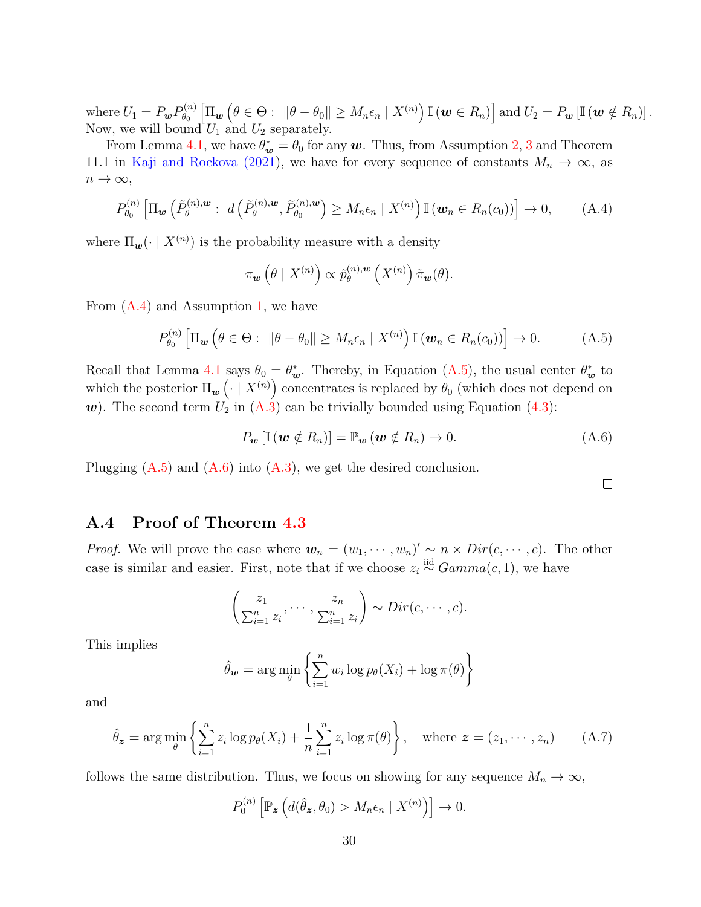where $U_1 = P_{\boldsymbol{w}} P_{\theta_0}^{(n)} \left[ \Pi_{\boldsymbol{w}} \left( \theta \in \Theta : \; \|\theta - \theta_0\| \geq M_n \epsilon_n \mid X^{(n)} \right) \mathbb{I} \left( \boldsymbol{w} \in R_n \right) \right]$ and $U_2 = P_{\boldsymbol{w}} \left[ \mathbb{I} \left( \boldsymbol{w} \notin R_n \right) \right]$. Now, we will bound $U_1$ and $U_2$ separately.

From Lemma 4.1, we have $\theta^*_{\boldsymbol{w}} = \theta_0$ for any $\boldsymbol{w}$. Thus, from Assumption 2, 3 and Theorem 11.1 in Kaji and Rockova (2021), we have for every sequence of constants $M_n \to \infty$, as $n \to \infty$,

$$P_{\theta_0}^{(n)} \left[ \Pi_{\boldsymbol{w}} \left( \tilde{P}_{\theta}^{(n),\boldsymbol{w}} : \; d\left( \tilde{P}_{\theta}^{(n),\boldsymbol{w}}, \tilde{P}_{\theta_0}^{(n),\boldsymbol{w}} \right) \geq M_n \epsilon_n \mid X^{(n)} \right) \mathbb{I} \left( \boldsymbol{w}_n \in R_n(c_0) \right) \right] \to 0, \tag{A.4}$$

where $\Pi_{\boldsymbol{w}}(\cdot \mid X^{(n)})$ is the probability measure with a density

$$\pi_{\boldsymbol{w}} \left( \theta \mid X^{(n)} \right) \propto \tilde{p}_{\theta}^{(n),\boldsymbol{w}} \left( X^{(n)} \right) \tilde{\pi}_{\boldsymbol{w}}(\theta).$$

From (A.4) and Assumption 1, we have

$$P_{\theta_0}^{(n)} \left[ \Pi_{\boldsymbol{w}} \left( \theta \in \Theta : \; \|\theta - \theta_0\| \geq M_n \epsilon_n \mid X^{(n)} \right) \mathbb{I} \left( \boldsymbol{w}_n \in R_n(c_0) \right) \right] \to 0. \tag{A.5}$$

Recall that Lemma 4.1 says $\theta_0 = \theta^*_{\boldsymbol{w}}$. Thereby, in Equation (A.5), the usual center $\theta^*_{\boldsymbol{w}}$ to which the posterior $\Pi_{\boldsymbol{w}} \left( \cdot \mid X^{(n)} \right)$ concentrates is replaced by $\theta_0$ (which does not depend on $\boldsymbol{w}$). The second term $U_2$ in (A.3) can be trivially bounded using Equation (4.3):

$$P_{\boldsymbol{w}} \left[ \mathbb{I} \left( \boldsymbol{w} \notin R_n \right) \right] = \mathbb{P}_{\boldsymbol{w}} \left( \boldsymbol{w} \notin R_n \right) \to 0. \tag{A.6}$$

Plugging (A.5) and (A.6) into (A.3), we get the desired conclusion. $\square$

## A.4 Proof of Theorem 4.3

*Proof.* We will prove the case where $\boldsymbol{w}_n = (w_1, \cdots, w_n)' \sim n \times Dir(c, \cdots, c)$. The other case is similar and easier. First, note that if we choose $z_i \overset{\text{iid}}{\sim} Gamma(c, 1)$, we have

$$\left( \frac{z_1}{\sum_{i=1}^n z_i}, \cdots, \frac{z_n}{\sum_{i=1}^n z_i} \right) \sim Dir(c, \cdots, c).$$

This implies

$$\hat{\theta}_{\boldsymbol{w}} = \arg\min_{\theta} \left\{ \sum_{i=1}^n w_i \log p_\theta(X_i) + \log \pi(\theta) \right\}$$

and

$$\hat{\theta}_{\boldsymbol{z}} = \arg\min_{\theta} \left\{ \sum_{i=1}^n z_i \log p_\theta(X_i) + \frac{1}{n} \sum_{i=1}^n z_i \log \pi(\theta) \right\}, \quad \text{where } \boldsymbol{z} = (z_1, \cdots, z_n) \tag{A.7}$$

follows the same distribution. Thus, we focus on showing for any sequence $M_n \to \infty$,

$$P_0^{(n)} \left[ \mathbb{P}_{\boldsymbol{z}} \left( d(\hat{\theta}_{\boldsymbol{z}}, \theta_0) > M_n \epsilon_n \mid X^{(n)} \right) \right] \to 0.$$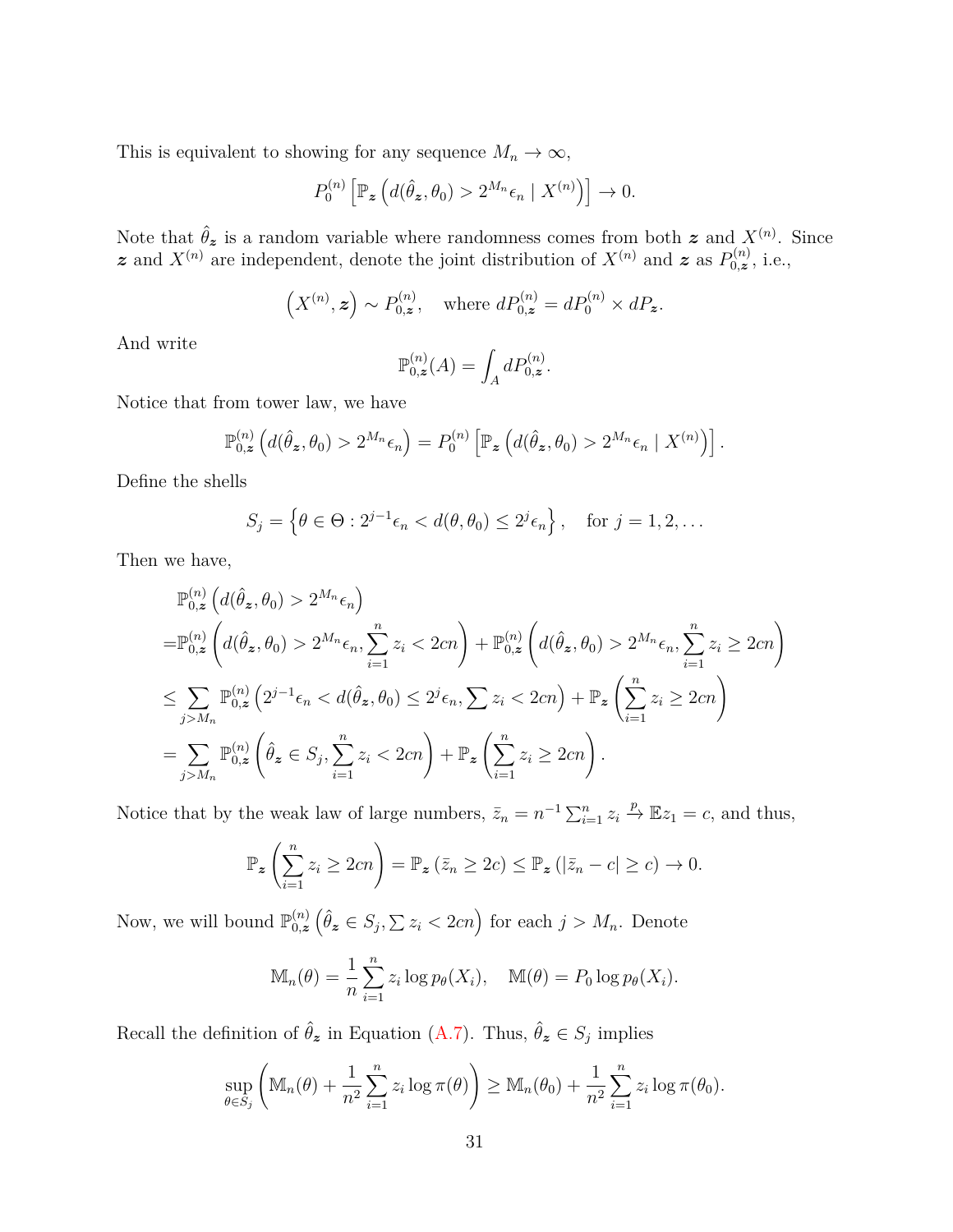This is equivalent to showing for any sequence $M_n \to \infty$,

$$P_0^{(n)} \left[ \mathbb{P}_{\boldsymbol{z}} \left( d(\hat{\theta}_{\boldsymbol{z}}, \theta_0) > 2^{M_n} \epsilon_n \mid X^{(n)} \right) \right] \to 0.$$

Note that $\hat{\theta}_{\boldsymbol{z}}$ is a random variable where randomness comes from both $\boldsymbol{z}$ and $X^{(n)}$. Since $\boldsymbol{z}$ and $X^{(n)}$ are independent, denote the joint distribution of $X^{(n)}$ and $\boldsymbol{z}$ as $P_{0,\boldsymbol{z}}^{(n)}$, i.e.,

$$\left( X^{(n)}, \boldsymbol{z} \right) \sim P_{0,\boldsymbol{z}}^{(n)}, \quad \text{where } dP_{0,\boldsymbol{z}}^{(n)} = dP_0^{(n)} \times dP_{\boldsymbol{z}}.$$

And write

$$\mathbb{P}_{0,\boldsymbol{z}}^{(n)}(A) = \int_A dP_{0,\boldsymbol{z}}^{(n)}.$$

Notice that from tower law, we have

$$\mathbb{P}_{0,\boldsymbol{z}}^{(n)} \left( d(\hat{\theta}_{\boldsymbol{z}}, \theta_0) > 2^{M_n} \epsilon_n \right) = P_0^{(n)} \left[ \mathbb{P}_{\boldsymbol{z}} \left( d(\hat{\theta}_{\boldsymbol{z}}, \theta_0) > 2^{M_n} \epsilon_n \mid X^{(n)} \right) \right].$$

Define the shells

$$S_j = \left\{ \theta \in \Theta : 2^{j-1} \epsilon_n < d(\theta, \theta_0) \leq 2^j \epsilon_n \right\}, \quad \text{for } j = 1, 2, \ldots$$

Then we have,

$$\begin{aligned}
&\mathbb{P}_{0,\boldsymbol{z}}^{(n)} \left( d(\hat{\theta}_{\boldsymbol{z}}, \theta_0) > 2^{M_n} \epsilon_n \right) \\
=&\mathbb{P}_{0,\boldsymbol{z}}^{(n)} \left( d(\hat{\theta}_{\boldsymbol{z}}, \theta_0) > 2^{M_n} \epsilon_n, \sum_{i=1}^n z_i < 2cn \right) + \mathbb{P}_{0,\boldsymbol{z}}^{(n)} \left( d(\hat{\theta}_{\boldsymbol{z}}, \theta_0) > 2^{M_n} \epsilon_n, \sum_{i=1}^n z_i \geq 2cn \right) \\
\leq& \sum_{j > M_n} \mathbb{P}_{0,\boldsymbol{z}}^{(n)} \left( 2^{j-1} \epsilon_n < d(\hat{\theta}_{\boldsymbol{z}}, \theta_0) \leq 2^j \epsilon_n, \sum z_i < 2cn \right) + \mathbb{P}_{\boldsymbol{z}} \left( \sum_{i=1}^n z_i \geq 2cn \right) \\
=& \sum_{j > M_n} \mathbb{P}_{0,\boldsymbol{z}}^{(n)} \left( \hat{\theta}_{\boldsymbol{z}} \in S_j, \sum_{i=1}^n z_i < 2cn \right) + \mathbb{P}_{\boldsymbol{z}} \left( \sum_{i=1}^n z_i \geq 2cn \right).
\end{aligned}$$

Notice that by the weak law of large numbers, $\bar{z}_n = n^{-1} \sum_{i=1}^n z_i \xrightarrow{p} \mathbb{E} z_1 = c$, and thus,

$$\mathbb{P}_{\boldsymbol{z}} \left( \sum_{i=1}^n z_i \geq 2cn \right) = \mathbb{P}_{\boldsymbol{z}} \left( \bar{z}_n \geq 2c \right) \leq \mathbb{P}_{\boldsymbol{z}} \left( |\bar{z}_n - c| \geq c \right) \to 0.$$

Now, we will bound $\mathbb{P}_{0,\boldsymbol{z}}^{(n)} \left( \hat{\theta}_{\boldsymbol{z}} \in S_j, \sum z_i < 2cn \right)$ for each $j > M_n$. Denote

$$\mathbb{M}_n(\theta) = \frac{1}{n} \sum_{i=1}^n z_i \log p_\theta(X_i), \quad \mathbb{M}(\theta) = P_0 \log p_\theta(X_i).$$

Recall the definition of $\hat{\theta}_{\boldsymbol{z}}$ in Equation (A.7). Thus, $\hat{\theta}_{\boldsymbol{z}} \in S_j$ implies

$$\sup_{\theta \in S_j} \left( \mathbb{M}_n(\theta) + \frac{1}{n^2} \sum_{i=1}^n z_i \log \pi(\theta) \right) \geq \mathbb{M}_n(\theta_0) + \frac{1}{n^2} \sum_{i=1}^n z_i \log \pi(\theta_0).$$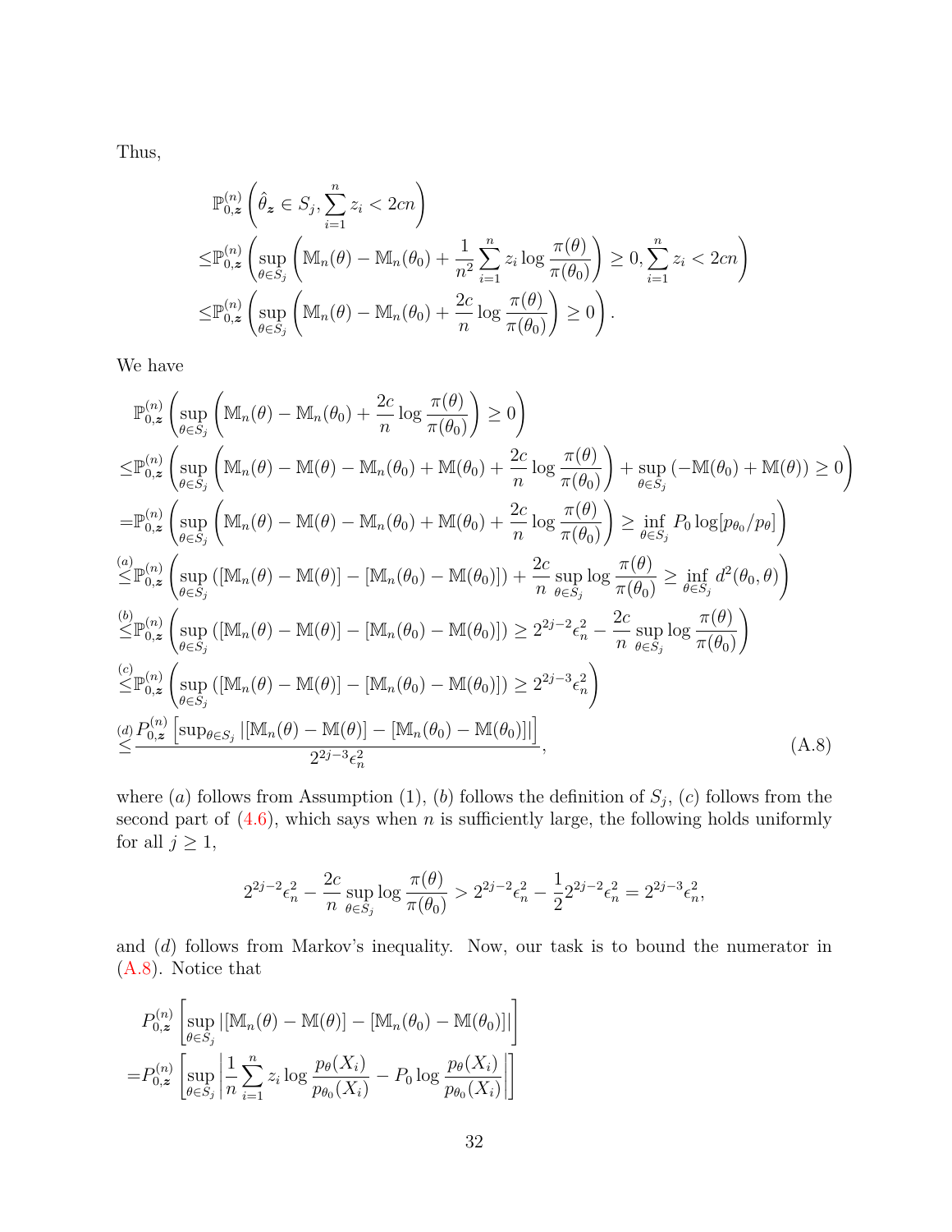Thus,

$$
\begin{aligned}
&\mathbb{P}_{0,\boldsymbol{z}}^{(n)}\left(\hat{\theta}_{\boldsymbol{z}} \in S_j, \sum_{i=1}^n z_i < 2cn\right) \\
\leq &\mathbb{P}_{0,\boldsymbol{z}}^{(n)}\left(\sup_{\theta \in S_j}\left(\mathbb{M}_n(\theta) - \mathbb{M}_n(\theta_0) + \frac{1}{n^2}\sum_{i=1}^n z_i \log\frac{\pi(\theta)}{\pi(\theta_0)}\right) \geq 0, \sum_{i=1}^n z_i < 2cn\right) \\
\leq &\mathbb{P}_{0,\boldsymbol{z}}^{(n)}\left(\sup_{\theta \in S_j}\left(\mathbb{M}_n(\theta) - \mathbb{M}_n(\theta_0) + \frac{2c}{n}\log\frac{\pi(\theta)}{\pi(\theta_0)}\right) \geq 0\right).
\end{aligned}
$$

We have

$$
\begin{aligned}
&\mathbb{P}_{0,\boldsymbol{z}}^{(n)}\left(\sup_{\theta \in S_j}\left(\mathbb{M}_n(\theta) - \mathbb{M}_n(\theta_0) + \frac{2c}{n}\log\frac{\pi(\theta)}{\pi(\theta_0)}\right) \geq 0\right) \\
\leq &\mathbb{P}_{0,\boldsymbol{z}}^{(n)}\left(\sup_{\theta \in S_j}\left(\mathbb{M}_n(\theta) - \mathbb{M}(\theta) - \mathbb{M}_n(\theta_0) + \mathbb{M}(\theta_0) + \frac{2c}{n}\log\frac{\pi(\theta)}{\pi(\theta_0)}\right) + \sup_{\theta \in S_j}\left(-\mathbb{M}(\theta_0) + \mathbb{M}(\theta)\right) \geq 0\right) \\
= &\mathbb{P}_{0,\boldsymbol{z}}^{(n)}\left(\sup_{\theta \in S_j}\left(\mathbb{M}_n(\theta) - \mathbb{M}(\theta) - \mathbb{M}_n(\theta_0) + \mathbb{M}(\theta_0) + \frac{2c}{n}\log\frac{\pi(\theta)}{\pi(\theta_0)}\right) \geq \inf_{\theta \in S_j} P_0 \log[p_{\theta_0}/p_\theta]\right) \\
\overset{(a)}{\leq} &\mathbb{P}_{0,\boldsymbol{z}}^{(n)}\left(\sup_{\theta \in S_j}\left([\mathbb{M}_n(\theta) - \mathbb{M}(\theta)] - [\mathbb{M}_n(\theta_0) - \mathbb{M}(\theta_0)]\right) + \frac{2c}{n}\sup_{\theta \in S_j}\log\frac{\pi(\theta)}{\pi(\theta_0)} \geq \inf_{\theta \in S_j} d^2(\theta_0, \theta)\right) \\
\overset{(b)}{\leq} &\mathbb{P}_{0,\boldsymbol{z}}^{(n)}\left(\sup_{\theta \in S_j}\left([\mathbb{M}_n(\theta) - \mathbb{M}(\theta)] - [\mathbb{M}_n(\theta_0) - \mathbb{M}(\theta_0)]\right) \geq 2^{2j-2}\epsilon_n^2 - \frac{2c}{n}\sup_{\theta \in S_j}\log\frac{\pi(\theta)}{\pi(\theta_0)}\right) \\
\overset{(c)}{\leq} &\mathbb{P}_{0,\boldsymbol{z}}^{(n)}\left(\sup_{\theta \in S_j}\left([\mathbb{M}_n(\theta) - \mathbb{M}(\theta)] - [\mathbb{M}_n(\theta_0) - \mathbb{M}(\theta_0)]\right) \geq 2^{2j-3}\epsilon_n^2\right) \\
\overset{(d)}{\leq} &\frac{P_{0,\boldsymbol{z}}^{(n)}\left[\sup_{\theta \in S_j}\left|[\mathbb{M}_n(\theta) - \mathbb{M}(\theta)] - [\mathbb{M}_n(\theta_0) - \mathbb{M}(\theta_0)]\right|\right]}{2^{2j-3}\epsilon_n^2},
\end{aligned} \tag{A.8}
$$

where $(a)$ follows from Assumption (1), $(b)$ follows the definition of $S_j$, $(c)$ follows from the second part of (4.6), which says when $n$ is sufficiently large, the following holds uniformly for all $j \geq 1$,

$$
2^{2j-2}\epsilon_n^2 - \frac{2c}{n}\sup_{\theta \in S_j}\log\frac{\pi(\theta)}{\pi(\theta_0)} > 2^{2j-2}\epsilon_n^2 - \frac{1}{2}2^{2j-2}\epsilon_n^2 = 2^{2j-3}\epsilon_n^2,
$$

and $(d)$ follows from Markov's inequality. Now, our task is to bound the numerator in (A.8). Notice that

$$
\begin{aligned}
&P_{0,\boldsymbol{z}}^{(n)}\left[\sup_{\theta \in S_j}\left|[\mathbb{M}_n(\theta) - \mathbb{M}(\theta)] - [\mathbb{M}_n(\theta_0) - \mathbb{M}(\theta_0)]\right|\right] \\
= &P_{0,\boldsymbol{z}}^{(n)}\left[\sup_{\theta \in S_j}\left|\frac{1}{n}\sum_{i=1}^n z_i \log\frac{p_\theta(X_i)}{p_{\theta_0}(X_i)} - P_0 \log\frac{p_\theta(X_i)}{p_{\theta_0}(X_i)}\right|\right]
\end{aligned}
$$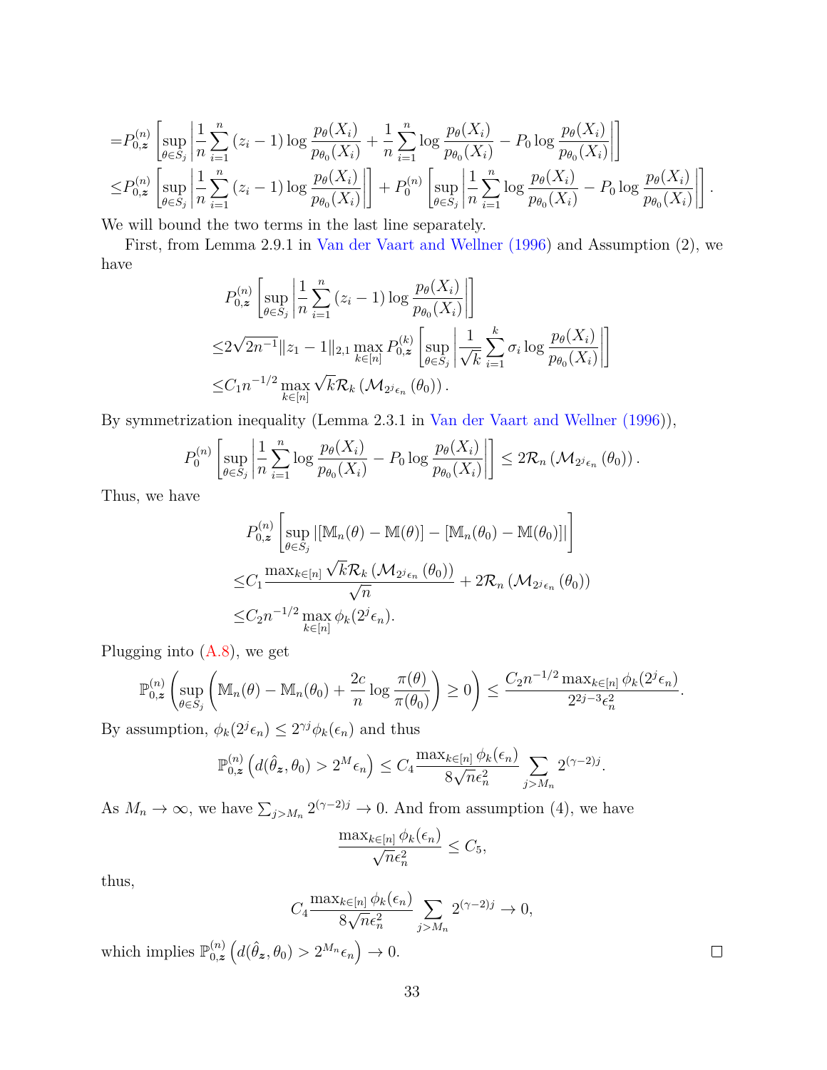$$
\begin{aligned}
=&P_{0,\boldsymbol{z}}^{(n)}\left[\sup_{\theta\in S_j}\left|\frac{1}{n}\sum_{i=1}^{n}(z_i-1)\log\frac{p_\theta(X_i)}{p_{\theta_0}(X_i)}+\frac{1}{n}\sum_{i=1}^{n}\log\frac{p_\theta(X_i)}{p_{\theta_0}(X_i)}-P_0\log\frac{p_\theta(X_i)}{p_{\theta_0}(X_i)}\right|\right]\\
\leq&P_{0,\boldsymbol{z}}^{(n)}\left[\sup_{\theta\in S_j}\left|\frac{1}{n}\sum_{i=1}^{n}(z_i-1)\log\frac{p_\theta(X_i)}{p_{\theta_0}(X_i)}\right|\right]+P_0^{(n)}\left[\sup_{\theta\in S_j}\left|\frac{1}{n}\sum_{i=1}^{n}\log\frac{p_\theta(X_i)}{p_{\theta_0}(X_i)}-P_0\log\frac{p_\theta(X_i)}{p_{\theta_0}(X_i)}\right|\right].
\end{aligned}
$$

We will bound the two terms in the last line separately.

First, from Lemma 2.9.1 in Van der Vaart and Wellner (1996) and Assumption (2), we have

$$
\begin{aligned}
&P_{0,\boldsymbol{z}}^{(n)}\left[\sup_{\theta\in S_j}\left|\frac{1}{n}\sum_{i=1}^{n}(z_i-1)\log\frac{p_\theta(X_i)}{p_{\theta_0}(X_i)}\right|\right]\\
\leq&2\sqrt{2n^{-1}}\|z_1-1\|_{2,1}\max_{k\in[n]}P_{0,\boldsymbol{z}}^{(k)}\left[\sup_{\theta\in S_j}\left|\frac{1}{\sqrt{k}}\sum_{i=1}^{k}\sigma_i\log\frac{p_\theta(X_i)}{p_{\theta_0}(X_i)}\right|\right]\\
\leq&C_1 n^{-1/2}\max_{k\in[n]}\sqrt{k}\mathcal{R}_k\left(\mathcal{M}_{2^j\epsilon_n}(\theta_0)\right).
\end{aligned}
$$

By symmetrization inequality (Lemma 2.3.1 in Van der Vaart and Wellner (1996)),

$$
P_0^{(n)}\left[\sup_{\theta\in S_j}\left|\frac{1}{n}\sum_{i=1}^{n}\log\frac{p_\theta(X_i)}{p_{\theta_0}(X_i)}-P_0\log\frac{p_\theta(X_i)}{p_{\theta_0}(X_i)}\right|\right]\leq 2\mathcal{R}_n\left(\mathcal{M}_{2^j\epsilon_n}(\theta_0)\right).
$$

Thus, we have

$$
\begin{aligned}
&P_{0,\boldsymbol{z}}^{(n)}\left[\sup_{\theta\in S_j}\left|[\mathbb{M}_n(\theta)-\mathbb{M}(\theta)]-[\mathbb{M}_n(\theta_0)-\mathbb{M}(\theta_0)]\right|\right]\\
\leq&C_1\frac{\max_{k\in[n]}\sqrt{k}\mathcal{R}_k\left(\mathcal{M}_{2^j\epsilon_n}(\theta_0)\right)}{\sqrt{n}}+2\mathcal{R}_n\left(\mathcal{M}_{2^j\epsilon_n}(\theta_0)\right)\\
\leq&C_2 n^{-1/2}\max_{k\in[n]}\phi_k(2^j\epsilon_n).
\end{aligned}
$$

Plugging into (A.8), we get

$$
\mathbb{P}_{0,\boldsymbol{z}}^{(n)}\left(\sup_{\theta\in S_j}\left(\mathbb{M}_n(\theta)-\mathbb{M}_n(\theta_0)+\frac{2c}{n}\log\frac{\pi(\theta)}{\pi(\theta_0)}\right)\geq 0\right)\leq\frac{C_2 n^{-1/2}\max_{k\in[n]}\phi_k(2^j\epsilon_n)}{2^{2j-3}\epsilon_n^2}.
$$

By assumption, $\phi_k(2^j\epsilon_n)\leq 2^{\gamma j}\phi_k(\epsilon_n)$ and thus

$$
\mathbb{P}_{0,\boldsymbol{z}}^{(n)}\left(d(\hat{\theta}_{\boldsymbol{z}},\theta_0)>2^M\epsilon_n\right)\leq C_4\frac{\max_{k\in[n]}\phi_k(\epsilon_n)}{8\sqrt{n}\epsilon_n^2}\sum_{j>M_n}2^{(\gamma-2)j}.
$$

As $M_n\to\infty$, we have $\sum_{j>M_n}2^{(\gamma-2)j}\to 0$. And from assumption (4), we have

$$
\frac{\max_{k\in[n]}\phi_k(\epsilon_n)}{\sqrt{n}\epsilon_n^2}\leq C_5,
$$

thus,

$$
C_4\frac{\max_{k\in[n]}\phi_k(\epsilon_n)}{8\sqrt{n}\epsilon_n^2}\sum_{j>M_n}2^{(\gamma-2)j}\to 0,
$$

which implies $\mathbb{P}_{0,\boldsymbol{z}}^{(n)}\left(d(\hat{\theta}_{\boldsymbol{z}},\theta_0)>2^{M_n}\epsilon_n\right)\to 0$. □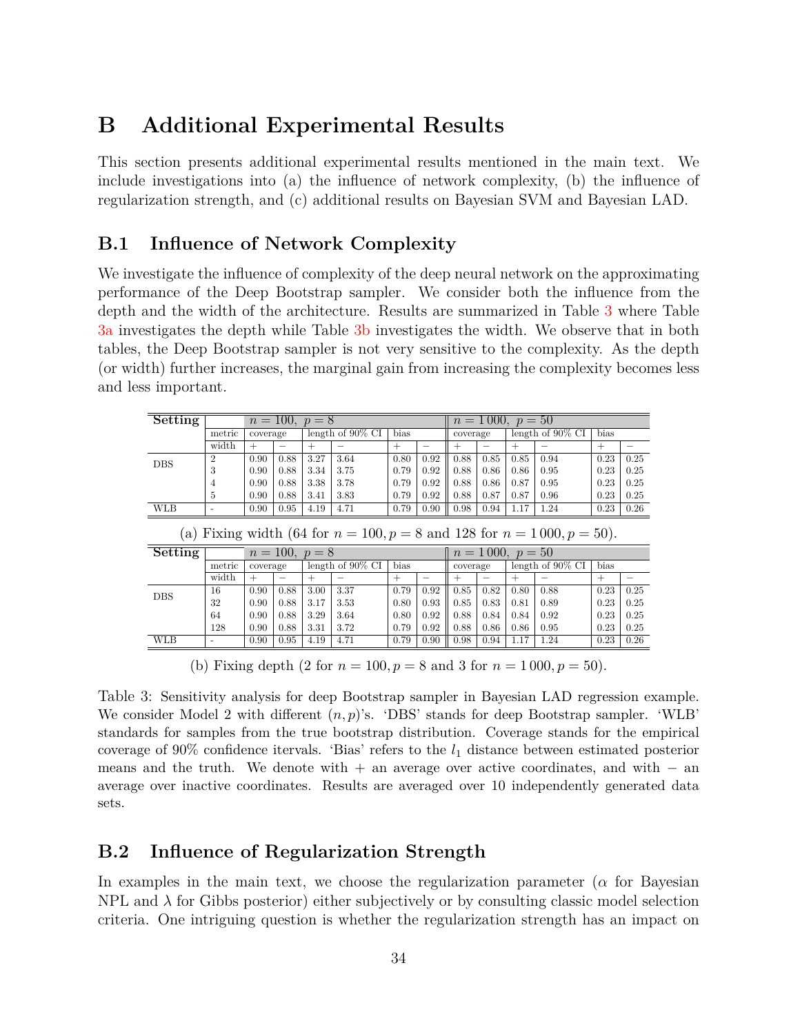# B Additional Experimental Results

This section presents additional experimental results mentioned in the main text. We include investigations into (a) the influence of network complexity, (b) the influence of regularization strength, and (c) additional results on Bayesian SVM and Bayesian LAD.

## B.1 Influence of Network Complexity

We investigate the influence of complexity of the deep neural network on the approximating performance of the Deep Bootstrap sampler. We consider both the influence from the depth and the width of the architecture. Results are summarized in Table 3 where Table 3a investigates the depth while Table 3b investigates the width. We observe that in both tables, the Deep Bootstrap sampler is not very sensitive to the complexity. As the depth (or width) further increases, the marginal gain from increasing the complexity becomes less and less important.

| Setting | | $n = 100,\ p = 8$ | | | | | | $n = 1\,000,\ p = 50$ | | | | | |
|---|---|---|---|---|---|---|---|---|---|---|---|---|---|
| | metric | coverage | | length of 90% CI | | bias | | coverage | | length of 90% CI | | bias | |
| | width | + | − | + | − | + | − | + | − | + | − | + | − |
| DBS | 2 | 0.90 | 0.88 | 3.27 | 3.64 | 0.80 | 0.92 | 0.88 | 0.85 | 0.85 | 0.94 | 0.23 | 0.25 |
| | 3 | 0.90 | 0.88 | 3.34 | 3.75 | 0.79 | 0.92 | 0.88 | 0.86 | 0.86 | 0.95 | 0.23 | 0.25 |
| | 4 | 0.90 | 0.88 | 3.38 | 3.78 | 0.79 | 0.92 | 0.88 | 0.86 | 0.87 | 0.95 | 0.23 | 0.25 |
| | 5 | 0.90 | 0.88 | 3.41 | 3.83 | 0.79 | 0.92 | 0.88 | 0.87 | 0.87 | 0.96 | 0.23 | 0.25 |
| WLB | - | 0.90 | 0.95 | 4.19 | 4.71 | 0.79 | 0.90 | 0.98 | 0.94 | 1.17 | 1.24 | 0.23 | 0.26 |

(a) Fixing width (64 for $n = 100, p = 8$ and 128 for $n = 1\,000, p = 50$).

| Setting | | $n = 100,\ p = 8$ | | | | | | $n = 1\,000,\ p = 50$ | | | | | |
|---|---|---|---|---|---|---|---|---|---|---|---|---|---|
| | metric | coverage | | length of 90% CI | | bias | | coverage | | length of 90% CI | | bias | |
| | width | + | − | + | − | + | − | + | − | + | − | + | − |
| DBS | 16 | 0.90 | 0.88 | 3.00 | 3.37 | 0.79 | 0.92 | 0.85 | 0.82 | 0.80 | 0.88 | 0.23 | 0.25 |
| | 32 | 0.90 | 0.88 | 3.17 | 3.53 | 0.80 | 0.93 | 0.85 | 0.83 | 0.81 | 0.89 | 0.23 | 0.25 |
| | 64 | 0.90 | 0.88 | 3.29 | 3.64 | 0.80 | 0.92 | 0.88 | 0.84 | 0.84 | 0.92 | 0.23 | 0.25 |
| | 128 | 0.90 | 0.88 | 3.31 | 3.72 | 0.79 | 0.92 | 0.88 | 0.86 | 0.86 | 0.95 | 0.23 | 0.25 |
| WLB | - | 0.90 | 0.95 | 4.19 | 4.71 | 0.79 | 0.90 | 0.98 | 0.94 | 1.17 | 1.24 | 0.23 | 0.26 |

(b) Fixing depth (2 for $n = 100, p = 8$ and 3 for $n = 1\,000, p = 50$).

Table 3: Sensitivity analysis for deep Bootstrap sampler in Bayesian LAD regression example. We consider Model 2 with different $(n, p)$'s. 'DBS' stands for deep Bootstrap sampler. 'WLB' standards for samples from the true bootstrap distribution. Coverage stands for the empirical coverage of 90% confidence itervals. 'Bias' refers to the $l_1$ distance between estimated posterior means and the truth. We denote with + an average over active coordinates, and with − an average over inactive coordinates. Results are averaged over 10 independently generated data sets.

## B.2 Influence of Regularization Strength

In examples in the main text, we choose the regularization parameter ($\alpha$ for Bayesian NPL and $\lambda$ for Gibbs posterior) either subjectively or by consulting classic model selection criteria. One intriguing question is whether the regularization strength has an impact on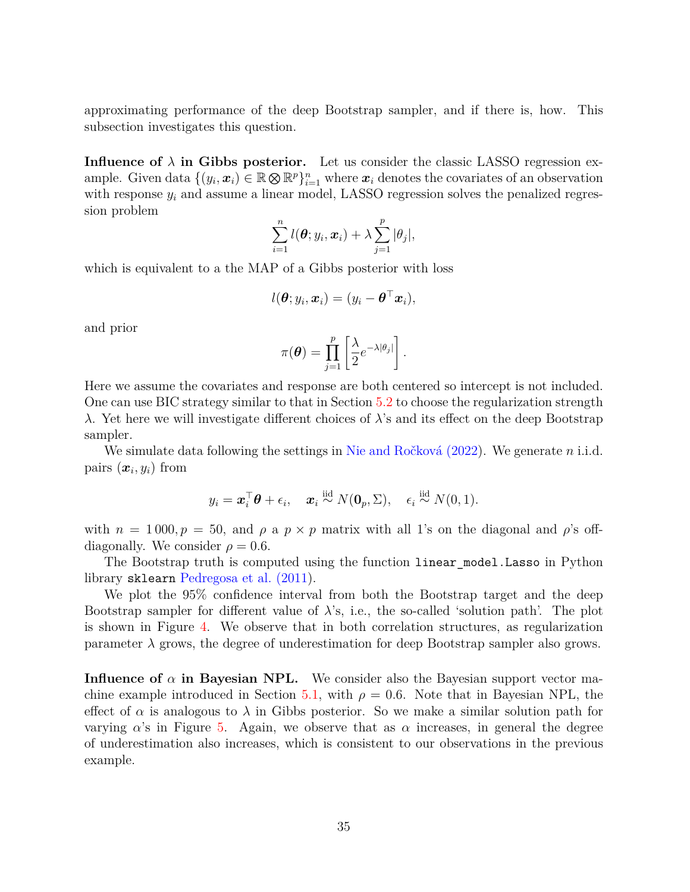approximating performance of the deep Bootstrap sampler, and if there is, how. This subsection investigates this question.

**Influence of $\lambda$ in Gibbs posterior.** Let us consider the classic LASSO regression example. Given data $\{(y_i, \boldsymbol{x}_i) \in \mathbb{R} \bigotimes \mathbb{R}^p\}_{i=1}^n$ where $\boldsymbol{x}_i$ denotes the covariates of an observation with response $y_i$ and assume a linear model, LASSO regression solves the penalized regression problem

$$\sum_{i=1}^{n} l(\boldsymbol{\theta}; y_i, \boldsymbol{x}_i) + \lambda \sum_{j=1}^{p} |\theta_j|,$$

which is equivalent to a the MAP of a Gibbs posterior with loss

$$l(\boldsymbol{\theta}; y_i, \boldsymbol{x}_i) = (y_i - \boldsymbol{\theta}^\top \boldsymbol{x}_i),$$

and prior

$$\pi(\boldsymbol{\theta}) = \prod_{j=1}^{p} \left[ \frac{\lambda}{2} e^{-\lambda|\theta_j|} \right].$$

Here we assume the covariates and response are both centered so intercept is not included. One can use BIC strategy similar to that in Section 5.2 to choose the regularization strength $\lambda$. Yet here we will investigate different choices of $\lambda$'s and its effect on the deep Bootstrap sampler.

We simulate data following the settings in Nie and Ročková (2022). We generate $n$ i.i.d. pairs $(\boldsymbol{x}_i, y_i)$ from

$$y_i = \boldsymbol{x}_i^\top \boldsymbol{\theta} + \epsilon_i, \quad \boldsymbol{x}_i \overset{\text{iid}}{\sim} N(\boldsymbol{0}_p, \Sigma), \quad \epsilon_i \overset{\text{iid}}{\sim} N(0, 1).$$

with $n = 1\,000, p = 50$, and $\rho$ a $p \times p$ matrix with all 1's on the diagonal and $\rho$'s off-diagonally. We consider $\rho = 0.6$.

The Bootstrap truth is computed using the function `linear_model.Lasso` in Python library `sklearn` Pedregosa et al. (2011).

We plot the 95% confidence interval from both the Bootstrap target and the deep Bootstrap sampler for different value of $\lambda$'s, i.e., the so-called 'solution path'. The plot is shown in Figure 4. We observe that in both correlation structures, as regularization parameter $\lambda$ grows, the degree of underestimation for deep Bootstrap sampler also grows.

**Influence of $\alpha$ in Bayesian NPL.** We consider also the Bayesian support vector machine example introduced in Section 5.1, with $\rho = 0.6$. Note that in Bayesian NPL, the effect of $\alpha$ is analogous to $\lambda$ in Gibbs posterior. So we make a similar solution path for varying $\alpha$'s in Figure 5. Again, we observe that as $\alpha$ increases, in general the degree of underestimation also increases, which is consistent to our observations in the previous example.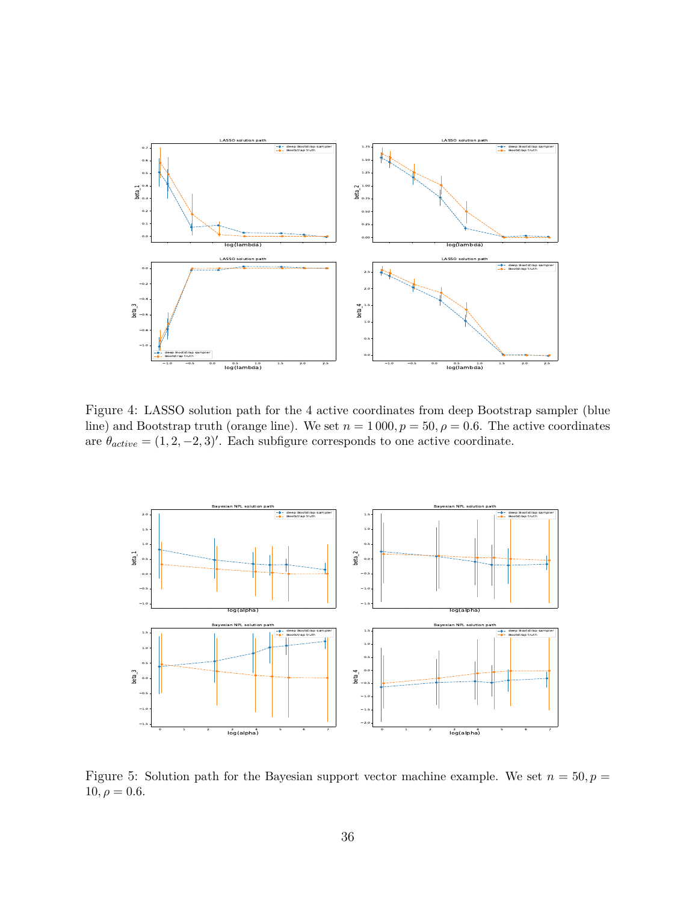Figure 4: LASSO solution path for the 4 active coordinates from deep Bootstrap sampler (blue line) and Bootstrap truth (orange line). We set $n = 1\,000, p = 50, \rho = 0.6$. The active coordinates are $\theta_{active} = (1, 2, -2, 3)'$. Each subfigure corresponds to one active coordinate.

Figure 5: Solution path for the Bayesian support vector machine example. We set $n = 50, p = 10, \rho = 0.6$.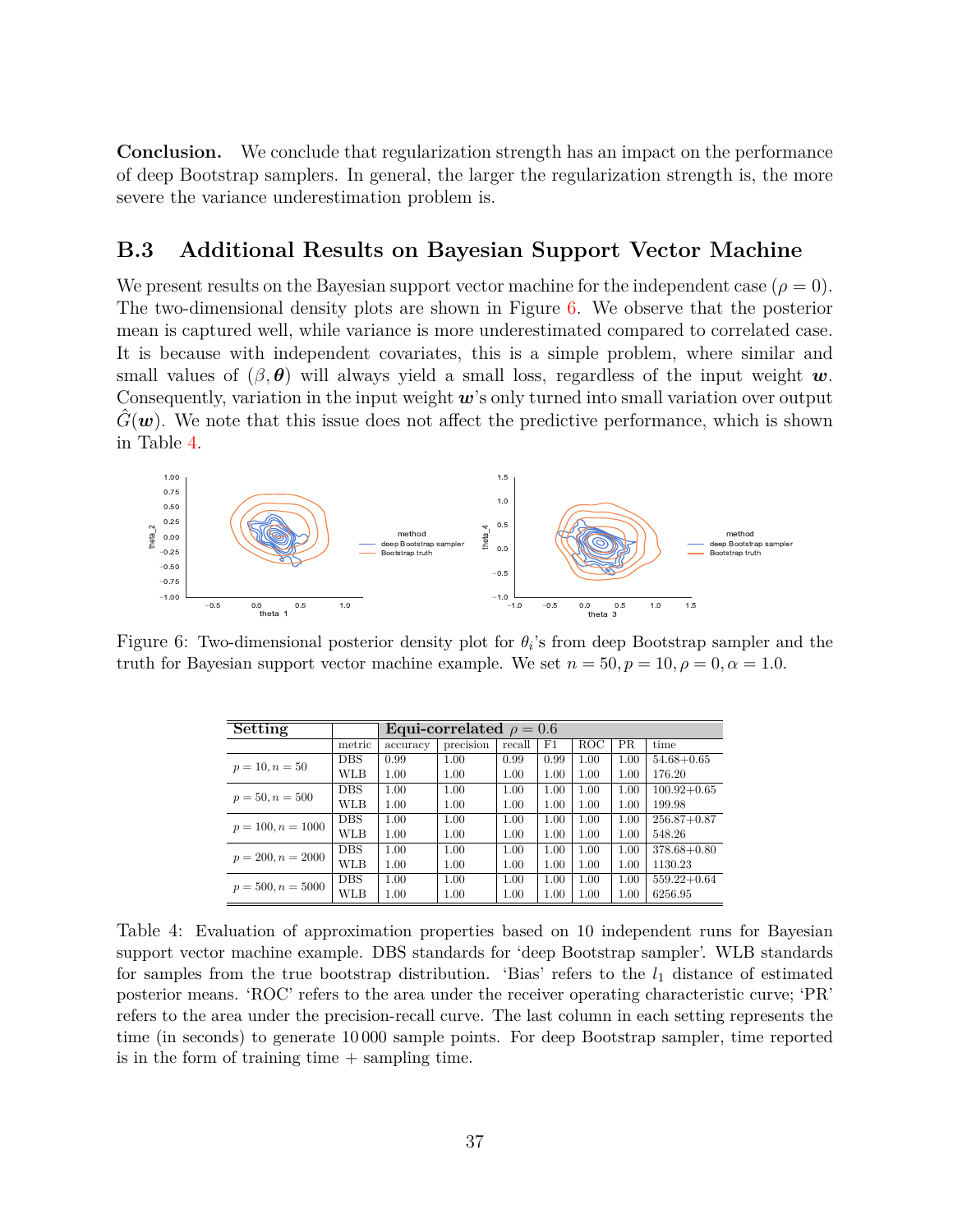**Conclusion.** We conclude that regularization strength has an impact on the performance of deep Bootstrap samplers. In general, the larger the regularization strength is, the more severe the variance underestimation problem is.

## B.3 Additional Results on Bayesian Support Vector Machine

We present results on the Bayesian support vector machine for the independent case ($\rho = 0$). The two-dimensional density plots are shown in Figure 6. We observe that the posterior mean is captured well, while variance is more underestimated compared to correlated case. It is because with independent covariates, this is a simple problem, where similar and small values of $(\beta, \boldsymbol{\theta})$ will always yield a small loss, regardless of the input weight $\boldsymbol{w}$. Consequently, variation in the input weight $\boldsymbol{w}$'s only turned into small variation over output $\hat{G}(\boldsymbol{w})$. We note that this issue does not affect the predictive performance, which is shown in Table 4.

Figure 6: Two-dimensional posterior density plot for $\theta_i$'s from deep Bootstrap sampler and the truth for Bayesian support vector machine example. We set $n = 50, p = 10, \rho = 0, \alpha = 1.0$.

| Setting | | Equi-correlated $\rho = 0.6$ | | | | | | |
|---|---|---|---|---|---|---|---|---|
| | metric | accuracy | precision | recall | F1 | ROC | PR | time |
| $p = 10, n = 50$ | DBS | 0.99 | 1.00 | 0.99 | 0.99 | 1.00 | 1.00 | 54.68+0.65 |
| | WLB | 1.00 | 1.00 | 1.00 | 1.00 | 1.00 | 1.00 | 176.20 |
| $p = 50, n = 500$ | DBS | 1.00 | 1.00 | 1.00 | 1.00 | 1.00 | 1.00 | 100.92+0.65 |
| | WLB | 1.00 | 1.00 | 1.00 | 1.00 | 1.00 | 1.00 | 199.98 |
| $p = 100, n = 1000$ | DBS | 1.00 | 1.00 | 1.00 | 1.00 | 1.00 | 1.00 | 256.87+0.87 |
| | WLB | 1.00 | 1.00 | 1.00 | 1.00 | 1.00 | 1.00 | 548.26 |
| $p = 200, n = 2000$ | DBS | 1.00 | 1.00 | 1.00 | 1.00 | 1.00 | 1.00 | 378.68+0.80 |
| | WLB | 1.00 | 1.00 | 1.00 | 1.00 | 1.00 | 1.00 | 1130.23 |
| $p = 500, n = 5000$ | DBS | 1.00 | 1.00 | 1.00 | 1.00 | 1.00 | 1.00 | 559.22+0.64 |
| | WLB | 1.00 | 1.00 | 1.00 | 1.00 | 1.00 | 1.00 | 6256.95 |

Table 4: Evaluation of approximation properties based on 10 independent runs for Bayesian support vector machine example. DBS standards for 'deep Bootstrap sampler'. WLB standards for samples from the true bootstrap distribution. 'Bias' refers to the $l_1$ distance of estimated posterior means. 'ROC' refers to the area under the receiver operating characteristic curve; 'PR' refers to the area under the precision-recall curve. The last column in each setting represents the time (in seconds) to generate 10 000 sample points. For deep Bootstrap sampler, time reported is in the form of training time + sampling time.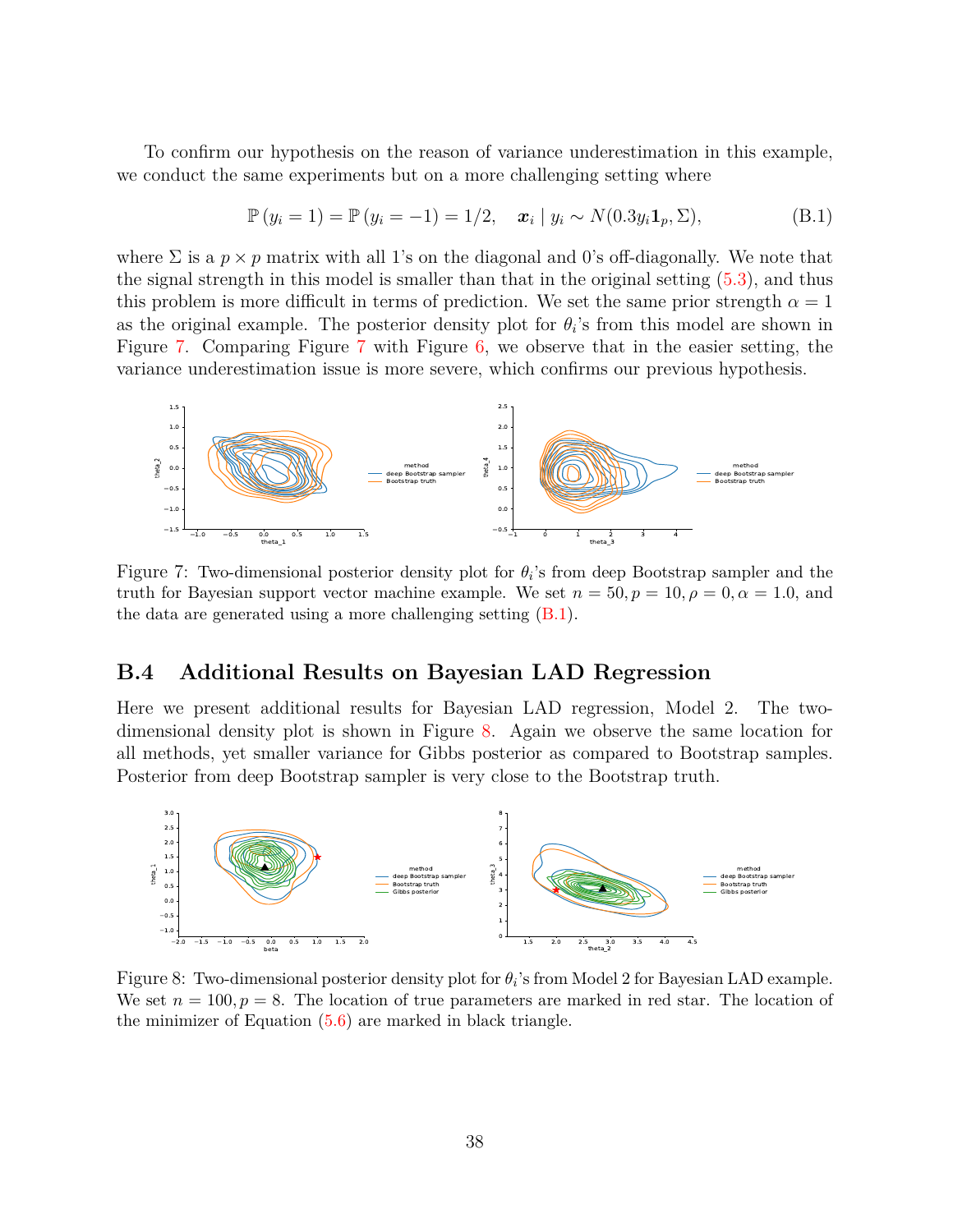To confirm our hypothesis on the reason of variance underestimation in this example, we conduct the same experiments but on a more challenging setting where

$$\mathbb{P}(y_i = 1) = \mathbb{P}(y_i = -1) = 1/2, \quad \boldsymbol{x}_i \mid y_i \sim N(0.3 y_i \mathbf{1}_p, \Sigma), \tag{B.1}$$

where $\Sigma$ is a $p \times p$ matrix with all 1's on the diagonal and 0's off-diagonally. We note that the signal strength in this model is smaller than that in the original setting (5.3), and thus this problem is more difficult in terms of prediction. We set the same prior strength $\alpha = 1$ as the original example. The posterior density plot for $\theta_i$'s from this model are shown in Figure 7. Comparing Figure 7 with Figure 6, we observe that in the easier setting, the variance underestimation issue is more severe, which confirms our previous hypothesis.

theta_2
1.5
1.0
0.5
0.0
−0.5
−1.0
−1.5
−1.0 −0.5 0.0 0.5 1.0 1.5
theta_1

method
deep Bootstrap sampler
Bootstrap truth

theta_4
2.5
2.0
1.5
1.0
0.5
0.0
−0.5
−1 0 1 2 3 4
theta_3

method
deep Bootstrap sampler
Bootstrap truth

Figure 7: Two-dimensional posterior density plot for $\theta_i$'s from deep Bootstrap sampler and the truth for Bayesian support vector machine example. We set $n = 50, p = 10, \rho = 0, \alpha = 1.0$, and the data are generated using a more challenging setting (B.1).

## B.4 Additional Results on Bayesian LAD Regression

Here we present additional results for Bayesian LAD regression, Model 2. The two-dimensional density plot is shown in Figure 8. Again we observe the same location for all methods, yet smaller variance for Gibbs posterior as compared to Bootstrap samples. Posterior from deep Bootstrap sampler is very close to the Bootstrap truth.

theta_1
3.0
2.5
2.0
1.5
1.0
0.5
0.0
−0.5
−1.0
−2.0 −1.5 −1.0 −0.5 0.0 0.5 1.0 1.5 2.0
beta

method
deep Bootstrap sampler
Bootstrap truth
Gibbs posterior

theta_3
8
7
6
5
4
3
2
1
0
1.5 2.0 2.5 3.0 3.5 4.0 4.5
theta_2

method
deep Bootstrap sampler
Bootstrap truth
Gibbs posterior

Figure 8: Two-dimensional posterior density plot for $\theta_i$'s from Model 2 for Bayesian LAD example. We set $n = 100, p = 8$. The location of true parameters are marked in red star. The location of the minimizer of Equation (5.6) are marked in black triangle.